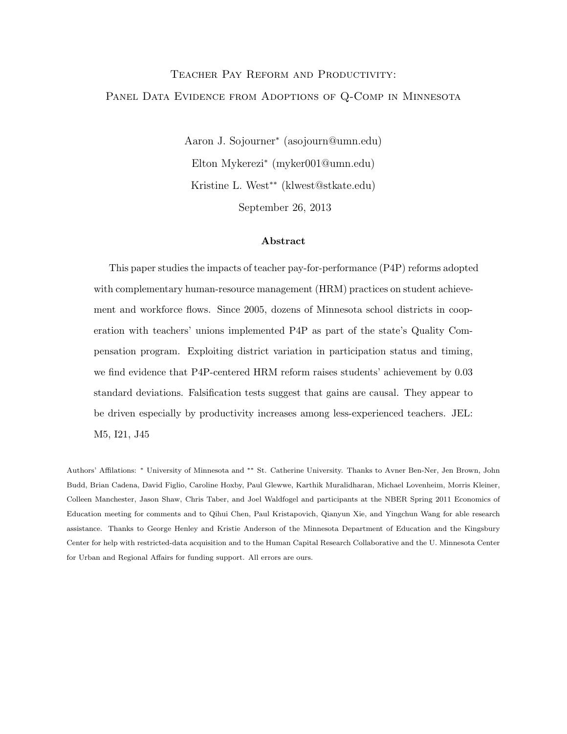# Teacher Pay Reform and Productivity: Panel Data Evidence from Adoptions of Q-Comp in Minnesota

Aaron J. Sojourner* (asojourn@umn.edu)

Elton Mykerezi* (myker001@umn.edu)

Kristine L. West** (klwest@stkate.edu)

September 26, 2013

## Abstract

This paper studies the impacts of teacher pay-for-performance (P4P) reforms adopted with complementary human-resource management (HRM) practices on student achievement and workforce flows. Since 2005, dozens of Minnesota school districts in cooperation with teachers' unions implemented P4P as part of the state's Quality Compensation program. Exploiting district variation in participation status and timing, we find evidence that P4P-centered HRM reform raises students' achievement by 0.03 standard deviations. Falsification tests suggest that gains are causal. They appear to be driven especially by productivity increases among less-experienced teachers. JEL: M5, I21, J45

Authors' Affilations: * University of Minnesota and ** St. Catherine University. Thanks to Avner Ben-Ner, Jen Brown, John Budd, Brian Cadena, David Figlio, Caroline Hoxby, Paul Glewwe, Karthik Muralidharan, Michael Lovenheim, Morris Kleiner, Colleen Manchester, Jason Shaw, Chris Taber, and Joel Waldfogel and participants at the NBER Spring 2011 Economics of Education meeting for comments and to Qihui Chen, Paul Kristapovich, Qianyun Xie, and Yingchun Wang for able research assistance. Thanks to George Henley and Kristie Anderson of the Minnesota Department of Education and the Kingsbury Center for help with restricted-data acquisition and to the Human Capital Research Collaborative and the U. Minnesota Center for Urban and Regional Affairs for funding support. All errors are ours.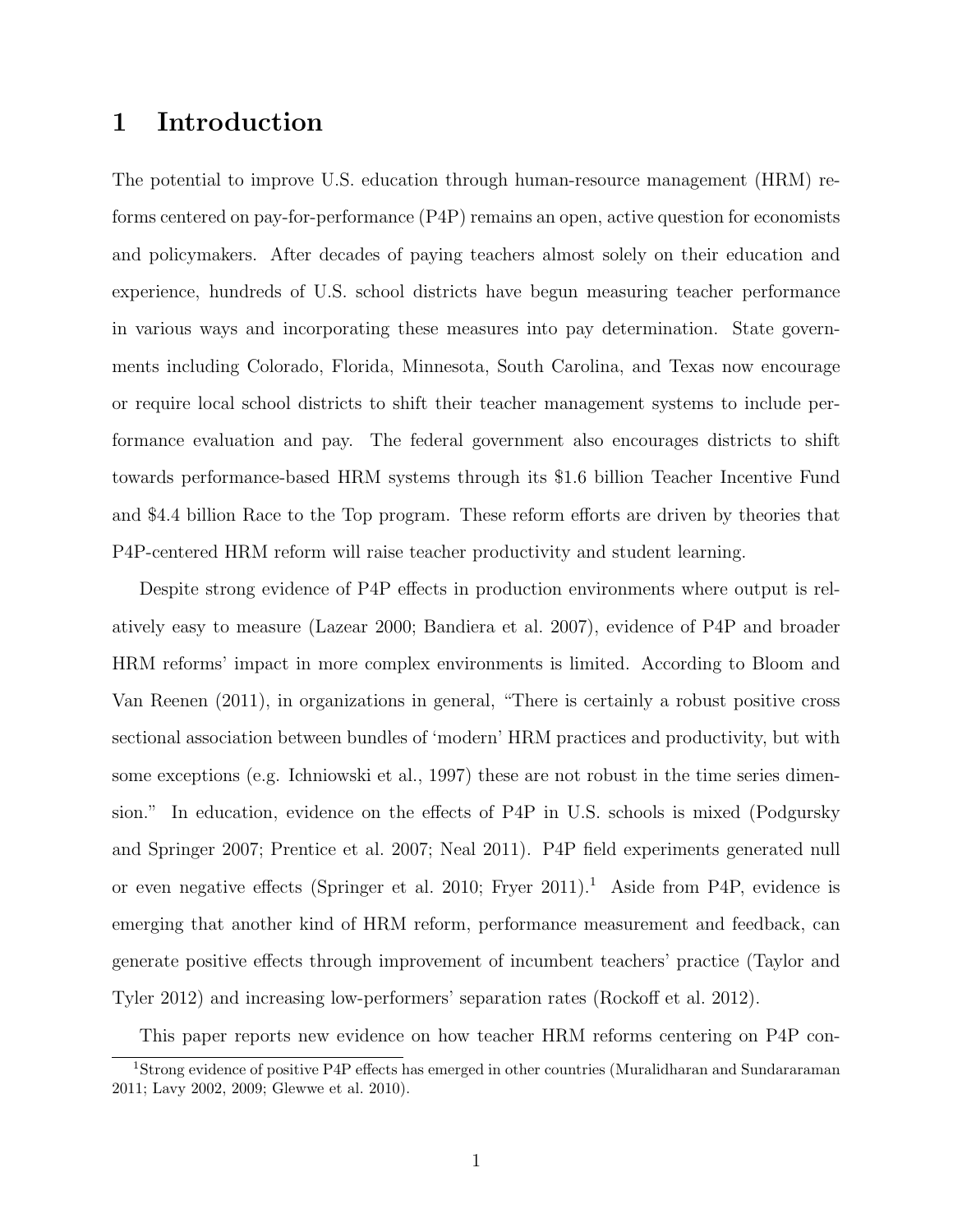# 1 Introduction

The potential to improve U.S. education through human-resource management (HRM) reforms centered on pay-for-performance (P4P) remains an open, active question for economists and policymakers. After decades of paying teachers almost solely on their education and experience, hundreds of U.S. school districts have begun measuring teacher performance in various ways and incorporating these measures into pay determination. State governments including Colorado, Florida, Minnesota, South Carolina, and Texas now encourage or require local school districts to shift their teacher management systems to include performance evaluation and pay. The federal government also encourages districts to shift towards performance-based HRM systems through its $1.6 billion Teacher Incentive Fund and $4.4 billion Race to the Top program. These reform efforts are driven by theories that P4P-centered HRM reform will raise teacher productivity and student learning.

Despite strong evidence of P4P effects in production environments where output is relatively easy to measure (Lazear 2000; Bandiera et al. 2007), evidence of P4P and broader HRM reforms' impact in more complex environments is limited. According to Bloom and Van Reenen (2011), in organizations in general, "There is certainly a robust positive cross sectional association between bundles of 'modern' HRM practices and productivity, but with some exceptions (e.g. Ichniowski et al., 1997) these are not robust in the time series dimension." In education, evidence on the effects of P4P in U.S. schools is mixed (Podgursky and Springer 2007; Prentice et al. 2007; Neal 2011). P4P field experiments generated null or even negative effects (Springer et al. 2010; Fryer 2011).[1] Aside from P4P, evidence is emerging that another kind of HRM reform, performance measurement and feedback, can generate positive effects through improvement of incumbent teachers' practice (Taylor and Tyler 2012) and increasing low-performers' separation rates (Rockoff et al. 2012).

This paper reports new evidence on how teacher HRM reforms centering on P4P con-

[1] Strong evidence of positive P4P effects has emerged in other countries (Muralidharan and Sundararaman 2011; Lavy 2002, 2009; Glewwe et al. 2010).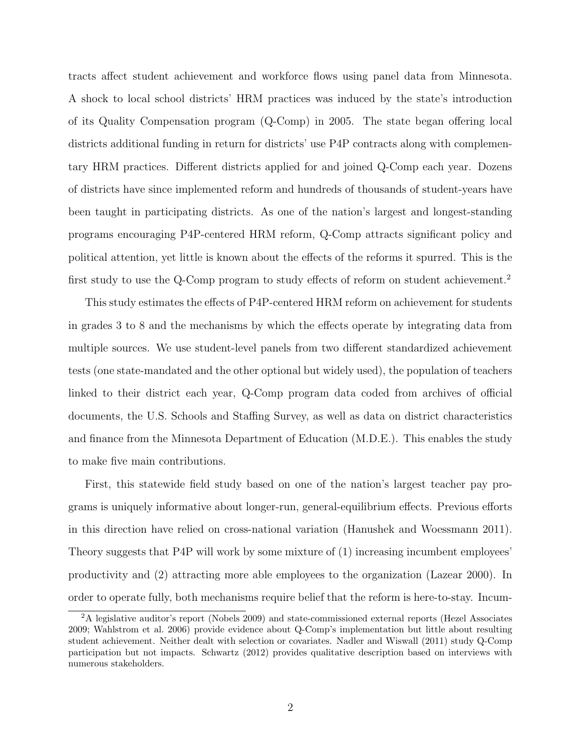tracts affect student achievement and workforce flows using panel data from Minnesota. A shock to local school districts' HRM practices was induced by the state's introduction of its Quality Compensation program (Q-Comp) in 2005. The state began offering local districts additional funding in return for districts' use P4P contracts along with complementary HRM practices. Different districts applied for and joined Q-Comp each year. Dozens of districts have since implemented reform and hundreds of thousands of student-years have been taught in participating districts. As one of the nation's largest and longest-standing programs encouraging P4P-centered HRM reform, Q-Comp attracts significant policy and political attention, yet little is known about the effects of the reforms it spurred. This is the first study to use the Q-Comp program to study effects of reform on student achievement.[2]

This study estimates the effects of P4P-centered HRM reform on achievement for students in grades 3 to 8 and the mechanisms by which the effects operate by integrating data from multiple sources. We use student-level panels from two different standardized achievement tests (one state-mandated and the other optional but widely used), the population of teachers linked to their district each year, Q-Comp program data coded from archives of official documents, the U.S. Schools and Staffing Survey, as well as data on district characteristics and finance from the Minnesota Department of Education (M.D.E.). This enables the study to make five main contributions.

First, this statewide field study based on one of the nation's largest teacher pay programs is uniquely informative about longer-run, general-equilibrium effects. Previous efforts in this direction have relied on cross-national variation (Hanushek and Woessmann 2011). Theory suggests that P4P will work by some mixture of (1) increasing incumbent employees' productivity and (2) attracting more able employees to the organization (Lazear 2000). In order to operate fully, both mechanisms require belief that the reform is here-to-stay. Incum-

[2]A legislative auditor's report (Nobels 2009) and state-commissioned external reports (Hezel Associates 2009; Wahlstrom et al. 2006) provide evidence about Q-Comp's implementation but little about resulting student achievement. Neither dealt with selection or covariates. Nadler and Wiswall (2011) study Q-Comp participation but not impacts. Schwartz (2012) provides qualitative description based on interviews with numerous stakeholders.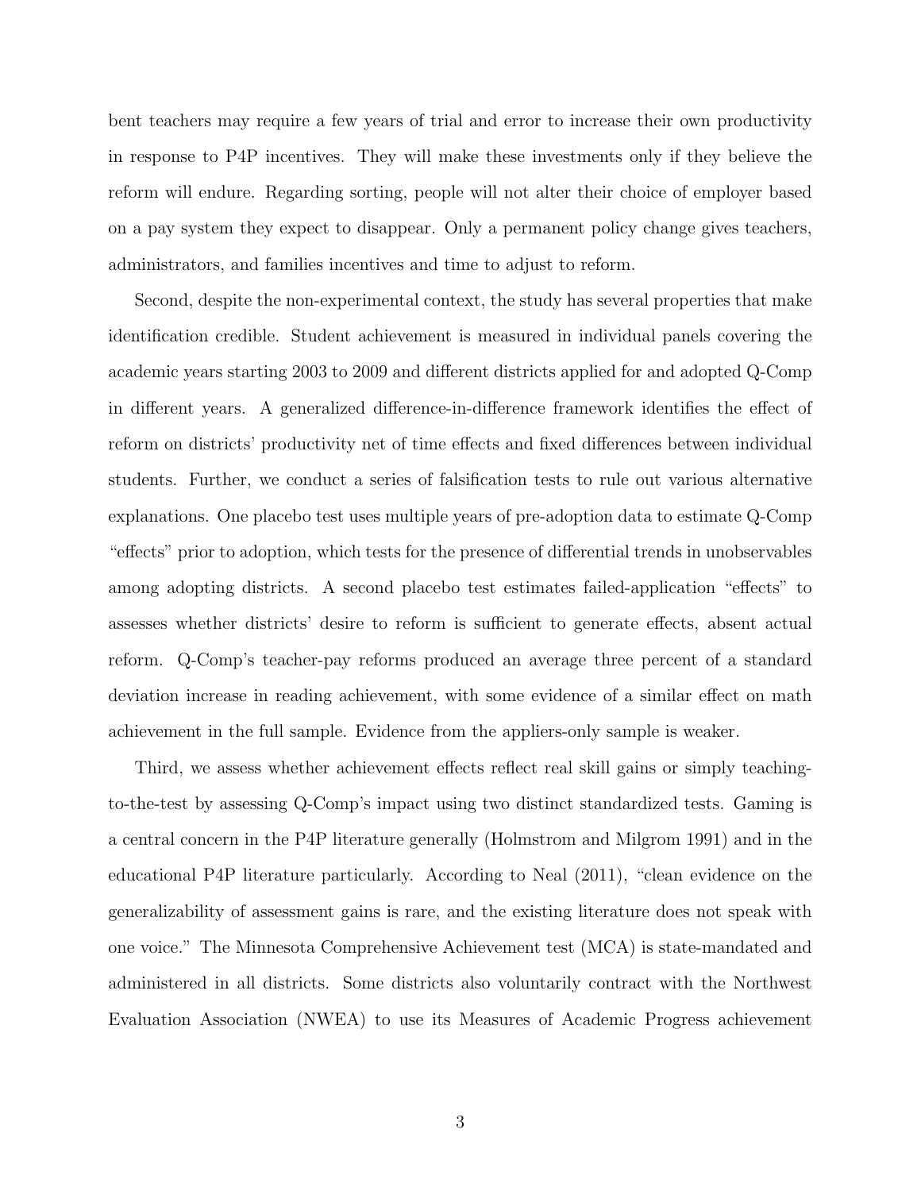bent teachers may require a few years of trial and error to increase their own productivity in response to P4P incentives. They will make these investments only if they believe the reform will endure. Regarding sorting, people will not alter their choice of employer based on a pay system they expect to disappear. Only a permanent policy change gives teachers, administrators, and families incentives and time to adjust to reform.

Second, despite the non-experimental context, the study has several properties that make identification credible. Student achievement is measured in individual panels covering the academic years starting 2003 to 2009 and different districts applied for and adopted Q-Comp in different years. A generalized difference-in-difference framework identifies the effect of reform on districts' productivity net of time effects and fixed differences between individual students. Further, we conduct a series of falsification tests to rule out various alternative explanations. One placebo test uses multiple years of pre-adoption data to estimate Q-Comp "effects" prior to adoption, which tests for the presence of differential trends in unobservables among adopting districts. A second placebo test estimates failed-application "effects" to assesses whether districts' desire to reform is sufficient to generate effects, absent actual reform. Q-Comp's teacher-pay reforms produced an average three percent of a standard deviation increase in reading achievement, with some evidence of a similar effect on math achievement in the full sample. Evidence from the appliers-only sample is weaker.

Third, we assess whether achievement effects reflect real skill gains or simply teaching-to-the-test by assessing Q-Comp's impact using two distinct standardized tests. Gaming is a central concern in the P4P literature generally (Holmstrom and Milgrom 1991) and in the educational P4P literature particularly. According to Neal (2011), "clean evidence on the generalizability of assessment gains is rare, and the existing literature does not speak with one voice." The Minnesota Comprehensive Achievement test (MCA) is state-mandated and administered in all districts. Some districts also voluntarily contract with the Northwest Evaluation Association (NWEA) to use its Measures of Academic Progress achievement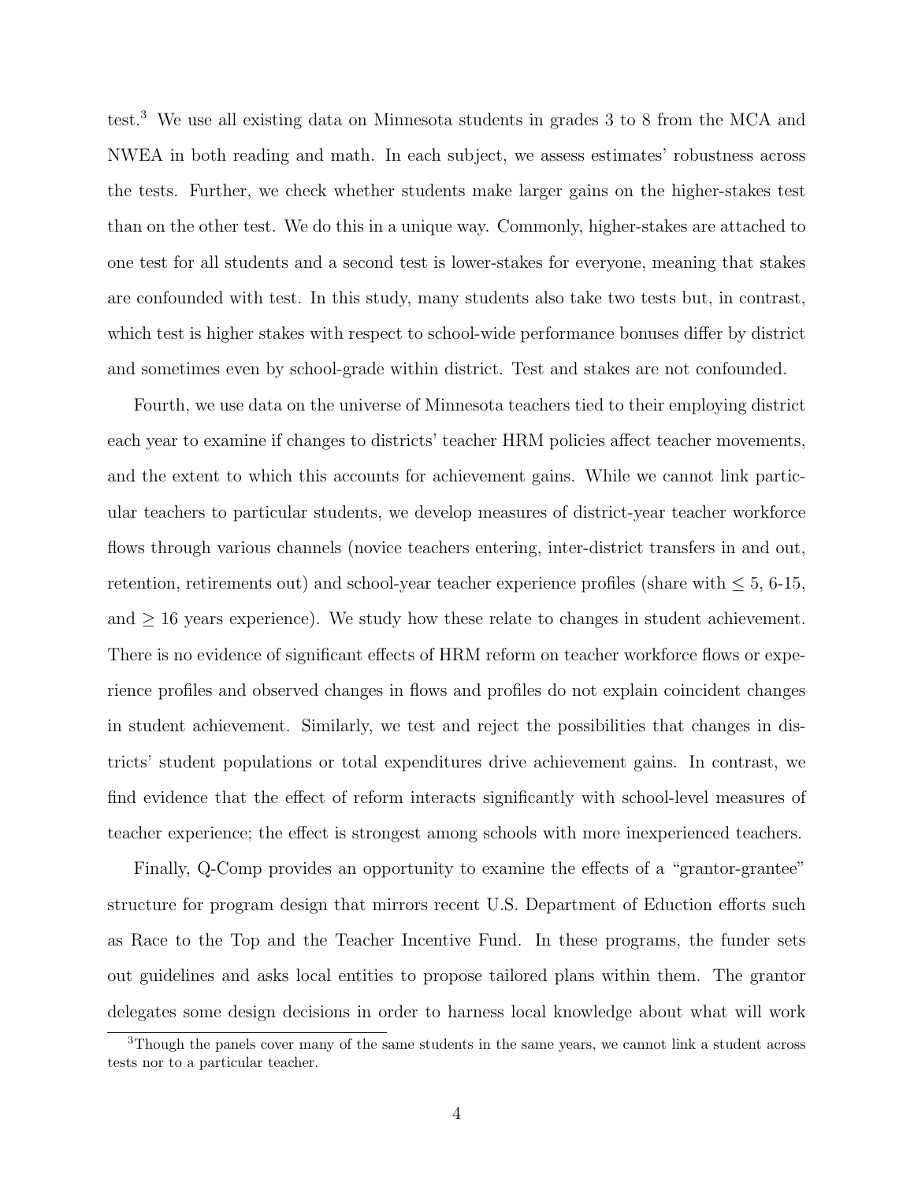test.[3] We use all existing data on Minnesota students in grades 3 to 8 from the MCA and NWEA in both reading and math. In each subject, we assess estimates' robustness across the tests. Further, we check whether students make larger gains on the higher-stakes test than on the other test. We do this in a unique way. Commonly, higher-stakes are attached to one test for all students and a second test is lower-stakes for everyone, meaning that stakes are confounded with test. In this study, many students also take two tests but, in contrast, which test is higher stakes with respect to school-wide performance bonuses differ by district and sometimes even by school-grade within district. Test and stakes are not confounded.

Fourth, we use data on the universe of Minnesota teachers tied to their employing district each year to examine if changes to districts' teacher HRM policies affect teacher movements, and the extent to which this accounts for achievement gains. While we cannot link particular teachers to particular students, we develop measures of district-year teacher workforce flows through various channels (novice teachers entering, inter-district transfers in and out, retention, retirements out) and school-year teacher experience profiles (share with $\leq 5$, 6-15, and $\geq 16$ years experience). We study how these relate to changes in student achievement. There is no evidence of significant effects of HRM reform on teacher workforce flows or experience profiles and observed changes in flows and profiles do not explain coincident changes in student achievement. Similarly, we test and reject the possibilities that changes in districts' student populations or total expenditures drive achievement gains. In contrast, we find evidence that the effect of reform interacts significantly with school-level measures of teacher experience; the effect is strongest among schools with more inexperienced teachers.

Finally, Q-Comp provides an opportunity to examine the effects of a "grantor-grantee" structure for program design that mirrors recent U.S. Department of Eduction efforts such as Race to the Top and the Teacher Incentive Fund. In these programs, the funder sets out guidelines and asks local entities to propose tailored plans within them. The grantor delegates some design decisions in order to harness local knowledge about what will work

[3] Though the panels cover many of the same students in the same years, we cannot link a student across tests nor to a particular teacher.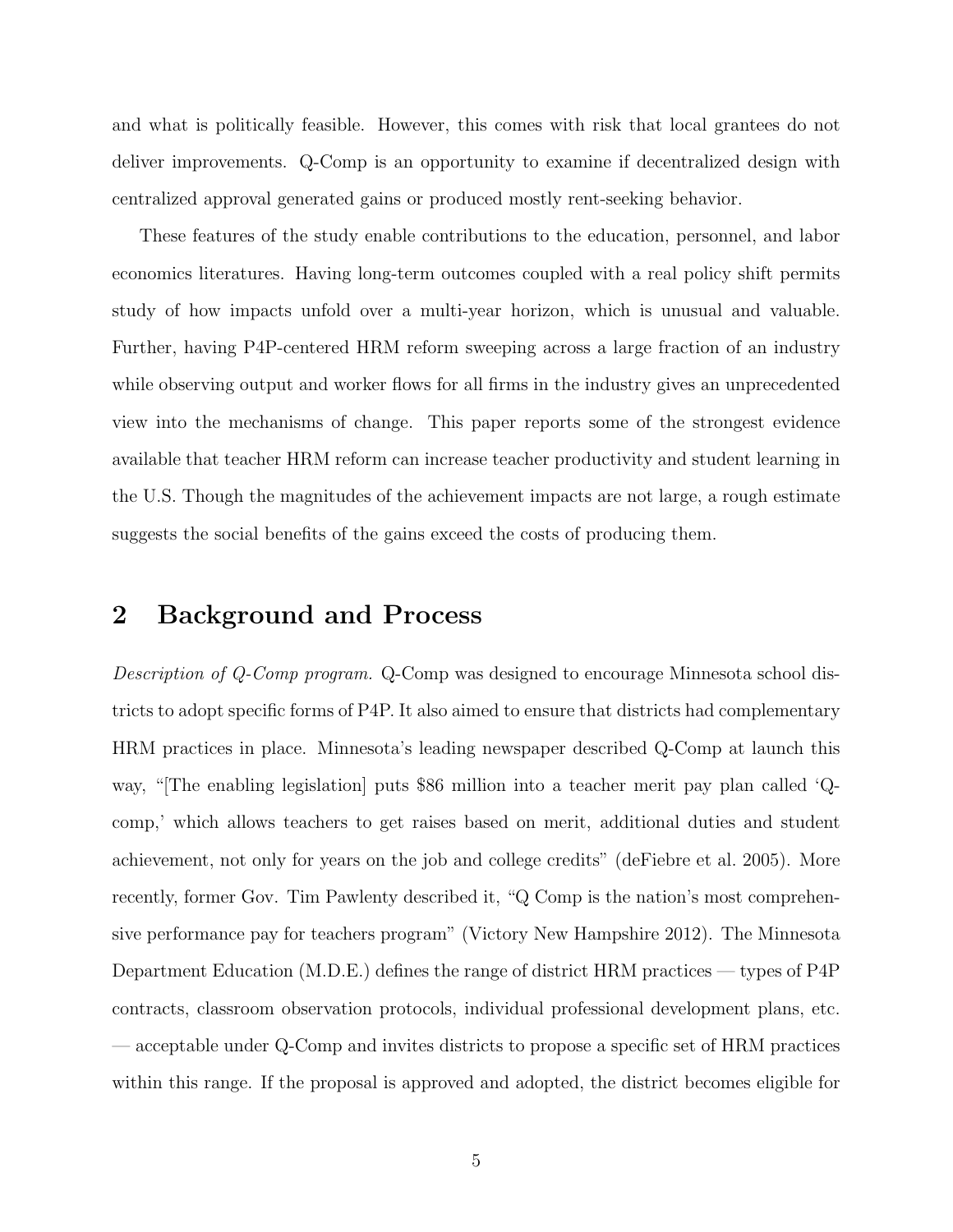and what is politically feasible. However, this comes with risk that local grantees do not deliver improvements. Q-Comp is an opportunity to examine if decentralized design with centralized approval generated gains or produced mostly rent-seeking behavior.

These features of the study enable contributions to the education, personnel, and labor economics literatures. Having long-term outcomes coupled with a real policy shift permits study of how impacts unfold over a multi-year horizon, which is unusual and valuable. Further, having P4P-centered HRM reform sweeping across a large fraction of an industry while observing output and worker flows for all firms in the industry gives an unprecedented view into the mechanisms of change. This paper reports some of the strongest evidence available that teacher HRM reform can increase teacher productivity and student learning in the U.S. Though the magnitudes of the achievement impacts are not large, a rough estimate suggests the social benefits of the gains exceed the costs of producing them.

## 2 Background and Process

*Description of Q-Comp program.* Q-Comp was designed to encourage Minnesota school districts to adopt specific forms of P4P. It also aimed to ensure that districts had complementary HRM practices in place. Minnesota's leading newspaper described Q-Comp at launch this way, "[The enabling legislation] puts $86 million into a teacher merit pay plan called 'Q-comp,' which allows teachers to get raises based on merit, additional duties and student achievement, not only for years on the job and college credits" (deFiebre et al. 2005). More recently, former Gov. Tim Pawlenty described it, "Q Comp is the nation's most comprehensive performance pay for teachers program" (Victory New Hampshire 2012). The Minnesota Department Education (M.D.E.) defines the range of district HRM practices — types of P4P contracts, classroom observation protocols, individual professional development plans, etc. — acceptable under Q-Comp and invites districts to propose a specific set of HRM practices within this range. If the proposal is approved and adopted, the district becomes eligible for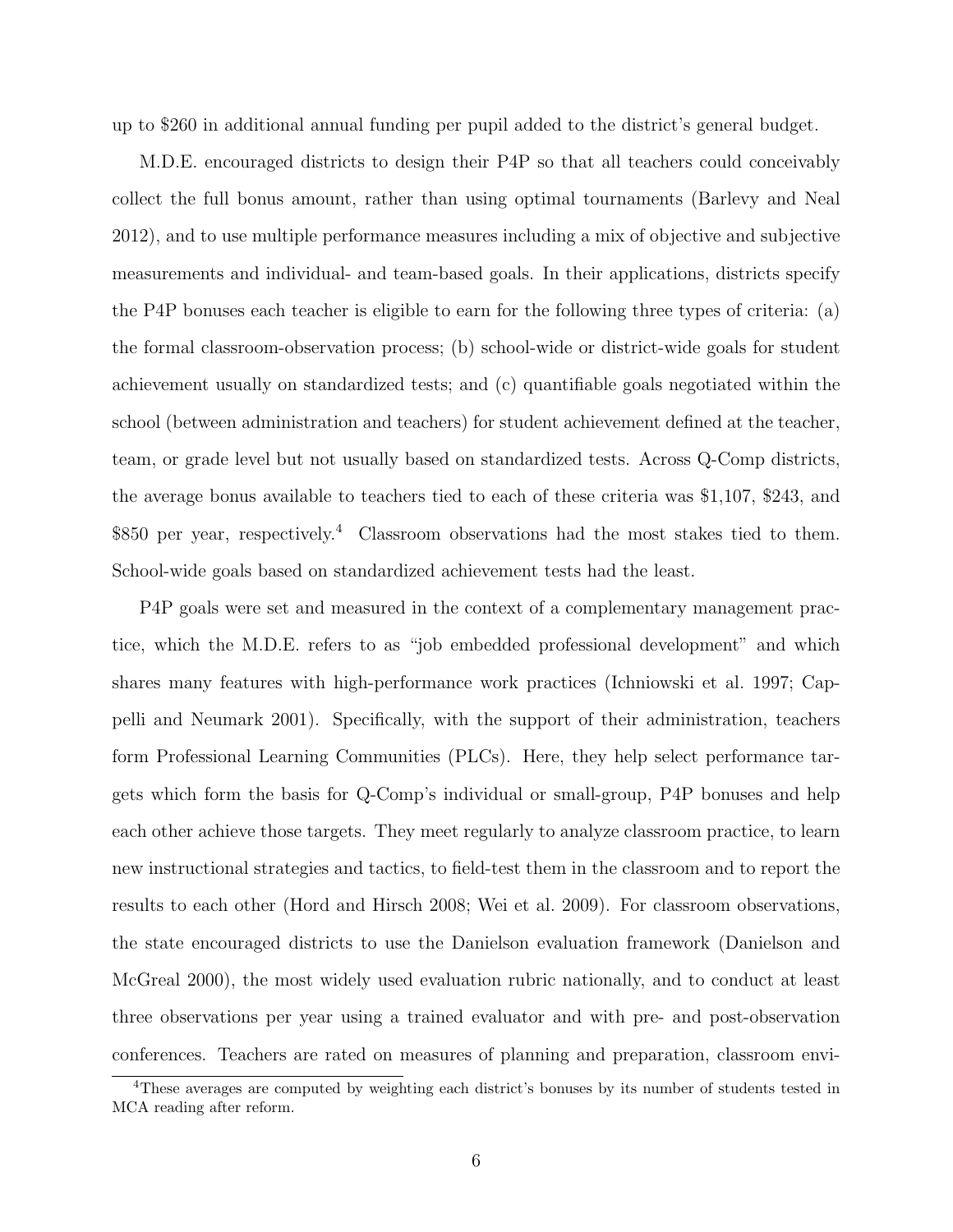up to $260 in additional annual funding per pupil added to the district's general budget.

M.D.E. encouraged districts to design their P4P so that all teachers could conceivably collect the full bonus amount, rather than using optimal tournaments (Barlevy and Neal 2012), and to use multiple performance measures including a mix of objective and subjective measurements and individual- and team-based goals. In their applications, districts specify the P4P bonuses each teacher is eligible to earn for the following three types of criteria: (a) the formal classroom-observation process; (b) school-wide or district-wide goals for student achievement usually on standardized tests; and (c) quantifiable goals negotiated within the school (between administration and teachers) for student achievement defined at the teacher, team, or grade level but not usually based on standardized tests. Across Q-Comp districts, the average bonus available to teachers tied to each of these criteria was $1,107, $243, and $850 per year, respectively.[4] Classroom observations had the most stakes tied to them. School-wide goals based on standardized achievement tests had the least.

P4P goals were set and measured in the context of a complementary management practice, which the M.D.E. refers to as "job embedded professional development" and which shares many features with high-performance work practices (Ichniowski et al. 1997; Cappelli and Neumark 2001). Specifically, with the support of their administration, teachers form Professional Learning Communities (PLCs). Here, they help select performance targets which form the basis for Q-Comp's individual or small-group, P4P bonuses and help each other achieve those targets. They meet regularly to analyze classroom practice, to learn new instructional strategies and tactics, to field-test them in the classroom and to report the results to each other (Hord and Hirsch 2008; Wei et al. 2009). For classroom observations, the state encouraged districts to use the Danielson evaluation framework (Danielson and McGreal 2000), the most widely used evaluation rubric nationally, and to conduct at least three observations per year using a trained evaluator and with pre- and post-observation conferences. Teachers are rated on measures of planning and preparation, classroom envi-

[4] These averages are computed by weighting each district's bonuses by its number of students tested in MCA reading after reform.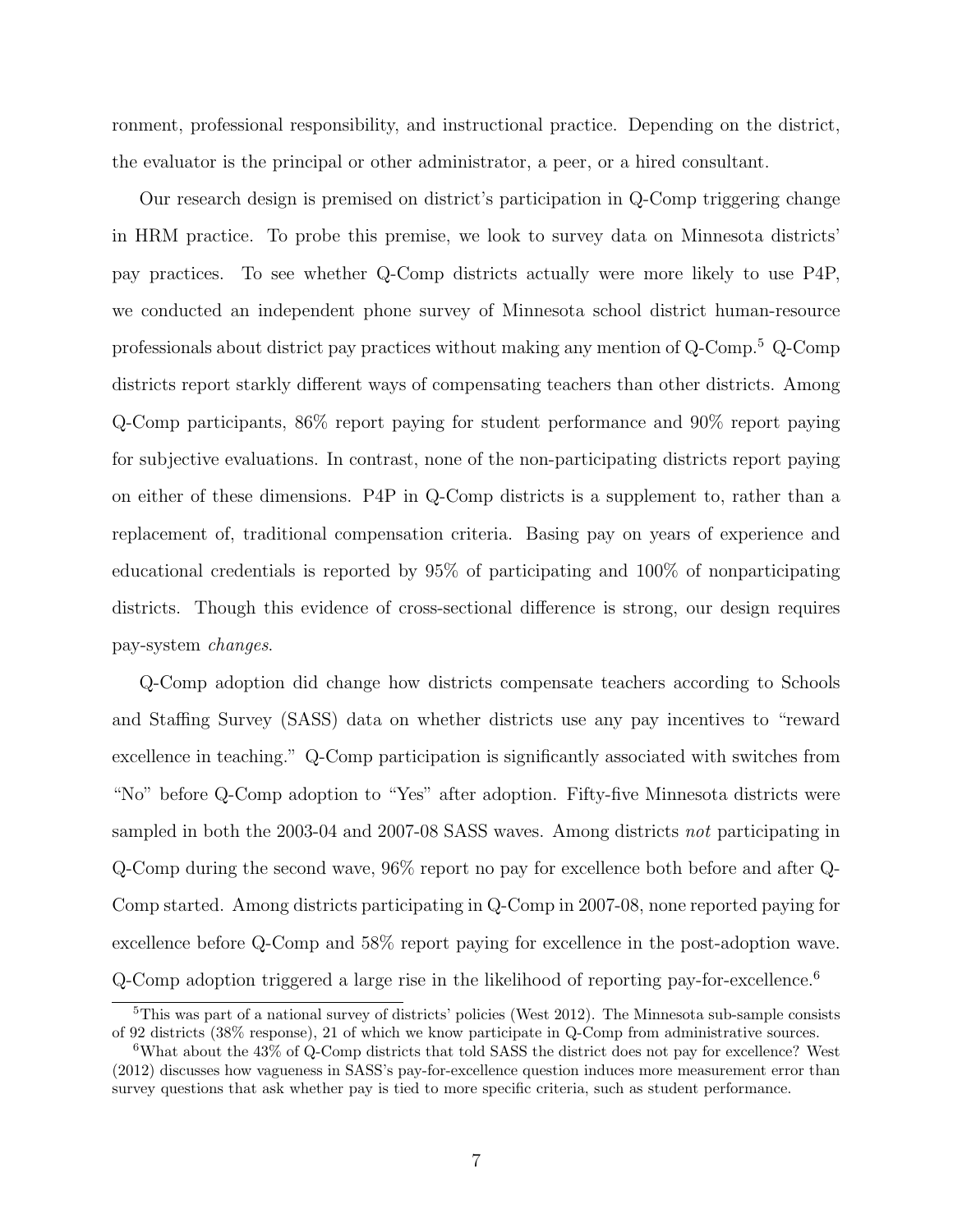ronment, professional responsibility, and instructional practice. Depending on the district, the evaluator is the principal or other administrator, a peer, or a hired consultant.

Our research design is premised on district's participation in Q-Comp triggering change in HRM practice. To probe this premise, we look to survey data on Minnesota districts' pay practices. To see whether Q-Comp districts actually were more likely to use P4P, we conducted an independent phone survey of Minnesota school district human-resource professionals about district pay practices without making any mention of Q-Comp.[5] Q-Comp districts report starkly different ways of compensating teachers than other districts. Among Q-Comp participants, 86% report paying for student performance and 90% report paying for subjective evaluations. In contrast, none of the non-participating districts report paying on either of these dimensions. P4P in Q-Comp districts is a supplement to, rather than a replacement of, traditional compensation criteria. Basing pay on years of experience and educational credentials is reported by 95% of participating and 100% of nonparticipating districts. Though this evidence of cross-sectional difference is strong, our design requires pay-system *changes*.

Q-Comp adoption did change how districts compensate teachers according to Schools and Staffing Survey (SASS) data on whether districts use any pay incentives to "reward excellence in teaching." Q-Comp participation is significantly associated with switches from "No" before Q-Comp adoption to "Yes" after adoption. Fifty-five Minnesota districts were sampled in both the 2003-04 and 2007-08 SASS waves. Among districts *not* participating in Q-Comp during the second wave, 96% report no pay for excellence both before and after Q-Comp started. Among districts participating in Q-Comp in 2007-08, none reported paying for excellence before Q-Comp and 58% report paying for excellence in the post-adoption wave. Q-Comp adoption triggered a large rise in the likelihood of reporting pay-for-excellence.[6]

[5]This was part of a national survey of districts' policies (West 2012). The Minnesota sub-sample consists of 92 districts (38% response), 21 of which we know participate in Q-Comp from administrative sources.

[6]What about the 43% of Q-Comp districts that told SASS the district does not pay for excellence? West (2012) discusses how vagueness in SASS's pay-for-excellence question induces more measurement error than survey questions that ask whether pay is tied to more specific criteria, such as student performance.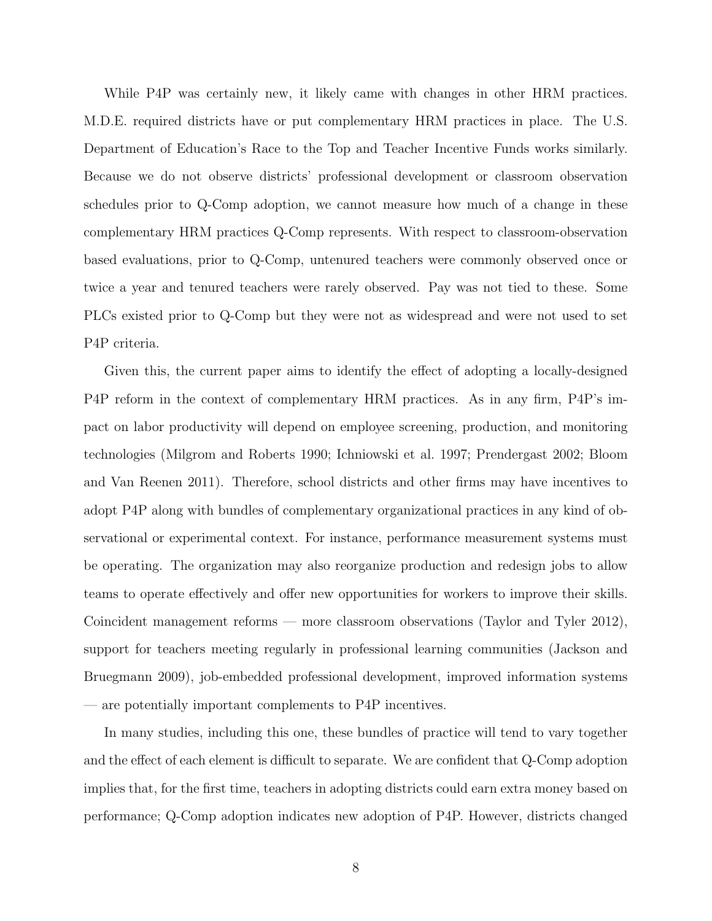While P4P was certainly new, it likely came with changes in other HRM practices. M.D.E. required districts have or put complementary HRM practices in place. The U.S. Department of Education's Race to the Top and Teacher Incentive Funds works similarly. Because we do not observe districts' professional development or classroom observation schedules prior to Q-Comp adoption, we cannot measure how much of a change in these complementary HRM practices Q-Comp represents. With respect to classroom-observation based evaluations, prior to Q-Comp, untenured teachers were commonly observed once or twice a year and tenured teachers were rarely observed. Pay was not tied to these. Some PLCs existed prior to Q-Comp but they were not as widespread and were not used to set P4P criteria.

Given this, the current paper aims to identify the effect of adopting a locally-designed P4P reform in the context of complementary HRM practices. As in any firm, P4P's impact on labor productivity will depend on employee screening, production, and monitoring technologies (Milgrom and Roberts 1990; Ichniowski et al. 1997; Prendergast 2002; Bloom and Van Reenen 2011). Therefore, school districts and other firms may have incentives to adopt P4P along with bundles of complementary organizational practices in any kind of observational or experimental context. For instance, performance measurement systems must be operating. The organization may also reorganize production and redesign jobs to allow teams to operate effectively and offer new opportunities for workers to improve their skills. Coincident management reforms — more classroom observations (Taylor and Tyler 2012), support for teachers meeting regularly in professional learning communities (Jackson and Bruegmann 2009), job-embedded professional development, improved information systems — are potentially important complements to P4P incentives.

In many studies, including this one, these bundles of practice will tend to vary together and the effect of each element is difficult to separate. We are confident that Q-Comp adoption implies that, for the first time, teachers in adopting districts could earn extra money based on performance; Q-Comp adoption indicates new adoption of P4P. However, districts changed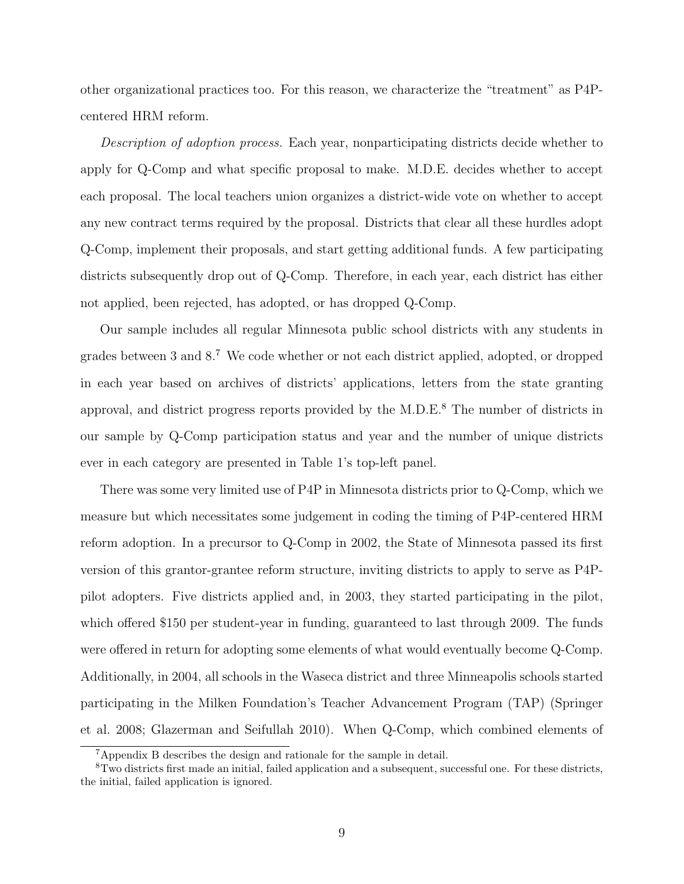other organizational practices too. For this reason, we characterize the "treatment" as P4P-centered HRM reform.

*Description of adoption process.* Each year, nonparticipating districts decide whether to apply for Q-Comp and what specific proposal to make. M.D.E. decides whether to accept each proposal. The local teachers union organizes a district-wide vote on whether to accept any new contract terms required by the proposal. Districts that clear all these hurdles adopt Q-Comp, implement their proposals, and start getting additional funds. A few participating districts subsequently drop out of Q-Comp. Therefore, in each year, each district has either not applied, been rejected, has adopted, or has dropped Q-Comp.

Our sample includes all regular Minnesota public school districts with any students in grades between 3 and 8.[7] We code whether or not each district applied, adopted, or dropped in each year based on archives of districts' applications, letters from the state granting approval, and district progress reports provided by the M.D.E.[8] The number of districts in our sample by Q-Comp participation status and year and the number of unique districts ever in each category are presented in Table 1's top-left panel.

There was some very limited use of P4P in Minnesota districts prior to Q-Comp, which we measure but which necessitates some judgement in coding the timing of P4P-centered HRM reform adoption. In a precursor to Q-Comp in 2002, the State of Minnesota passed its first version of this grantor-grantee reform structure, inviting districts to apply to serve as P4P-pilot adopters. Five districts applied and, in 2003, they started participating in the pilot, which offered \$150 per student-year in funding, guaranteed to last through 2009. The funds were offered in return for adopting some elements of what would eventually become Q-Comp. Additionally, in 2004, all schools in the Waseca district and three Minneapolis schools started participating in the Milken Foundation's Teacher Advancement Program (TAP) (Springer et al. 2008; Glazerman and Seifullah 2010). When Q-Comp, which combined elements of

[7] Appendix B describes the design and rationale for the sample in detail.

[8] Two districts first made an initial, failed application and a subsequent, successful one. For these districts, the initial, failed application is ignored.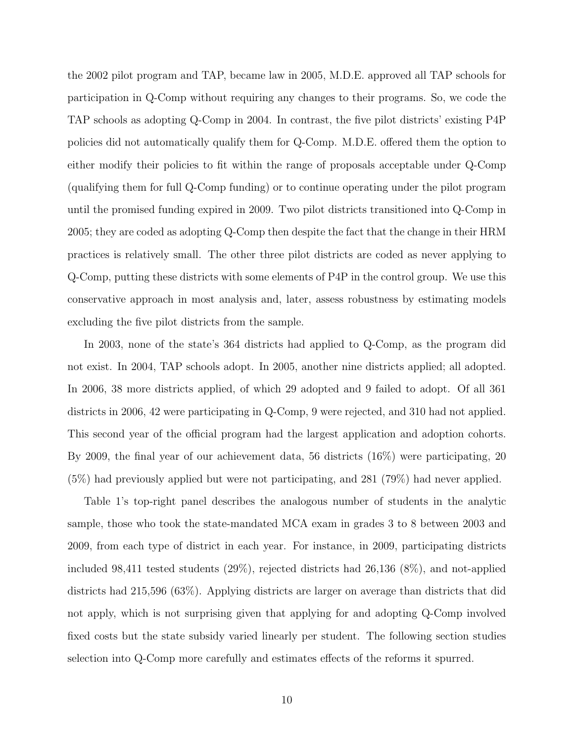the 2002 pilot program and TAP, became law in 2005, M.D.E. approved all TAP schools for participation in Q-Comp without requiring any changes to their programs. So, we code the TAP schools as adopting Q-Comp in 2004. In contrast, the five pilot districts' existing P4P policies did not automatically qualify them for Q-Comp. M.D.E. offered them the option to either modify their policies to fit within the range of proposals acceptable under Q-Comp (qualifying them for full Q-Comp funding) or to continue operating under the pilot program until the promised funding expired in 2009. Two pilot districts transitioned into Q-Comp in 2005; they are coded as adopting Q-Comp then despite the fact that the change in their HRM practices is relatively small. The other three pilot districts are coded as never applying to Q-Comp, putting these districts with some elements of P4P in the control group. We use this conservative approach in most analysis and, later, assess robustness by estimating models excluding the five pilot districts from the sample.

In 2003, none of the state's 364 districts had applied to Q-Comp, as the program did not exist. In 2004, TAP schools adopt. In 2005, another nine districts applied; all adopted. In 2006, 38 more districts applied, of which 29 adopted and 9 failed to adopt. Of all 361 districts in 2006, 42 were participating in Q-Comp, 9 were rejected, and 310 had not applied. This second year of the official program had the largest application and adoption cohorts. By 2009, the final year of our achievement data, 56 districts (16%) were participating, 20 (5%) had previously applied but were not participating, and 281 (79%) had never applied.

Table 1's top-right panel describes the analogous number of students in the analytic sample, those who took the state-mandated MCA exam in grades 3 to 8 between 2003 and 2009, from each type of district in each year. For instance, in 2009, participating districts included 98,411 tested students (29%), rejected districts had 26,136 (8%), and not-applied districts had 215,596 (63%). Applying districts are larger on average than districts that did not apply, which is not surprising given that applying for and adopting Q-Comp involved fixed costs but the state subsidy varied linearly per student. The following section studies selection into Q-Comp more carefully and estimates effects of the reforms it spurred.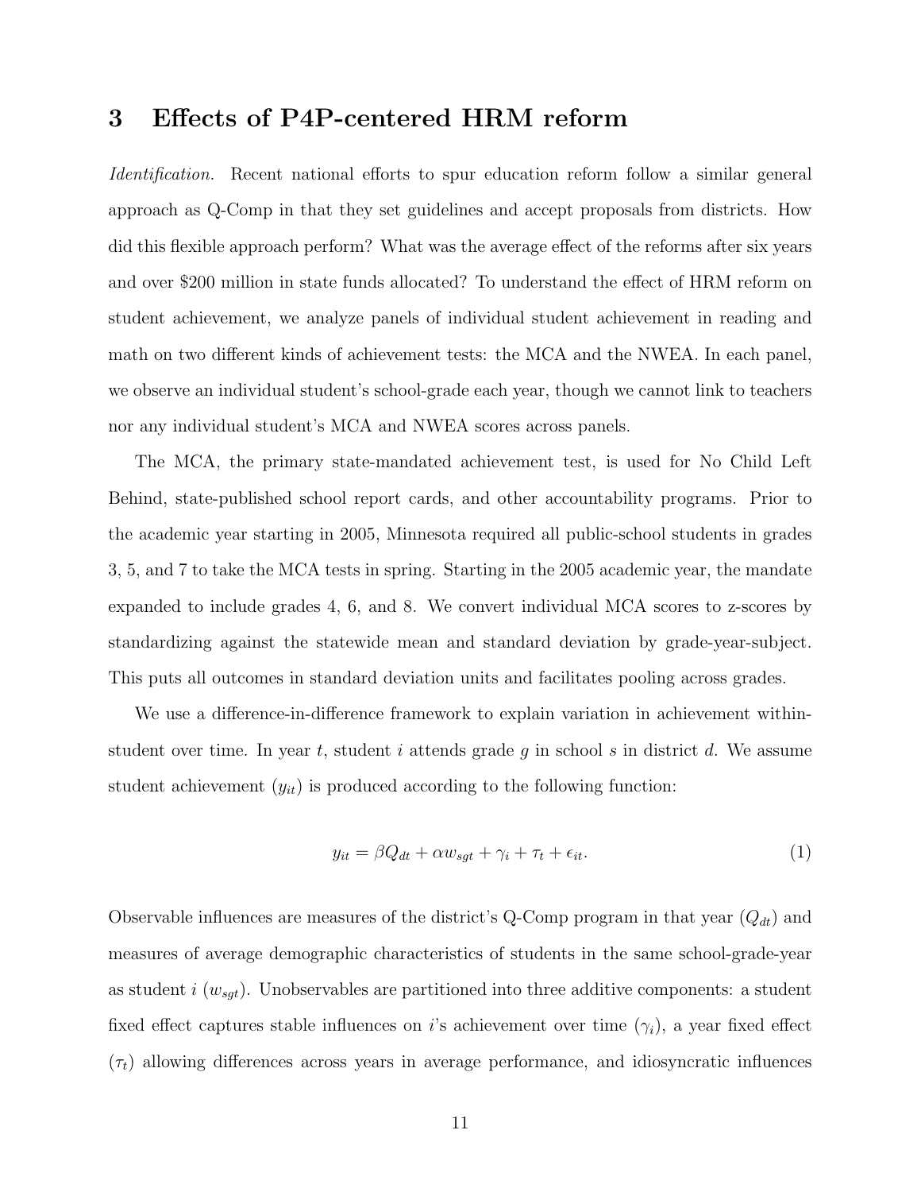## 3 Effects of P4P-centered HRM reform

*Identification.* Recent national efforts to spur education reform follow a similar general approach as Q-Comp in that they set guidelines and accept proposals from districts. How did this flexible approach perform? What was the average effect of the reforms after six years and over $200 million in state funds allocated? To understand the effect of HRM reform on student achievement, we analyze panels of individual student achievement in reading and math on two different kinds of achievement tests: the MCA and the NWEA. In each panel, we observe an individual student's school-grade each year, though we cannot link to teachers nor any individual student's MCA and NWEA scores across panels.

The MCA, the primary state-mandated achievement test, is used for No Child Left Behind, state-published school report cards, and other accountability programs. Prior to the academic year starting in 2005, Minnesota required all public-school students in grades 3, 5, and 7 to take the MCA tests in spring. Starting in the 2005 academic year, the mandate expanded to include grades 4, 6, and 8. We convert individual MCA scores to z-scores by standardizing against the statewide mean and standard deviation by grade-year-subject. This puts all outcomes in standard deviation units and facilitates pooling across grades.

We use a difference-in-difference framework to explain variation in achievement within-student over time. In year $t$, student $i$ attends grade $g$ in school $s$ in district $d$. We assume student achievement ($y_{it}$) is produced according to the following function:

$$y_{it} = \beta Q_{dt} + \alpha w_{sgt} + \gamma_i + \tau_t + \epsilon_{it}. \quad (1)$$

Observable influences are measures of the district's Q-Comp program in that year ($Q_{dt}$) and measures of average demographic characteristics of students in the same school-grade-year as student $i$ ($w_{sgt}$). Unobservables are partitioned into three additive components: a student fixed effect captures stable influences on $i$'s achievement over time ($\gamma_i$), a year fixed effect ($\tau_t$) allowing differences across years in average performance, and idiosyncratic influences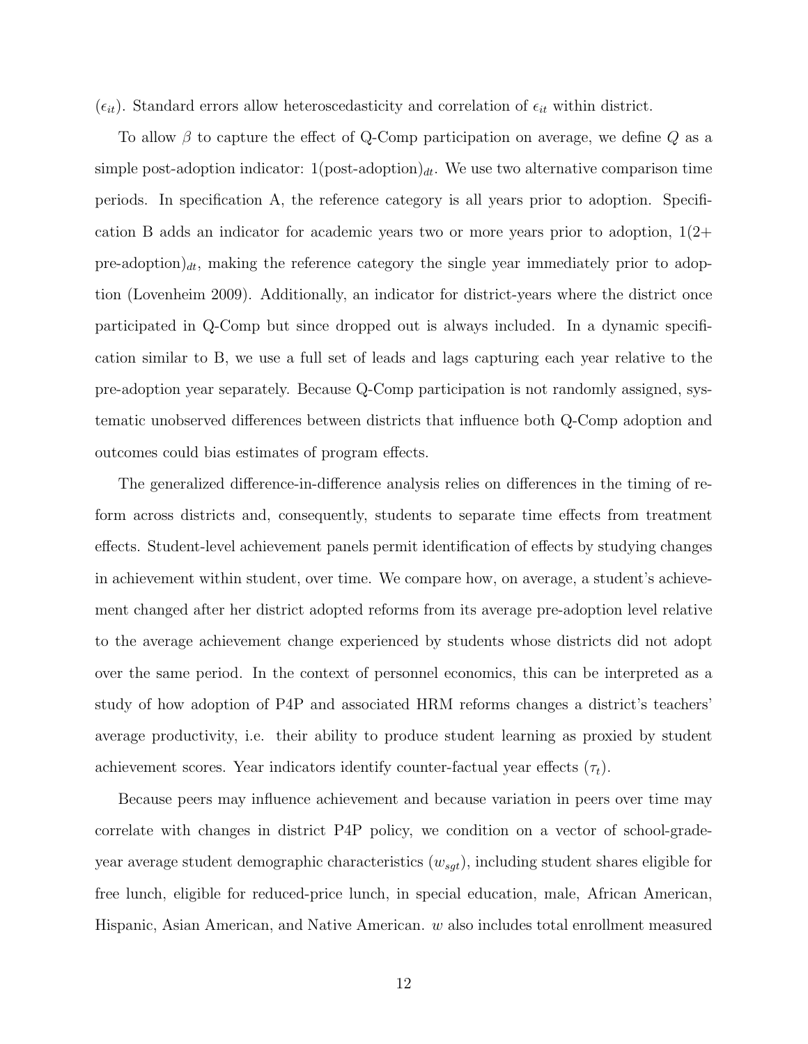($\epsilon_{it}$). Standard errors allow heteroscedasticity and correlation of $\epsilon_{it}$ within district.

To allow $\beta$ to capture the effect of Q-Comp participation on average, we define $Q$ as a simple post-adoption indicator: $1(\text{post-adoption})_{dt}$. We use two alternative comparison time periods. In specification A, the reference category is all years prior to adoption. Specification B adds an indicator for academic years two or more years prior to adoption, $1(2+\text{pre-adoption})_{dt}$, making the reference category the single year immediately prior to adoption (Lovenheim 2009). Additionally, an indicator for district-years where the district once participated in Q-Comp but since dropped out is always included. In a dynamic specification similar to B, we use a full set of leads and lags capturing each year relative to the pre-adoption year separately. Because Q-Comp participation is not randomly assigned, systematic unobserved differences between districts that influence both Q-Comp adoption and outcomes could bias estimates of program effects.

The generalized difference-in-difference analysis relies on differences in the timing of reform across districts and, consequently, students to separate time effects from treatment effects. Student-level achievement panels permit identification of effects by studying changes in achievement within student, over time. We compare how, on average, a student's achievement changed after her district adopted reforms from its average pre-adoption level relative to the average achievement change experienced by students whose districts did not adopt over the same period. In the context of personnel economics, this can be interpreted as a study of how adoption of P4P and associated HRM reforms changes a district's teachers' average productivity, i.e. their ability to produce student learning as proxied by student achievement scores. Year indicators identify counter-factual year effects ($\tau_t$).

Because peers may influence achievement and because variation in peers over time may correlate with changes in district P4P policy, we condition on a vector of school-grade-year average student demographic characteristics ($w_{sgt}$), including student shares eligible for free lunch, eligible for reduced-price lunch, in special education, male, African American, Hispanic, Asian American, and Native American. $w$ also includes total enrollment measured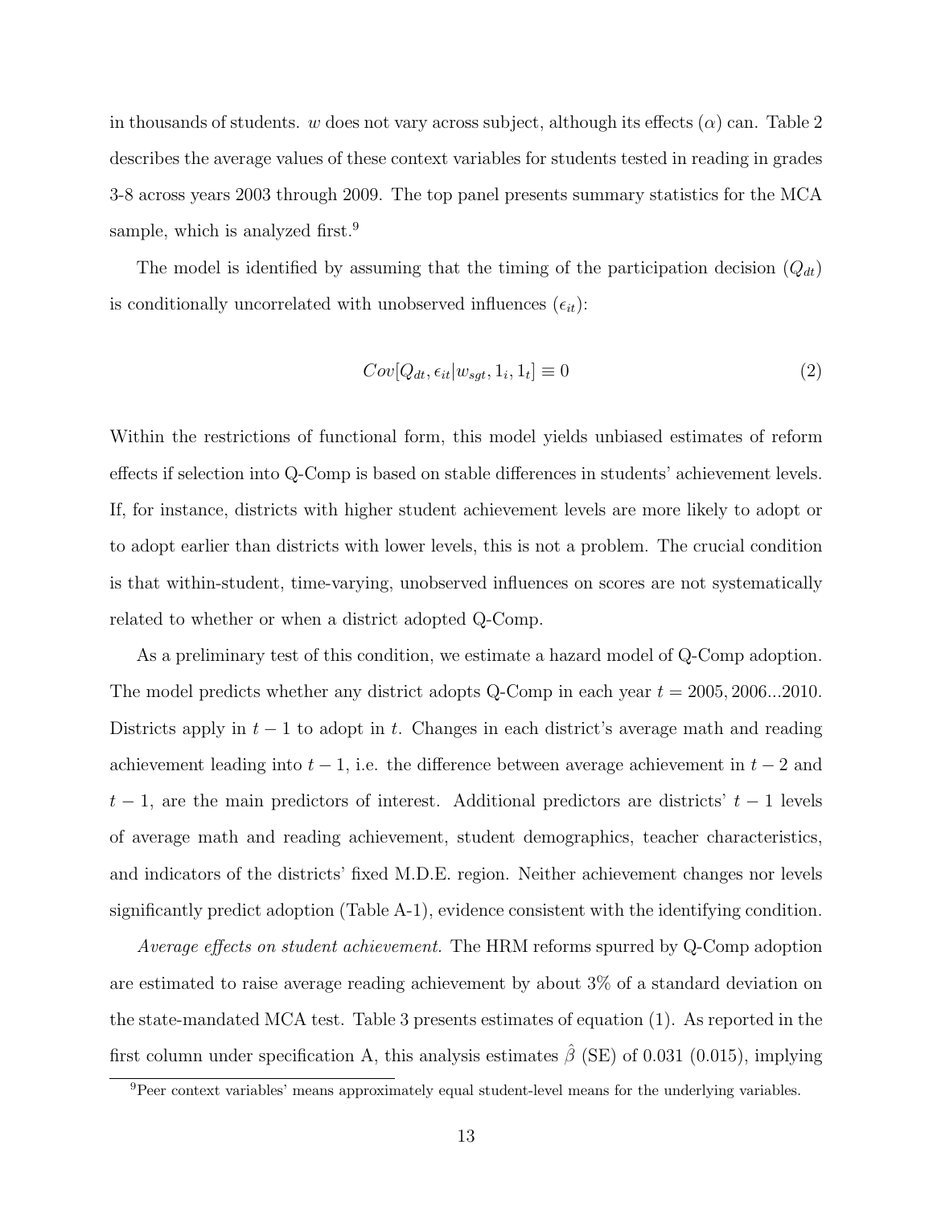in thousands of students. $w$ does not vary across subject, although its effects ($\alpha$) can. Table 2 describes the average values of these context variables for students tested in reading in grades 3-8 across years 2003 through 2009. The top panel presents summary statistics for the MCA sample, which is analyzed first.[9]

The model is identified by assuming that the timing of the participation decision ($Q_{dt}$) is conditionally uncorrelated with unobserved influences ($\epsilon_{it}$):

$$Cov[Q_{dt}, \epsilon_{it} | w_{sgt}, 1_i, 1_t] \equiv 0 \tag{2}$$

Within the restrictions of functional form, this model yields unbiased estimates of reform effects if selection into Q-Comp is based on stable differences in students' achievement levels. If, for instance, districts with higher student achievement levels are more likely to adopt or to adopt earlier than districts with lower levels, this is not a problem. The crucial condition is that within-student, time-varying, unobserved influences on scores are not systematically related to whether or when a district adopted Q-Comp.

As a preliminary test of this condition, we estimate a hazard model of Q-Comp adoption. The model predicts whether any district adopts Q-Comp in each year $t = 2005, 2006...2010$. Districts apply in $t-1$ to adopt in $t$. Changes in each district's average math and reading achievement leading into $t-1$, i.e. the difference between average achievement in $t-2$ and $t-1$, are the main predictors of interest. Additional predictors are districts' $t-1$ levels of average math and reading achievement, student demographics, teacher characteristics, and indicators of the districts' fixed M.D.E. region. Neither achievement changes nor levels significantly predict adoption (Table A-1), evidence consistent with the identifying condition.

*Average effects on student achievement.* The HRM reforms spurred by Q-Comp adoption are estimated to raise average reading achievement by about 3% of a standard deviation on the state-mandated MCA test. Table 3 presents estimates of equation (1). As reported in the first column under specification A, this analysis estimates $\hat{\beta}$ (SE) of 0.031 (0.015), implying

[9] Peer context variables' means approximately equal student-level means for the underlying variables.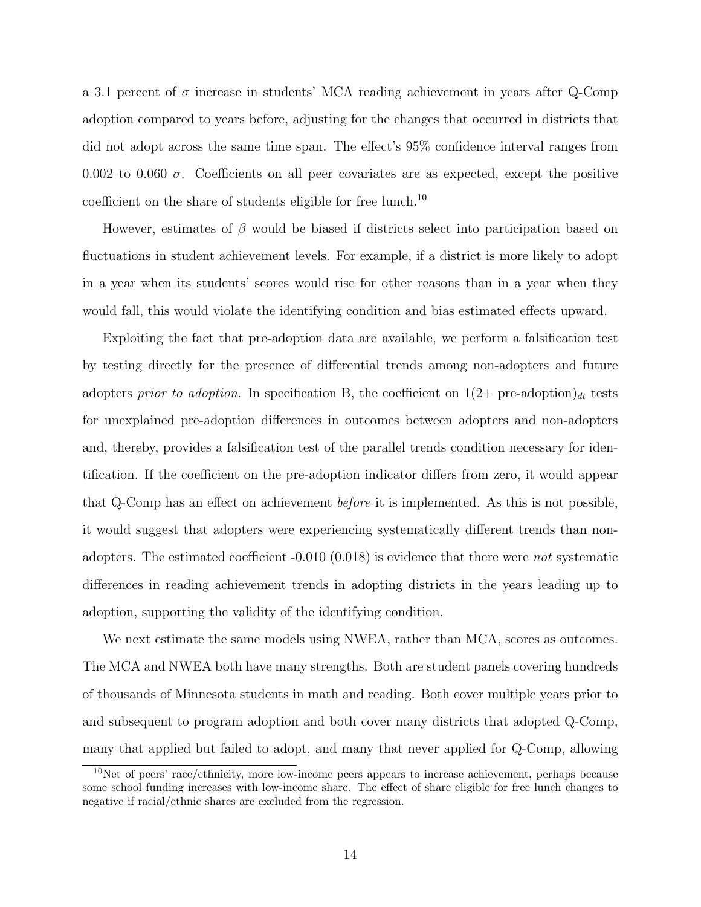a 3.1 percent of $\sigma$ increase in students' MCA reading achievement in years after Q-Comp adoption compared to years before, adjusting for the changes that occurred in districts that did not adopt across the same time span. The effect's 95% confidence interval ranges from 0.002 to 0.060 $\sigma$. Coefficients on all peer covariates are as expected, except the positive coefficient on the share of students eligible for free lunch.[10]

However, estimates of $\beta$ would be biased if districts select into participation based on fluctuations in student achievement levels. For example, if a district is more likely to adopt in a year when its students' scores would rise for other reasons than in a year when they would fall, this would violate the identifying condition and bias estimated effects upward.

Exploiting the fact that pre-adoption data are available, we perform a falsification test by testing directly for the presence of differential trends among non-adopters and future adopters *prior to adoption*. In specification B, the coefficient on $1(2\text{+ pre-adoption})_{dt}$ tests for unexplained pre-adoption differences in outcomes between adopters and non-adopters and, thereby, provides a falsification test of the parallel trends condition necessary for identification. If the coefficient on the pre-adoption indicator differs from zero, it would appear that Q-Comp has an effect on achievement *before* it is implemented. As this is not possible, it would suggest that adopters were experiencing systematically different trends than non-adopters. The estimated coefficient -0.010 (0.018) is evidence that there were *not* systematic differences in reading achievement trends in adopting districts in the years leading up to adoption, supporting the validity of the identifying condition.

We next estimate the same models using NWEA, rather than MCA, scores as outcomes. The MCA and NWEA both have many strengths. Both are student panels covering hundreds of thousands of Minnesota students in math and reading. Both cover multiple years prior to and subsequent to program adoption and both cover many districts that adopted Q-Comp, many that applied but failed to adopt, and many that never applied for Q-Comp, allowing

[10] Net of peers' race/ethnicity, more low-income peers appears to increase achievement, perhaps because some school funding increases with low-income share. The effect of share eligible for free lunch changes to negative if racial/ethnic shares are excluded from the regression.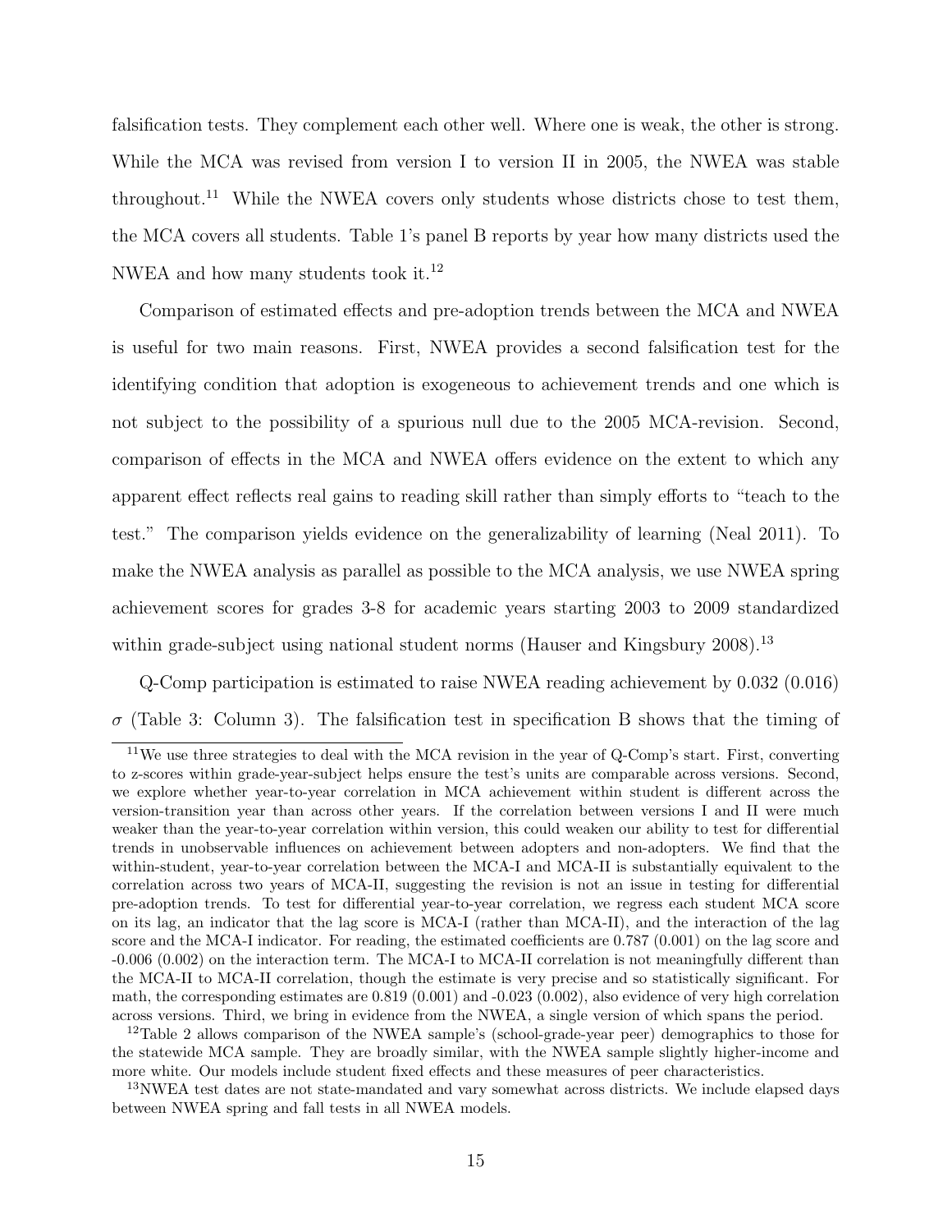falsification tests. They complement each other well. Where one is weak, the other is strong. While the MCA was revised from version I to version II in 2005, the NWEA was stable throughout.[11] While the NWEA covers only students whose districts chose to test them, the MCA covers all students. Table 1's panel B reports by year how many districts used the NWEA and how many students took it.[12]

Comparison of estimated effects and pre-adoption trends between the MCA and NWEA is useful for two main reasons. First, NWEA provides a second falsification test for the identifying condition that adoption is exogeneous to achievement trends and one which is not subject to the possibility of a spurious null due to the 2005 MCA-revision. Second, comparison of effects in the MCA and NWEA offers evidence on the extent to which any apparent effect reflects real gains to reading skill rather than simply efforts to "teach to the test." The comparison yields evidence on the generalizability of learning (Neal 2011). To make the NWEA analysis as parallel as possible to the MCA analysis, we use NWEA spring achievement scores for grades 3-8 for academic years starting 2003 to 2009 standardized within grade-subject using national student norms (Hauser and Kingsbury 2008).[13]

Q-Comp participation is estimated to raise NWEA reading achievement by 0.032 (0.016) $\sigma$ (Table 3: Column 3). The falsification test in specification B shows that the timing of

---

[11] We use three strategies to deal with the MCA revision in the year of Q-Comp's start. First, converting to z-scores within grade-year-subject helps ensure the test's units are comparable across versions. Second, we explore whether year-to-year correlation in MCA achievement within student is different across the version-transition year than across other years. If the correlation between versions I and II were much weaker than the year-to-year correlation within version, this could weaken our ability to test for differential trends in unobservable influences on achievement between adopters and non-adopters. We find that the within-student, year-to-year correlation between the MCA-I and MCA-II is substantially equivalent to the correlation across two years of MCA-II, suggesting the revision is not an issue in testing for differential pre-adoption trends. To test for differential year-to-year correlation, we regress each student MCA score on its lag, an indicator that the lag score is MCA-I (rather than MCA-II), and the interaction of the lag score and the MCA-I indicator. For reading, the estimated coefficients are 0.787 (0.001) on the lag score and -0.006 (0.002) on the interaction term. The MCA-I to MCA-II correlation is not meaningfully different than the MCA-II to MCA-II correlation, though the estimate is very precise and so statistically significant. For math, the corresponding estimates are 0.819 (0.001) and -0.023 (0.002), also evidence of very high correlation across versions. Third, we bring in evidence from the NWEA, a single version of which spans the period.

[12] Table 2 allows comparison of the NWEA sample's (school-grade-year peer) demographics to those for the statewide MCA sample. They are broadly similar, with the NWEA sample slightly higher-income and more white. Our models include student fixed effects and these measures of peer characteristics.

[13] NWEA test dates are not state-mandated and vary somewhat across districts. We include elapsed days between NWEA spring and fall tests in all NWEA models.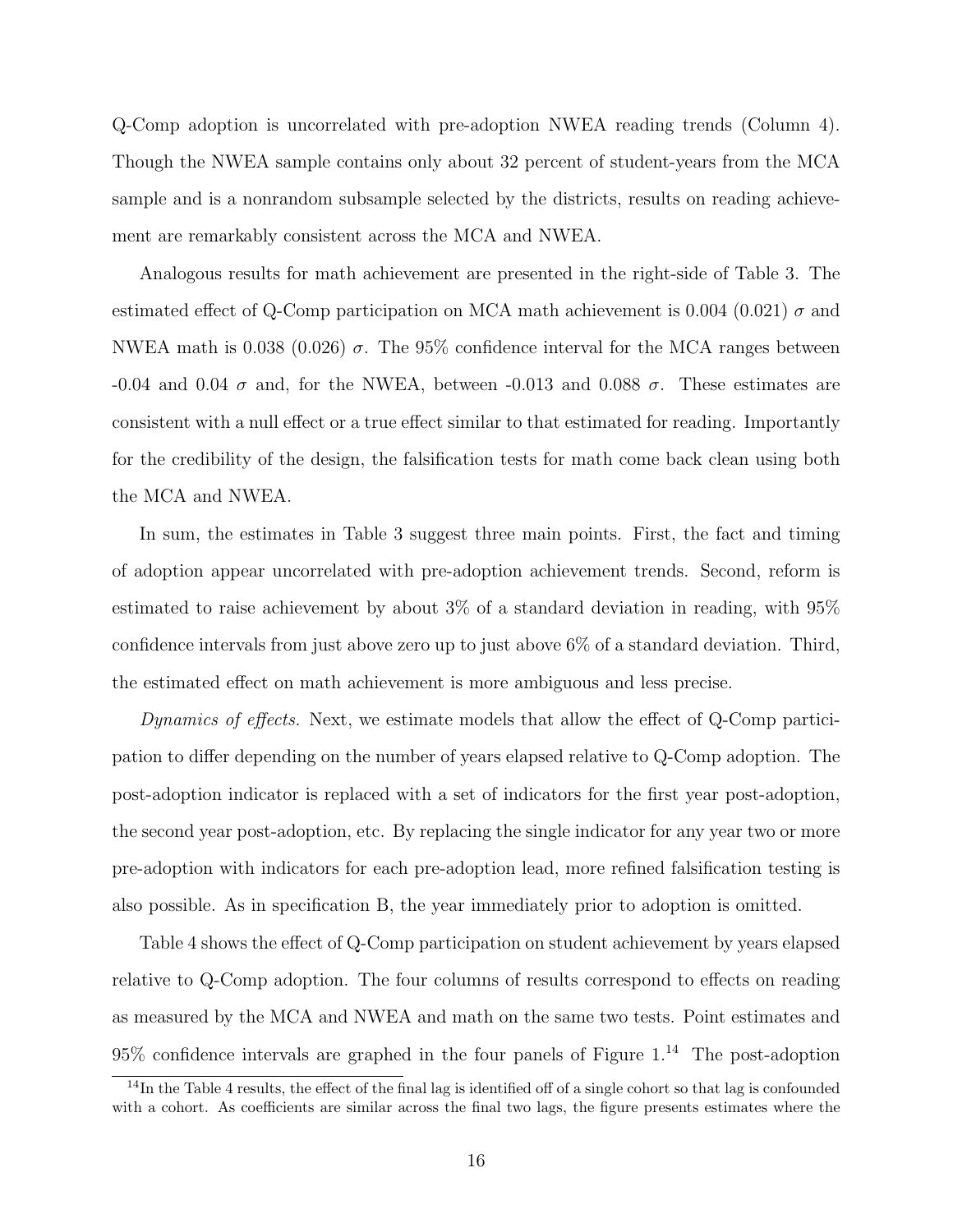Q-Comp adoption is uncorrelated with pre-adoption NWEA reading trends (Column 4). Though the NWEA sample contains only about 32 percent of student-years from the MCA sample and is a nonrandom subsample selected by the districts, results on reading achievement are remarkably consistent across the MCA and NWEA.

Analogous results for math achievement are presented in the right-side of Table 3. The estimated effect of Q-Comp participation on MCA math achievement is 0.004 (0.021) $\sigma$ and NWEA math is 0.038 (0.026) $\sigma$. The 95% confidence interval for the MCA ranges between -0.04 and 0.04 $\sigma$ and, for the NWEA, between -0.013 and 0.088 $\sigma$. These estimates are consistent with a null effect or a true effect similar to that estimated for reading. Importantly for the credibility of the design, the falsification tests for math come back clean using both the MCA and NWEA.

In sum, the estimates in Table 3 suggest three main points. First, the fact and timing of adoption appear uncorrelated with pre-adoption achievement trends. Second, reform is estimated to raise achievement by about 3% of a standard deviation in reading, with 95% confidence intervals from just above zero up to just above 6% of a standard deviation. Third, the estimated effect on math achievement is more ambiguous and less precise.

*Dynamics of effects.* Next, we estimate models that allow the effect of Q-Comp participation to differ depending on the number of years elapsed relative to Q-Comp adoption. The post-adoption indicator is replaced with a set of indicators for the first year post-adoption, the second year post-adoption, etc. By replacing the single indicator for any year two or more pre-adoption with indicators for each pre-adoption lead, more refined falsification testing is also possible. As in specification B, the year immediately prior to adoption is omitted.

Table 4 shows the effect of Q-Comp participation on student achievement by years elapsed relative to Q-Comp adoption. The four columns of results correspond to effects on reading as measured by the MCA and NWEA and math on the same two tests. Point estimates and 95% confidence intervals are graphed in the four panels of Figure 1.[14] The post-adoption

[14] In the Table 4 results, the effect of the final lag is identified off of a single cohort so that lag is confounded with a cohort. As coefficients are similar across the final two lags, the figure presents estimates where the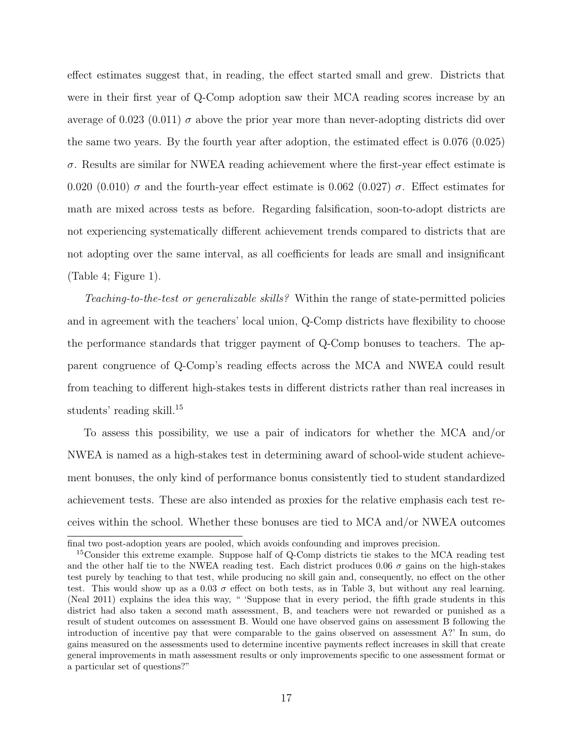effect estimates suggest that, in reading, the effect started small and grew. Districts that were in their first year of Q-Comp adoption saw their MCA reading scores increase by an average of 0.023 (0.011) $\sigma$ above the prior year more than never-adopting districts did over the same two years. By the fourth year after adoption, the estimated effect is 0.076 (0.025) $\sigma$. Results are similar for NWEA reading achievement where the first-year effect estimate is 0.020 (0.010) $\sigma$ and the fourth-year effect estimate is 0.062 (0.027) $\sigma$. Effect estimates for math are mixed across tests as before. Regarding falsification, soon-to-adopt districts are not experiencing systematically different achievement trends compared to districts that are not adopting over the same interval, as all coefficients for leads are small and insignificant (Table 4; Figure 1).

*Teaching-to-the-test or generalizable skills?* Within the range of state-permitted policies and in agreement with the teachers' local union, Q-Comp districts have flexibility to choose the performance standards that trigger payment of Q-Comp bonuses to teachers. The apparent congruence of Q-Comp's reading effects across the MCA and NWEA could result from teaching to different high-stakes tests in different districts rather than real increases in students' reading skill.[15]

To assess this possibility, we use a pair of indicators for whether the MCA and/or NWEA is named as a high-stakes test in determining award of school-wide student achievement bonuses, the only kind of performance bonus consistently tied to student standardized achievement tests. These are also intended as proxies for the relative emphasis each test receives within the school. Whether these bonuses are tied to MCA and/or NWEA outcomes

---

final two post-adoption years are pooled, which avoids confounding and improves precision.

[15] Consider this extreme example. Suppose half of Q-Comp districts tie stakes to the MCA reading test and the other half tie to the NWEA reading test. Each district produces 0.06 $\sigma$ gains on the high-stakes test purely by teaching to that test, while producing no skill gain and, consequently, no effect on the other test. This would show up as a 0.03 $\sigma$ effect on both tests, as in Table 3, but without any real learning. (Neal 2011) explains the idea this way, " 'Suppose that in every period, the fifth grade students in this district had also taken a second math assessment, B, and teachers were not rewarded or punished as a result of student outcomes on assessment B. Would one have observed gains on assessment B following the introduction of incentive pay that were comparable to the gains observed on assessment A?' In sum, do gains measured on the assessments used to determine incentive payments reflect increases in skill that create general improvements in math assessment results or only improvements specific to one assessment format or a particular set of questions?"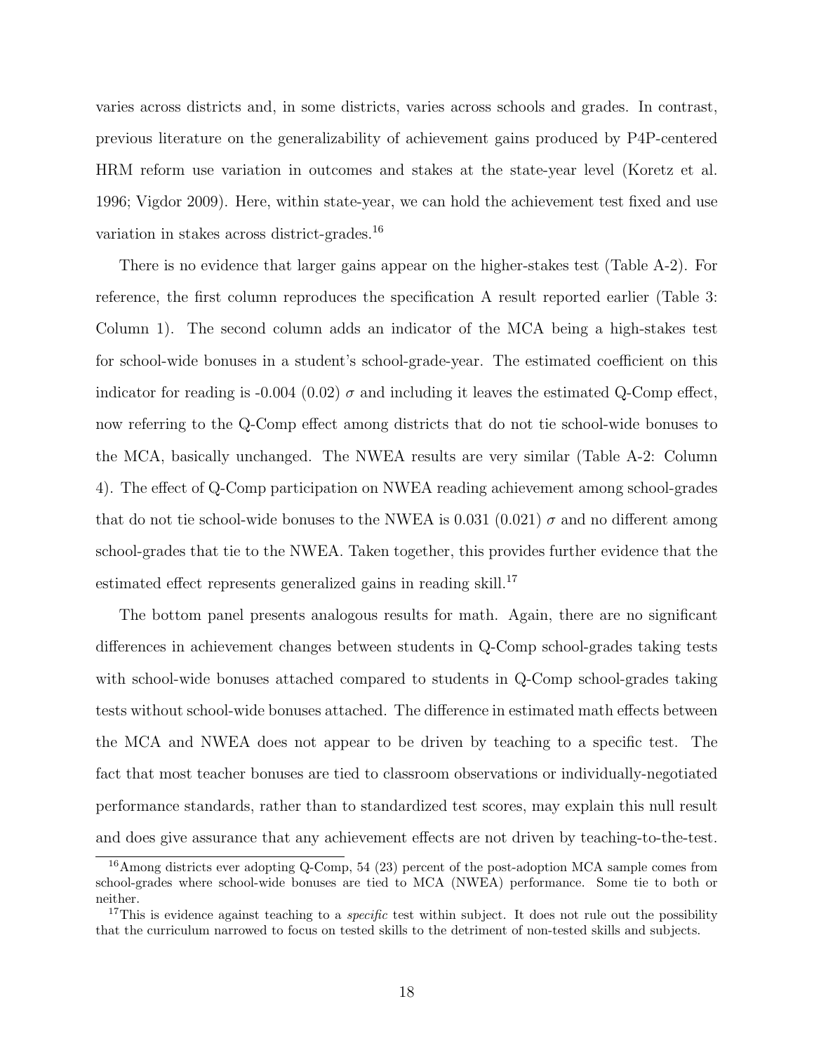varies across districts and, in some districts, varies across schools and grades. In contrast, previous literature on the generalizability of achievement gains produced by P4P-centered HRM reform use variation in outcomes and stakes at the state-year level (Koretz et al. 1996; Vigdor 2009). Here, within state-year, we can hold the achievement test fixed and use variation in stakes across district-grades.[16]

There is no evidence that larger gains appear on the higher-stakes test (Table A-2). For reference, the first column reproduces the specification A result reported earlier (Table 3: Column 1). The second column adds an indicator of the MCA being a high-stakes test for school-wide bonuses in a student's school-grade-year. The estimated coefficient on this indicator for reading is -0.004 (0.02) $\sigma$ and including it leaves the estimated Q-Comp effect, now referring to the Q-Comp effect among districts that do not tie school-wide bonuses to the MCA, basically unchanged. The NWEA results are very similar (Table A-2: Column 4). The effect of Q-Comp participation on NWEA reading achievement among school-grades that do not tie school-wide bonuses to the NWEA is 0.031 (0.021) $\sigma$ and no different among school-grades that tie to the NWEA. Taken together, this provides further evidence that the estimated effect represents generalized gains in reading skill.[17]

The bottom panel presents analogous results for math. Again, there are no significant differences in achievement changes between students in Q-Comp school-grades taking tests with school-wide bonuses attached compared to students in Q-Comp school-grades taking tests without school-wide bonuses attached. The difference in estimated math effects between the MCA and NWEA does not appear to be driven by teaching to a specific test. The fact that most teacher bonuses are tied to classroom observations or individually-negotiated performance standards, rather than to standardized test scores, may explain this null result and does give assurance that any achievement effects are not driven by teaching-to-the-test.

[16] Among districts ever adopting Q-Comp, 54 (23) percent of the post-adoption MCA sample comes from school-grades where school-wide bonuses are tied to MCA (NWEA) performance. Some tie to both or neither.

[17] This is evidence against teaching to a *specific* test within subject. It does not rule out the possibility that the curriculum narrowed to focus on tested skills to the detriment of non-tested skills and subjects.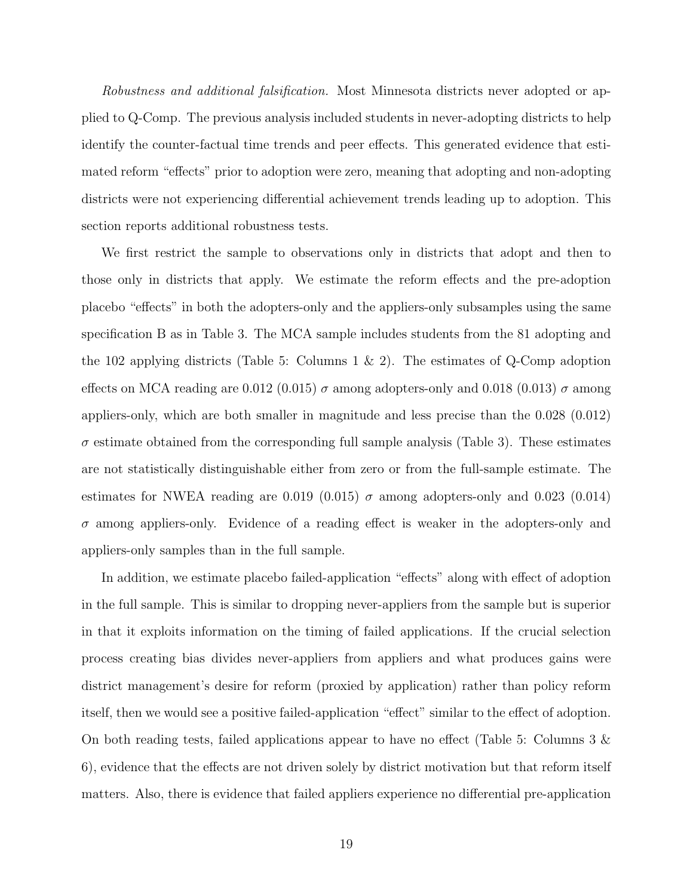*Robustness and additional falsification.* Most Minnesota districts never adopted or applied to Q-Comp. The previous analysis included students in never-adopting districts to help identify the counter-factual time trends and peer effects. This generated evidence that estimated reform "effects" prior to adoption were zero, meaning that adopting and non-adopting districts were not experiencing differential achievement trends leading up to adoption. This section reports additional robustness tests.

We first restrict the sample to observations only in districts that adopt and then to those only in districts that apply. We estimate the reform effects and the pre-adoption placebo "effects" in both the adopters-only and the appliers-only subsamples using the same specification B as in Table 3. The MCA sample includes students from the 81 adopting and the 102 applying districts (Table 5: Columns 1 & 2). The estimates of Q-Comp adoption effects on MCA reading are 0.012 (0.015) $\sigma$ among adopters-only and 0.018 (0.013) $\sigma$ among appliers-only, which are both smaller in magnitude and less precise than the 0.028 (0.012) $\sigma$ estimate obtained from the corresponding full sample analysis (Table 3). These estimates are not statistically distinguishable either from zero or from the full-sample estimate. The estimates for NWEA reading are 0.019 (0.015) $\sigma$ among adopters-only and 0.023 (0.014) $\sigma$ among appliers-only. Evidence of a reading effect is weaker in the adopters-only and appliers-only samples than in the full sample.

In addition, we estimate placebo failed-application "effects" along with effect of adoption in the full sample. This is similar to dropping never-appliers from the sample but is superior in that it exploits information on the timing of failed applications. If the crucial selection process creating bias divides never-appliers from appliers and what produces gains were district management's desire for reform (proxied by application) rather than policy reform itself, then we would see a positive failed-application "effect" similar to the effect of adoption. On both reading tests, failed applications appear to have no effect (Table 5: Columns 3 & 6), evidence that the effects are not driven solely by district motivation but that reform itself matters. Also, there is evidence that failed appliers experience no differential pre-application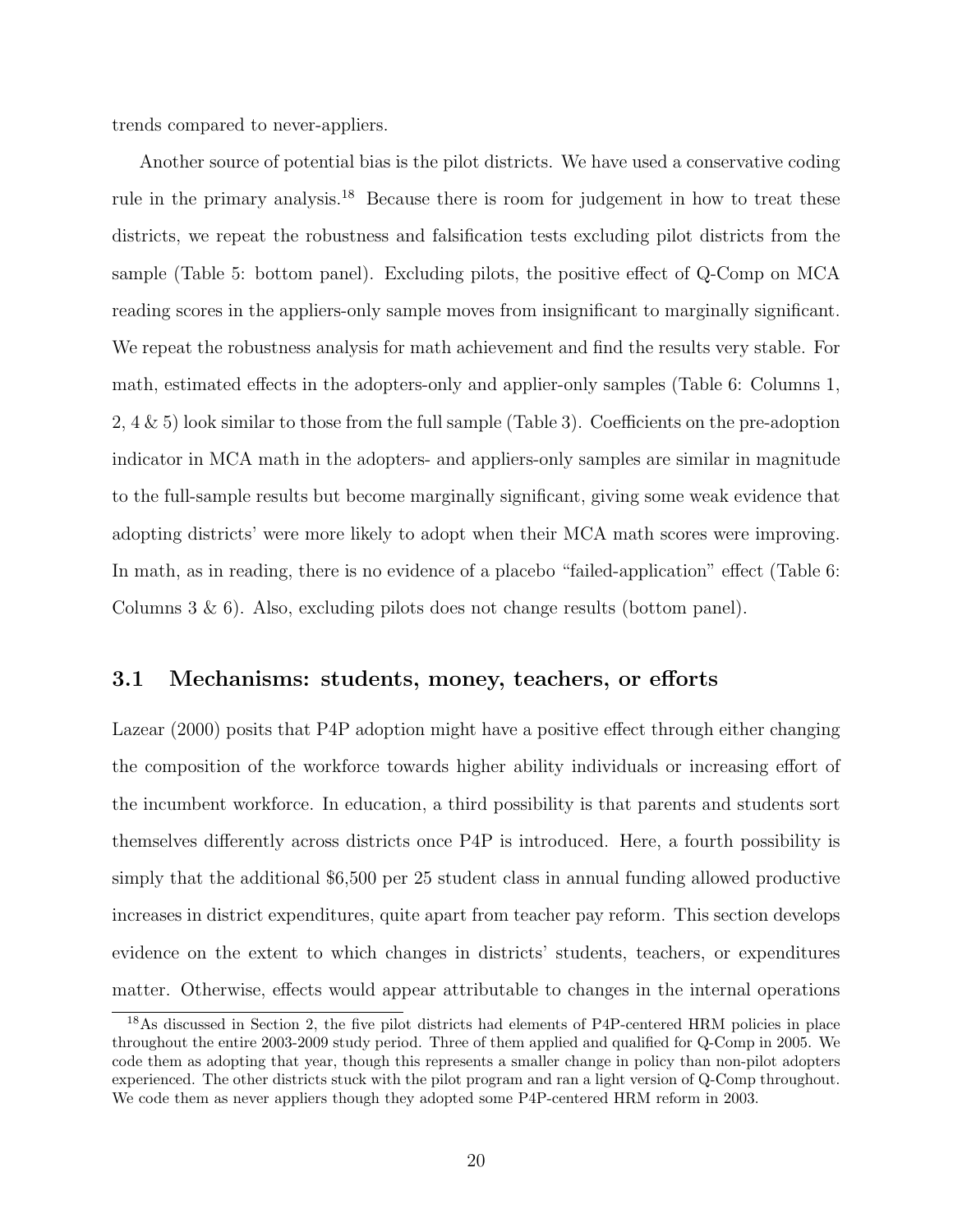trends compared to never-appliers.

Another source of potential bias is the pilot districts. We have used a conservative coding rule in the primary analysis.[18] Because there is room for judgement in how to treat these districts, we repeat the robustness and falsification tests excluding pilot districts from the sample (Table 5: bottom panel). Excluding pilots, the positive effect of Q-Comp on MCA reading scores in the appliers-only sample moves from insignificant to marginally significant. We repeat the robustness analysis for math achievement and find the results very stable. For math, estimated effects in the adopters-only and applier-only samples (Table 6: Columns 1, 2, 4 & 5) look similar to those from the full sample (Table 3). Coefficients on the pre-adoption indicator in MCA math in the adopters- and appliers-only samples are similar in magnitude to the full-sample results but become marginally significant, giving some weak evidence that adopting districts' were more likely to adopt when their MCA math scores were improving. In math, as in reading, there is no evidence of a placebo "failed-application" effect (Table 6: Columns 3 & 6). Also, excluding pilots does not change results (bottom panel).

## 3.1 Mechanisms: students, money, teachers, or efforts

Lazear (2000) posits that P4P adoption might have a positive effect through either changing the composition of the workforce towards higher ability individuals or increasing effort of the incumbent workforce. In education, a third possibility is that parents and students sort themselves differently across districts once P4P is introduced. Here, a fourth possibility is simply that the additional $6,500 per 25 student class in annual funding allowed productive increases in district expenditures, quite apart from teacher pay reform. This section develops evidence on the extent to which changes in districts' students, teachers, or expenditures matter. Otherwise, effects would appear attributable to changes in the internal operations

[18] As discussed in Section 2, the five pilot districts had elements of P4P-centered HRM policies in place throughout the entire 2003-2009 study period. Three of them applied and qualified for Q-Comp in 2005. We code them as adopting that year, though this represents a smaller change in policy than non-pilot adopters experienced. The other districts stuck with the pilot program and ran a light version of Q-Comp throughout. We code them as never appliers though they adopted some P4P-centered HRM reform in 2003.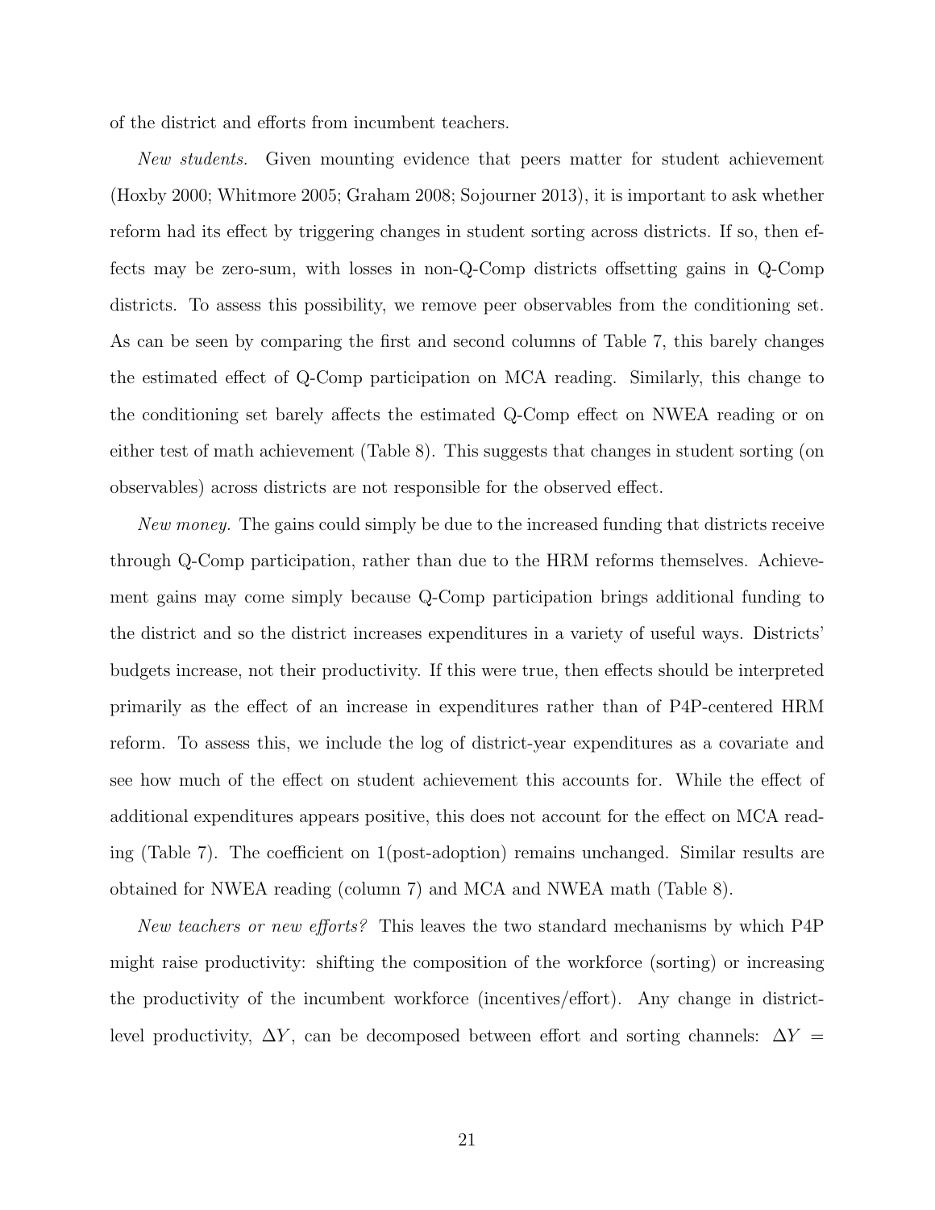of the district and efforts from incumbent teachers.

*New students.* Given mounting evidence that peers matter for student achievement (Hoxby 2000; Whitmore 2005; Graham 2008; Sojourner 2013), it is important to ask whether reform had its effect by triggering changes in student sorting across districts. If so, then effects may be zero-sum, with losses in non-Q-Comp districts offsetting gains in Q-Comp districts. To assess this possibility, we remove peer observables from the conditioning set. As can be seen by comparing the first and second columns of Table 7, this barely changes the estimated effect of Q-Comp participation on MCA reading. Similarly, this change to the conditioning set barely affects the estimated Q-Comp effect on NWEA reading or on either test of math achievement (Table 8). This suggests that changes in student sorting (on observables) across districts are not responsible for the observed effect.

*New money.* The gains could simply be due to the increased funding that districts receive through Q-Comp participation, rather than due to the HRM reforms themselves. Achievement gains may come simply because Q-Comp participation brings additional funding to the district and so the district increases expenditures in a variety of useful ways. Districts' budgets increase, not their productivity. If this were true, then effects should be interpreted primarily as the effect of an increase in expenditures rather than of P4P-centered HRM reform. To assess this, we include the log of district-year expenditures as a covariate and see how much of the effect on student achievement this accounts for. While the effect of additional expenditures appears positive, this does not account for the effect on MCA reading (Table 7). The coefficient on 1(post-adoption) remains unchanged. Similar results are obtained for NWEA reading (column 7) and MCA and NWEA math (Table 8).

*New teachers or new efforts?* This leaves the two standard mechanisms by which P4P might raise productivity: shifting the composition of the workforce (sorting) or increasing the productivity of the incumbent workforce (incentives/effort). Any change in district-level productivity, $\Delta Y$, can be decomposed between effort and sorting channels: $\Delta Y =$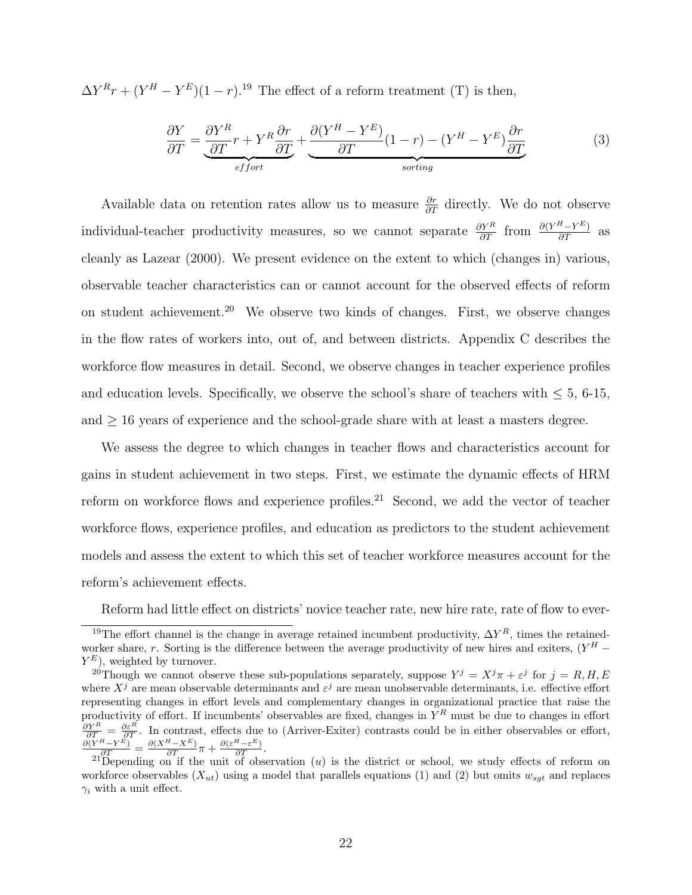$\Delta Y^R r + (Y^H - Y^E)(1-r)$.[19] The effect of a reform treatment (T) is then,

$$\frac{\partial Y}{\partial T} = \underbrace{\frac{\partial Y^R}{\partial T} r + Y^R \frac{\partial r}{\partial T}}_{effort} + \underbrace{\frac{\partial (Y^H - Y^E)}{\partial T}(1-r) - (Y^H - Y^E)\frac{\partial r}{\partial T}}_{sorting} \tag{3}$$

Available data on retention rates allow us to measure $\frac{\partial r}{\partial T}$ directly. We do not observe individual-teacher productivity measures, so we cannot separate $\frac{\partial Y^R}{\partial T}$ from $\frac{\partial (Y^H - Y^E)}{\partial T}$ as cleanly as Lazear (2000). We present evidence on the extent to which (changes in) various, observable teacher characteristics can or cannot account for the observed effects of reform on student achievement.[20] We observe two kinds of changes. First, we observe changes in the flow rates of workers into, out of, and between districts. Appendix C describes the workforce flow measures in detail. Second, we observe changes in teacher experience profiles and education levels. Specifically, we observe the school's share of teachers with $\leq 5$, 6-15, and $\geq 16$ years of experience and the school-grade share with at least a masters degree.

We assess the degree to which changes in teacher flows and characteristics account for gains in student achievement in two steps. First, we estimate the dynamic effects of HRM reform on workforce flows and experience profiles.[21] Second, we add the vector of teacher workforce flows, experience profiles, and education as predictors to the student achievement models and assess the extent to which this set of teacher workforce measures account for the reform's achievement effects.

Reform had little effect on districts' novice teacher rate, new hire rate, rate of flow to ever-

---

[19] The effort channel is the change in average retained incumbent productivity, $\Delta Y^R$, times the retained-worker share, $r$. Sorting is the difference between the average productivity of new hires and exiters, $(Y^H - Y^E)$, weighted by turnover.

[20] Though we cannot observe these sub-populations separately, suppose $Y^j = X^j \pi + \varepsilon^j$ for $j = R, H, E$ where $X^j$ are mean observable determinants and $\varepsilon^j$ are mean unobservable determinants, i.e. effective effort representing changes in effort levels and complementary changes in organizational practice that raise the productivity of effort. If incumbents' observables are fixed, changes in $Y^R$ must be due to changes in effort $\frac{\partial Y^R}{\partial T} = \frac{\partial \varepsilon^R}{\partial T}$. In contrast, effects due to (Arriver-Exiter) contrasts could be in either observables or effort, $\frac{\partial (Y^H - Y^E)}{\partial T} = \frac{\partial (X^H - X^E)}{\partial T}\pi + \frac{\partial (\varepsilon^H - \varepsilon^E)}{\partial T}$.

[21] Depending on if the unit of observation ($u$) is the district or school, we study effects of reform on workforce observables ($X_{ut}$) using a model that parallels equations (1) and (2) but omits $w_{sgt}$ and replaces $\gamma_i$ with a unit effect.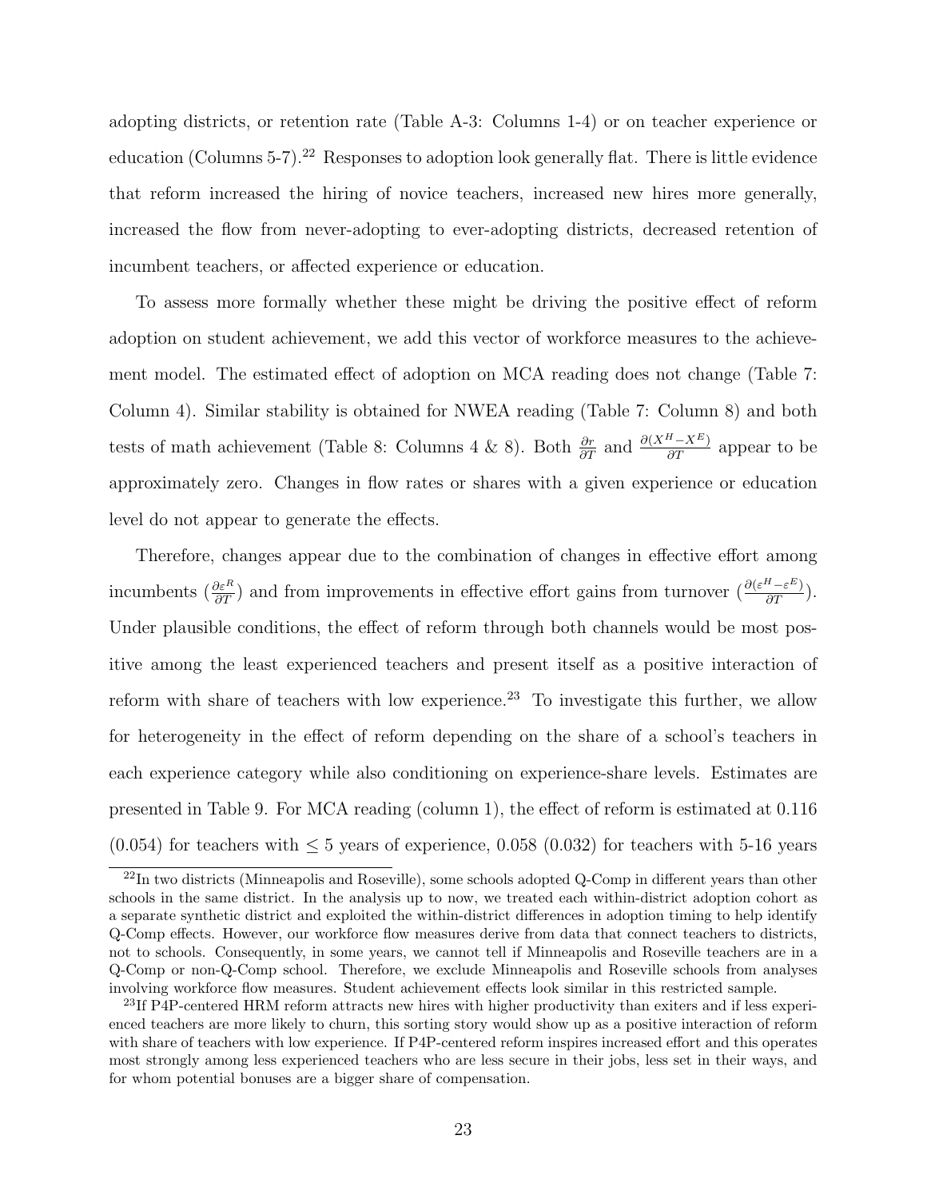adopting districts, or retention rate (Table A-3: Columns 1-4) or on teacher experience or education (Columns 5-7).[22] Responses to adoption look generally flat. There is little evidence that reform increased the hiring of novice teachers, increased new hires more generally, increased the flow from never-adopting to ever-adopting districts, decreased retention of incumbent teachers, or affected experience or education.

To assess more formally whether these might be driving the positive effect of reform adoption on student achievement, we add this vector of workforce measures to the achievement model. The estimated effect of adoption on MCA reading does not change (Table 7: Column 4). Similar stability is obtained for NWEA reading (Table 7: Column 8) and both tests of math achievement (Table 8: Columns 4 & 8). Both $\frac{\partial r}{\partial T}$ and $\frac{\partial (X^H - X^E)}{\partial T}$ appear to be approximately zero. Changes in flow rates or shares with a given experience or education level do not appear to generate the effects.

Therefore, changes appear due to the combination of changes in effective effort among incumbents ($\frac{\partial \varepsilon^R}{\partial T}$) and from improvements in effective effort gains from turnover ($\frac{\partial (\varepsilon^H - \varepsilon^E)}{\partial T}$). Under plausible conditions, the effect of reform through both channels would be most positive among the least experienced teachers and present itself as a positive interaction of reform with share of teachers with low experience.[23] To investigate this further, we allow for heterogeneity in the effect of reform depending on the share of a school's teachers in each experience category while also conditioning on experience-share levels. Estimates are presented in Table 9. For MCA reading (column 1), the effect of reform is estimated at 0.116 (0.054) for teachers with $\leq 5$ years of experience, 0.058 (0.032) for teachers with 5-16 years

[22] In two districts (Minneapolis and Roseville), some schools adopted Q-Comp in different years than other schools in the same district. In the analysis up to now, we treated each within-district adoption cohort as a separate synthetic district and exploited the within-district differences in adoption timing to help identify Q-Comp effects. However, our workforce flow measures derive from data that connect teachers to districts, not to schools. Consequently, in some years, we cannot tell if Minneapolis and Roseville teachers are in a Q-Comp or non-Q-Comp school. Therefore, we exclude Minneapolis and Roseville schools from analyses involving workforce flow measures. Student achievement effects look similar in this restricted sample.

[23] If P4P-centered HRM reform attracts new hires with higher productivity than exiters and if less experienced teachers are more likely to churn, this sorting story would show up as a positive interaction of reform with share of teachers with low experience. If P4P-centered reform inspires increased effort and this operates most strongly among less experienced teachers who are less secure in their jobs, less set in their ways, and for whom potential bonuses are a bigger share of compensation.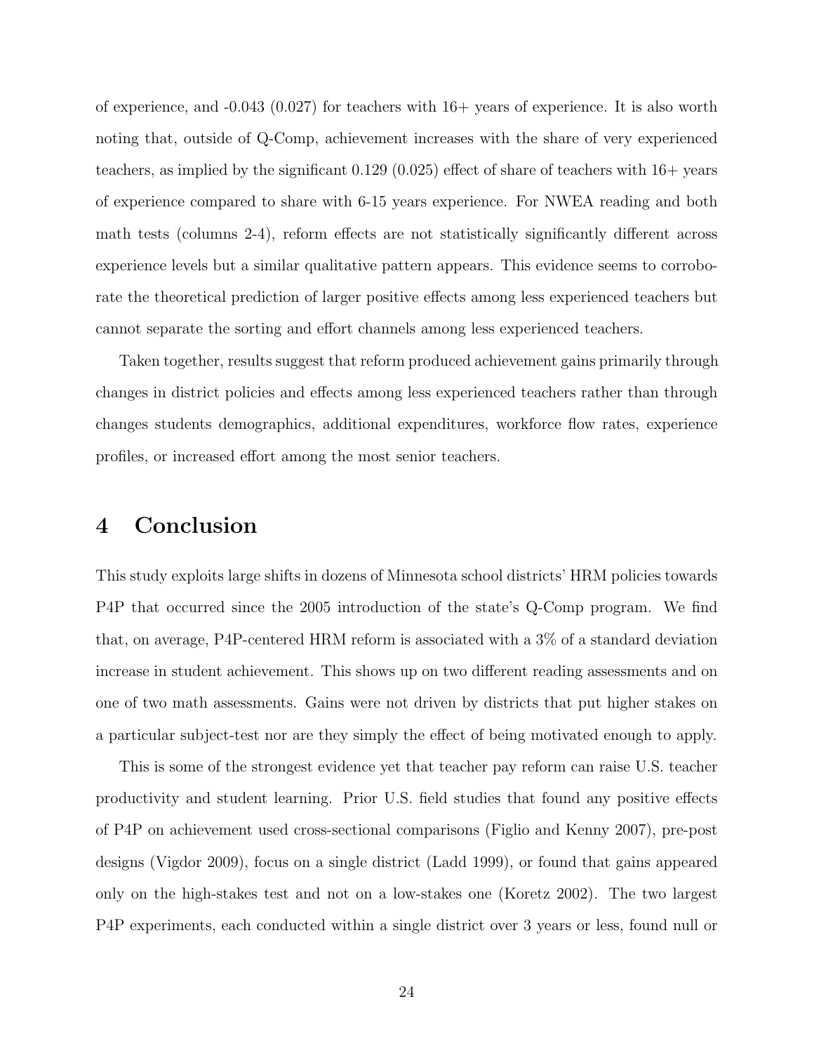of experience, and -0.043 (0.027) for teachers with 16+ years of experience. It is also worth noting that, outside of Q-Comp, achievement increases with the share of very experienced teachers, as implied by the significant 0.129 (0.025) effect of share of teachers with 16+ years of experience compared to share with 6-15 years experience. For NWEA reading and both math tests (columns 2-4), reform effects are not statistically significantly different across experience levels but a similar qualitative pattern appears. This evidence seems to corroborate the theoretical prediction of larger positive effects among less experienced teachers but cannot separate the sorting and effort channels among less experienced teachers.

Taken together, results suggest that reform produced achievement gains primarily through changes in district policies and effects among less experienced teachers rather than through changes students demographics, additional expenditures, workforce flow rates, experience profiles, or increased effort among the most senior teachers.

# 4 Conclusion

This study exploits large shifts in dozens of Minnesota school districts' HRM policies towards P4P that occurred since the 2005 introduction of the state's Q-Comp program. We find that, on average, P4P-centered HRM reform is associated with a 3% of a standard deviation increase in student achievement. This shows up on two different reading assessments and on one of two math assessments. Gains were not driven by districts that put higher stakes on a particular subject-test nor are they simply the effect of being motivated enough to apply.

This is some of the strongest evidence yet that teacher pay reform can raise U.S. teacher productivity and student learning. Prior U.S. field studies that found any positive effects of P4P on achievement used cross-sectional comparisons (Figlio and Kenny 2007), pre-post designs (Vigdor 2009), focus on a single district (Ladd 1999), or found that gains appeared only on the high-stakes test and not on a low-stakes one (Koretz 2002). The two largest P4P experiments, each conducted within a single district over 3 years or less, found null or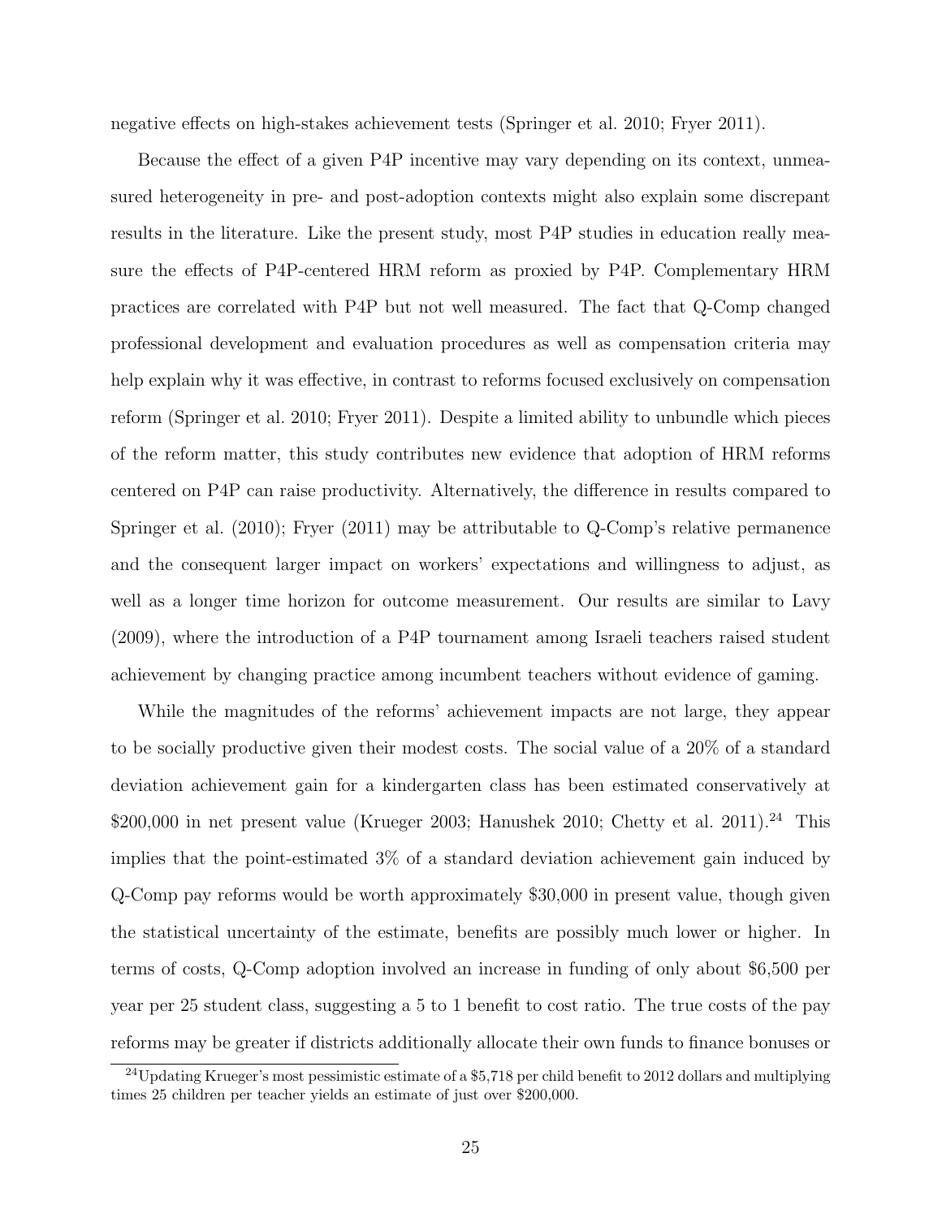negative effects on high-stakes achievement tests (Springer et al. 2010; Fryer 2011).

Because the effect of a given P4P incentive may vary depending on its context, unmeasured heterogeneity in pre- and post-adoption contexts might also explain some discrepant results in the literature. Like the present study, most P4P studies in education really measure the effects of P4P-centered HRM reform as proxied by P4P. Complementary HRM practices are correlated with P4P but not well measured. The fact that Q-Comp changed professional development and evaluation procedures as well as compensation criteria may help explain why it was effective, in contrast to reforms focused exclusively on compensation reform (Springer et al. 2010; Fryer 2011). Despite a limited ability to unbundle which pieces of the reform matter, this study contributes new evidence that adoption of HRM reforms centered on P4P can raise productivity. Alternatively, the difference in results compared to Springer et al. (2010); Fryer (2011) may be attributable to Q-Comp's relative permanence and the consequent larger impact on workers' expectations and willingness to adjust, as well as a longer time horizon for outcome measurement. Our results are similar to Lavy (2009), where the introduction of a P4P tournament among Israeli teachers raised student achievement by changing practice among incumbent teachers without evidence of gaming.

While the magnitudes of the reforms' achievement impacts are not large, they appear to be socially productive given their modest costs. The social value of a 20% of a standard deviation achievement gain for a kindergarten class has been estimated conservatively at \$200,000 in net present value (Krueger 2003; Hanushek 2010; Chetty et al. 2011).[24] This implies that the point-estimated 3% of a standard deviation achievement gain induced by Q-Comp pay reforms would be worth approximately \$30,000 in present value, though given the statistical uncertainty of the estimate, benefits are possibly much lower or higher. In terms of costs, Q-Comp adoption involved an increase in funding of only about \$6,500 per year per 25 student class, suggesting a 5 to 1 benefit to cost ratio. The true costs of the pay reforms may be greater if districts additionally allocate their own funds to finance bonuses or

[24] Updating Krueger's most pessimistic estimate of a \$5,718 per child benefit to 2012 dollars and multiplying times 25 children per teacher yields an estimate of just over \$200,000.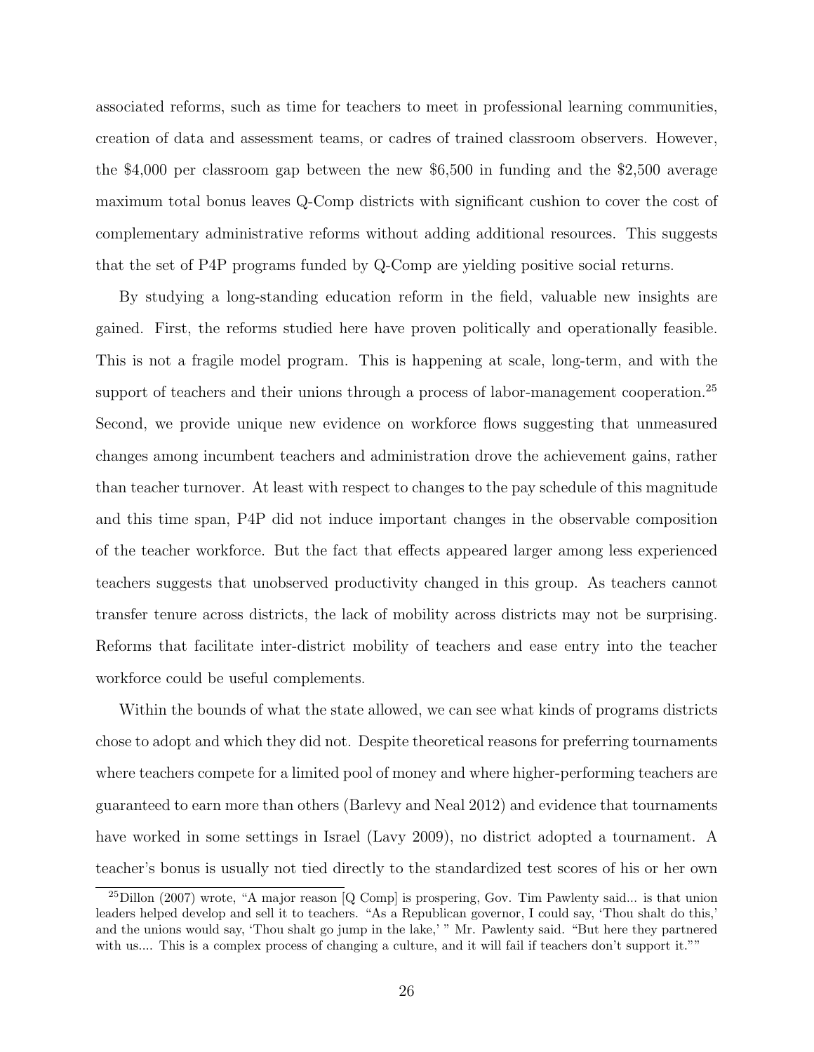associated reforms, such as time for teachers to meet in professional learning communities, creation of data and assessment teams, or cadres of trained classroom observers. However, the \$4,000 per classroom gap between the new \$6,500 in funding and the \$2,500 average maximum total bonus leaves Q-Comp districts with significant cushion to cover the cost of complementary administrative reforms without adding additional resources. This suggests that the set of P4P programs funded by Q-Comp are yielding positive social returns.

By studying a long-standing education reform in the field, valuable new insights are gained. First, the reforms studied here have proven politically and operationally feasible. This is not a fragile model program. This is happening at scale, long-term, and with the support of teachers and their unions through a process of labor-management cooperation.[25] Second, we provide unique new evidence on workforce flows suggesting that unmeasured changes among incumbent teachers and administration drove the achievement gains, rather than teacher turnover. At least with respect to changes to the pay schedule of this magnitude and this time span, P4P did not induce important changes in the observable composition of the teacher workforce. But the fact that effects appeared larger among less experienced teachers suggests that unobserved productivity changed in this group. As teachers cannot transfer tenure across districts, the lack of mobility across districts may not be surprising. Reforms that facilitate inter-district mobility of teachers and ease entry into the teacher workforce could be useful complements.

Within the bounds of what the state allowed, we can see what kinds of programs districts chose to adopt and which they did not. Despite theoretical reasons for preferring tournaments where teachers compete for a limited pool of money and where higher-performing teachers are guaranteed to earn more than others (Barlevy and Neal 2012) and evidence that tournaments have worked in some settings in Israel (Lavy 2009), no district adopted a tournament. A teacher's bonus is usually not tied directly to the standardized test scores of his or her own

[25] Dillon (2007) wrote, "A major reason [Q Comp] is prospering, Gov. Tim Pawlenty said... is that union leaders helped develop and sell it to teachers. "As a Republican governor, I could say, 'Thou shalt do this,' and the unions would say, 'Thou shalt go jump in the lake,' " Mr. Pawlenty said. "But here they partnered with us.... This is a complex process of changing a culture, and it will fail if teachers don't support it.""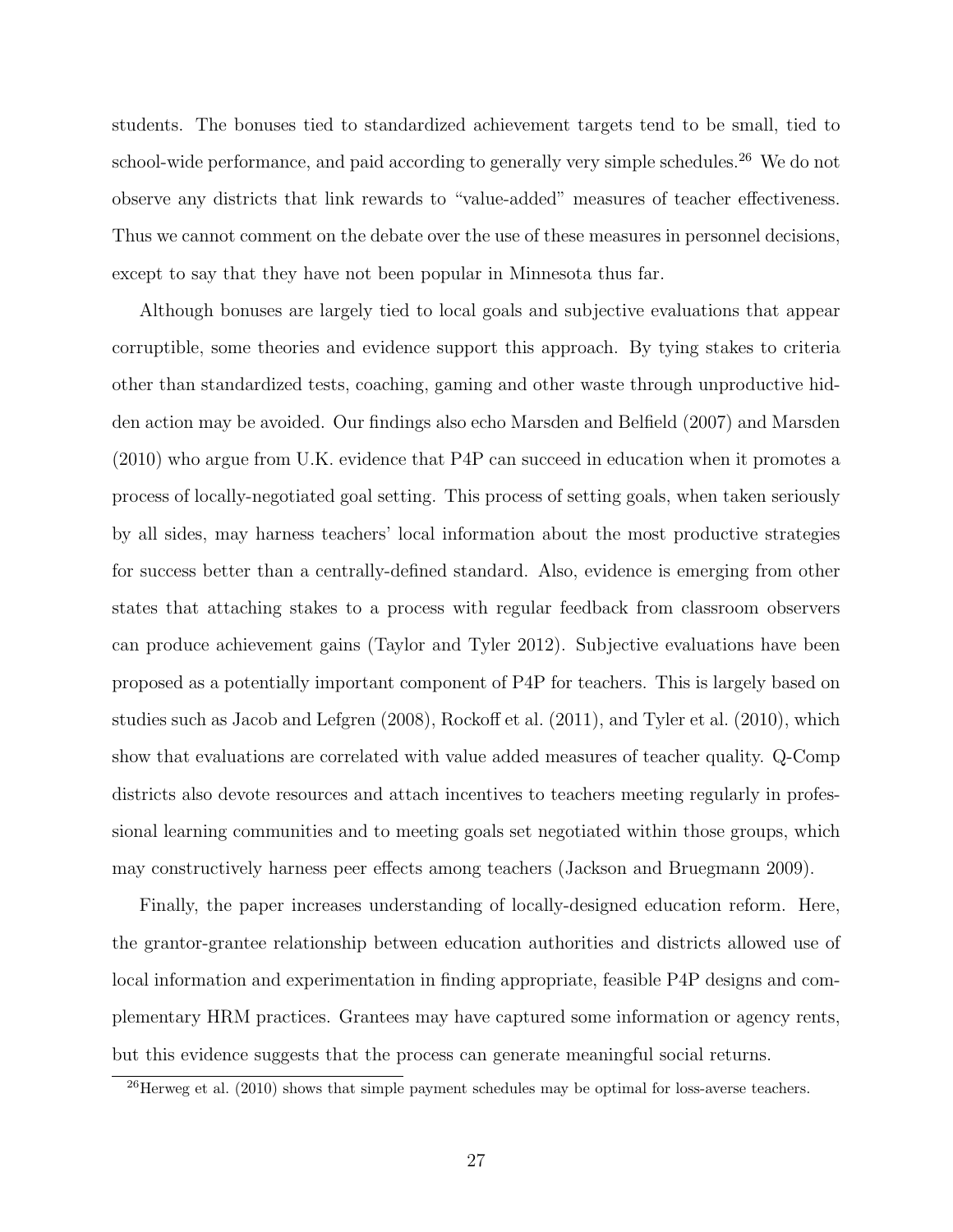students. The bonuses tied to standardized achievement targets tend to be small, tied to school-wide performance, and paid according to generally very simple schedules.[26] We do not observe any districts that link rewards to "value-added" measures of teacher effectiveness. Thus we cannot comment on the debate over the use of these measures in personnel decisions, except to say that they have not been popular in Minnesota thus far.

Although bonuses are largely tied to local goals and subjective evaluations that appear corruptible, some theories and evidence support this approach. By tying stakes to criteria other than standardized tests, coaching, gaming and other waste through unproductive hidden action may be avoided. Our findings also echo Marsden and Belfield (2007) and Marsden (2010) who argue from U.K. evidence that P4P can succeed in education when it promotes a process of locally-negotiated goal setting. This process of setting goals, when taken seriously by all sides, may harness teachers' local information about the most productive strategies for success better than a centrally-defined standard. Also, evidence is emerging from other states that attaching stakes to a process with regular feedback from classroom observers can produce achievement gains (Taylor and Tyler 2012). Subjective evaluations have been proposed as a potentially important component of P4P for teachers. This is largely based on studies such as Jacob and Lefgren (2008), Rockoff et al. (2011), and Tyler et al. (2010), which show that evaluations are correlated with value added measures of teacher quality. Q-Comp districts also devote resources and attach incentives to teachers meeting regularly in professional learning communities and to meeting goals set negotiated within those groups, which may constructively harness peer effects among teachers (Jackson and Bruegmann 2009).

Finally, the paper increases understanding of locally-designed education reform. Here, the grantor-grantee relationship between education authorities and districts allowed use of local information and experimentation in finding appropriate, feasible P4P designs and complementary HRM practices. Grantees may have captured some information or agency rents, but this evidence suggests that the process can generate meaningful social returns.

[26] Herweg et al. (2010) shows that simple payment schedules may be optimal for loss-averse teachers.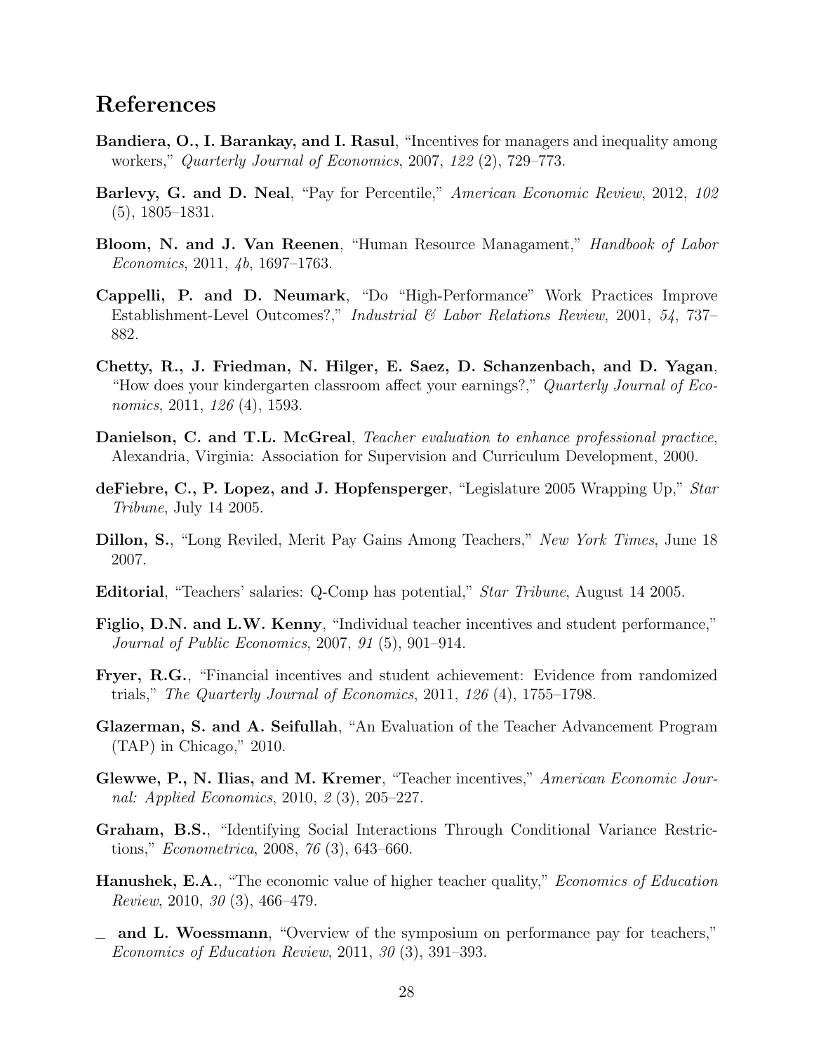# References

**Bandiera, O., I. Barankay, and I. Rasul**, "Incentives for managers and inequality among workers," *Quarterly Journal of Economics*, 2007, *122* (2), 729–773.

**Barlevy, G. and D. Neal**, "Pay for Percentile," *American Economic Review*, 2012, *102* (5), 1805–1831.

**Bloom, N. and J. Van Reenen**, "Human Resource Managament," *Handbook of Labor Economics*, 2011, *4b*, 1697–1763.

**Cappelli, P. and D. Neumark**, "Do "High-Performance" Work Practices Improve Establishment-Level Outcomes?," *Industrial & Labor Relations Review*, 2001, *54*, 737–882.

**Chetty, R., J. Friedman, N. Hilger, E. Saez, D. Schanzenbach, and D. Yagan**, "How does your kindergarten classroom affect your earnings?," *Quarterly Journal of Economics*, 2011, *126* (4), 1593.

**Danielson, C. and T.L. McGreal**, *Teacher evaluation to enhance professional practice*, Alexandria, Virginia: Association for Supervision and Curriculum Development, 2000.

**deFiebre, C., P. Lopez, and J. Hopfensperger**, "Legislature 2005 Wrapping Up," *Star Tribune*, July 14 2005.

**Dillon, S.**, "Long Reviled, Merit Pay Gains Among Teachers," *New York Times*, June 18 2007.

**Editorial**, "Teachers' salaries: Q-Comp has potential," *Star Tribune*, August 14 2005.

**Figlio, D.N. and L.W. Kenny**, "Individual teacher incentives and student performance," *Journal of Public Economics*, 2007, *91* (5), 901–914.

**Fryer, R.G.**, "Financial incentives and student achievement: Evidence from randomized trials," *The Quarterly Journal of Economics*, 2011, *126* (4), 1755–1798.

**Glazerman, S. and A. Seifullah**, "An Evaluation of the Teacher Advancement Program (TAP) in Chicago," 2010.

**Glewwe, P., N. Ilias, and M. Kremer**, "Teacher incentives," *American Economic Journal: Applied Economics*, 2010, *2* (3), 205–227.

**Graham, B.S.**, "Identifying Social Interactions Through Conditional Variance Restrictions," *Econometrica*, 2008, *76* (3), 643–660.

**Hanushek, E.A.**, "The economic value of higher teacher quality," *Economics of Education Review*, 2010, *30* (3), 466–479.

\_ **and L. Woessmann**, "Overview of the symposium on performance pay for teachers," *Economics of Education Review*, 2011, *30* (3), 391–393.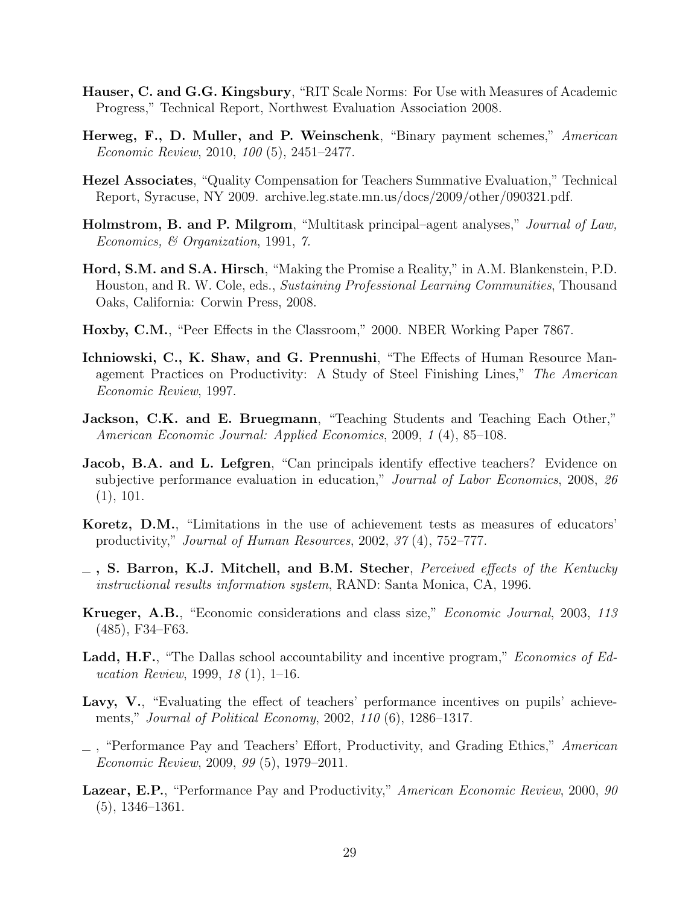**Hauser, C. and G.G. Kingsbury**, "RIT Scale Norms: For Use with Measures of Academic Progress," Technical Report, Northwest Evaluation Association 2008.

**Herweg, F., D. Muller, and P. Weinschenk**, "Binary payment schemes," *American Economic Review*, 2010, *100* (5), 2451–2477.

**Hezel Associates**, "Quality Compensation for Teachers Summative Evaluation," Technical Report, Syracuse, NY 2009. archive.leg.state.mn.us/docs/2009/other/090321.pdf.

**Holmstrom, B. and P. Milgrom**, "Multitask principal–agent analyses," *Journal of Law, Economics, & Organization*, 1991, *7.*

**Hord, S.M. and S.A. Hirsch**, "Making the Promise a Reality," in A.M. Blankenstein, P.D. Houston, and R. W. Cole, eds., *Sustaining Professional Learning Communities*, Thousand Oaks, California: Corwin Press, 2008.

**Hoxby, C.M.**, "Peer Effects in the Classroom," 2000. NBER Working Paper 7867.

**Ichniowski, C., K. Shaw, and G. Prennushi**, "The Effects of Human Resource Management Practices on Productivity: A Study of Steel Finishing Lines," *The American Economic Review*, 1997.

**Jackson, C.K. and E. Bruegmann**, "Teaching Students and Teaching Each Other," *American Economic Journal: Applied Economics*, 2009, *1* (4), 85–108.

**Jacob, B.A. and L. Lefgren**, "Can principals identify effective teachers? Evidence on subjective performance evaluation in education," *Journal of Labor Economics*, 2008, *26* (1), 101.

**Koretz, D.M.**, "Limitations in the use of achievement tests as measures of educators' productivity," *Journal of Human Resources*, 2002, *37* (4), 752–777.

**_ , S. Barron, K.J. Mitchell, and B.M. Stecher**, *Perceived effects of the Kentucky instructional results information system*, RAND: Santa Monica, CA, 1996.

**Krueger, A.B.**, "Economic considerations and class size," *Economic Journal*, 2003, *113* (485), F34–F63.

**Ladd, H.F.**, "The Dallas school accountability and incentive program," *Economics of Education Review*, 1999, *18* (1), 1–16.

**Lavy, V.**, "Evaluating the effect of teachers' performance incentives on pupils' achievements," *Journal of Political Economy*, 2002, *110* (6), 1286–1317.

_ , "Performance Pay and Teachers' Effort, Productivity, and Grading Ethics," *American Economic Review*, 2009, *99* (5), 1979–2011.

**Lazear, E.P.**, "Performance Pay and Productivity," *American Economic Review*, 2000, *90* (5), 1346–1361.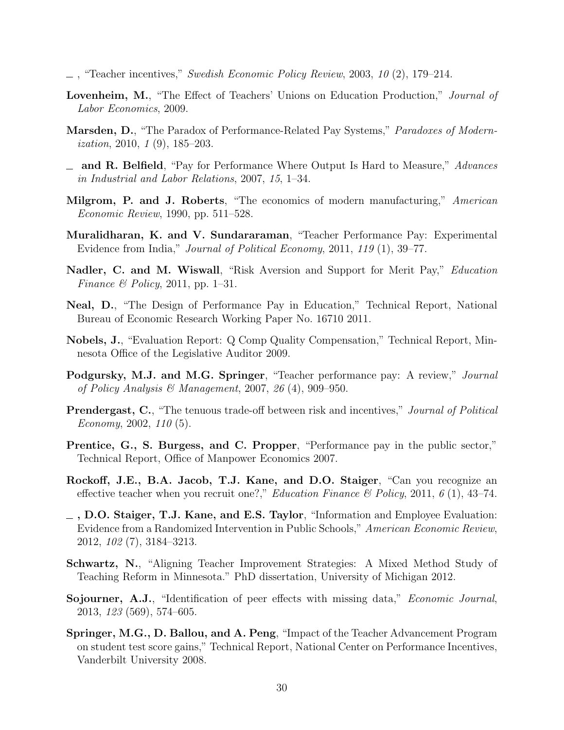— , "Teacher incentives," *Swedish Economic Policy Review*, 2003, *10* (2), 179–214.

**Lovenheim, M.**, "The Effect of Teachers' Unions on Education Production," *Journal of Labor Economics*, 2009.

**Marsden, D.**, "The Paradox of Performance-Related Pay Systems," *Paradoxes of Modernization*, 2010, *1* (9), 185–203.

— **and R. Belfield**, "Pay for Performance Where Output Is Hard to Measure," *Advances in Industrial and Labor Relations*, 2007, *15*, 1–34.

**Milgrom, P. and J. Roberts**, "The economics of modern manufacturing," *American Economic Review*, 1990, pp. 511–528.

**Muralidharan, K. and V. Sundararaman**, "Teacher Performance Pay: Experimental Evidence from India," *Journal of Political Economy*, 2011, *119* (1), 39–77.

**Nadler, C. and M. Wiswall**, "Risk Aversion and Support for Merit Pay," *Education Finance & Policy*, 2011, pp. 1–31.

**Neal, D.**, "The Design of Performance Pay in Education," Technical Report, National Bureau of Economic Research Working Paper No. 16710 2011.

**Nobels, J.**, "Evaluation Report: Q Comp Quality Compensation," Technical Report, Minnesota Office of the Legislative Auditor 2009.

**Podgursky, M.J. and M.G. Springer**, "Teacher performance pay: A review," *Journal of Policy Analysis & Management*, 2007, *26* (4), 909–950.

**Prendergast, C.**, "The tenuous trade-off between risk and incentives," *Journal of Political Economy*, 2002, *110* (5).

**Prentice, G., S. Burgess, and C. Propper**, "Performance pay in the public sector," Technical Report, Office of Manpower Economics 2007.

**Rockoff, J.E., B.A. Jacob, T.J. Kane, and D.O. Staiger**, "Can you recognize an effective teacher when you recruit one?," *Education Finance & Policy*, 2011, *6* (1), 43–74.

— **, D.O. Staiger, T.J. Kane, and E.S. Taylor**, "Information and Employee Evaluation: Evidence from a Randomized Intervention in Public Schools," *American Economic Review*, 2012, *102* (7), 3184–3213.

**Schwartz, N.**, "Aligning Teacher Improvement Strategies: A Mixed Method Study of Teaching Reform in Minnesota." PhD dissertation, University of Michigan 2012.

**Sojourner, A.J.**, "Identification of peer effects with missing data," *Economic Journal*, 2013, *123* (569), 574–605.

**Springer, M.G., D. Ballou, and A. Peng**, "Impact of the Teacher Advancement Program on student test score gains," Technical Report, National Center on Performance Incentives, Vanderbilt University 2008.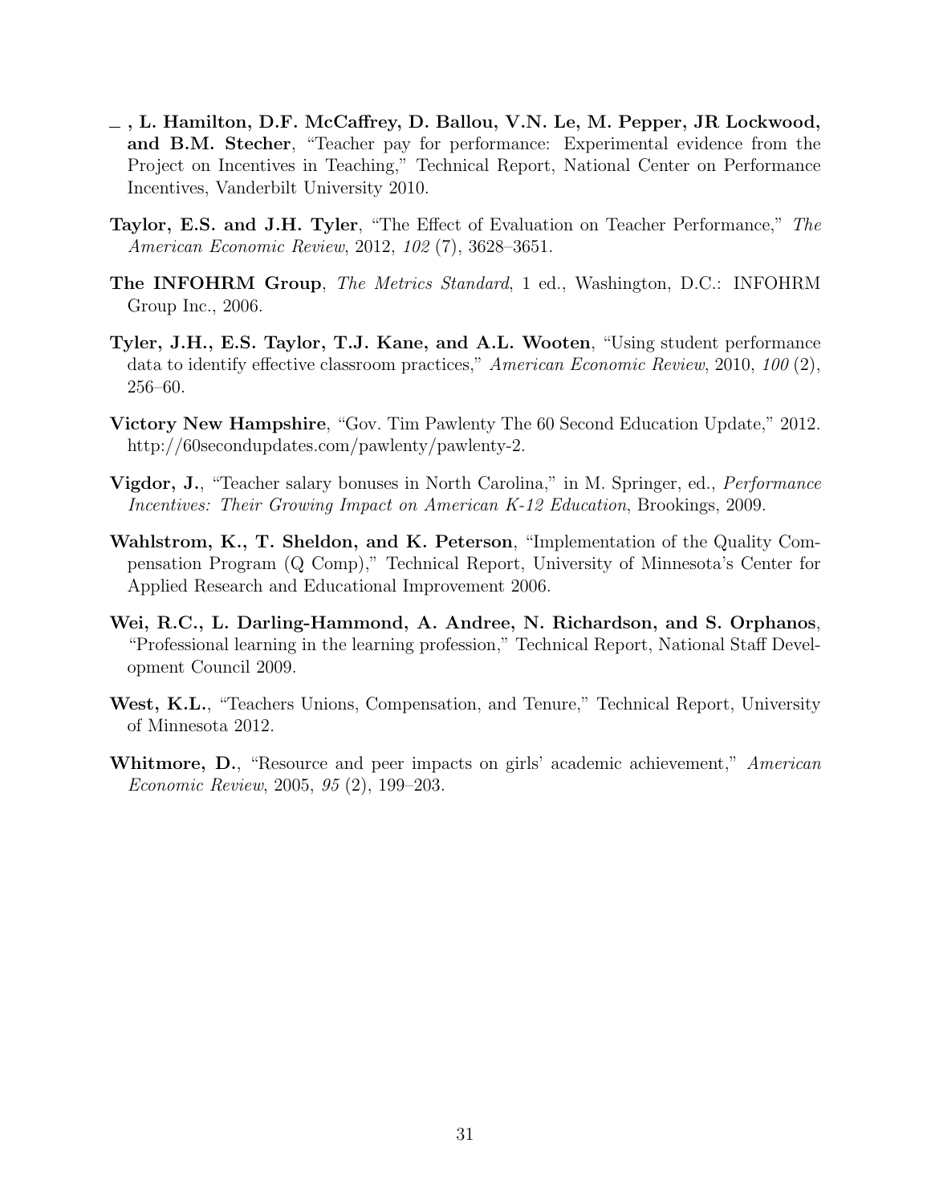— , **L. Hamilton, D.F. McCaffrey, D. Ballou, V.N. Le, M. Pepper, JR Lockwood, and B.M. Stecher**, "Teacher pay for performance: Experimental evidence from the Project on Incentives in Teaching," Technical Report, National Center on Performance Incentives, Vanderbilt University 2010.

**Taylor, E.S. and J.H. Tyler**, "The Effect of Evaluation on Teacher Performance," *The American Economic Review*, 2012, *102* (7), 3628–3651.

**The INFOHRM Group**, *The Metrics Standard*, 1 ed., Washington, D.C.: INFOHRM Group Inc., 2006.

**Tyler, J.H., E.S. Taylor, T.J. Kane, and A.L. Wooten**, "Using student performance data to identify effective classroom practices," *American Economic Review*, 2010, *100* (2), 256–60.

**Victory New Hampshire**, "Gov. Tim Pawlenty The 60 Second Education Update," 2012. http://60secondupdates.com/pawlenty/pawlenty-2.

**Vigdor, J.**, "Teacher salary bonuses in North Carolina," in M. Springer, ed., *Performance Incentives: Their Growing Impact on American K-12 Education*, Brookings, 2009.

**Wahlstrom, K., T. Sheldon, and K. Peterson**, "Implementation of the Quality Compensation Program (Q Comp)," Technical Report, University of Minnesota's Center for Applied Research and Educational Improvement 2006.

**Wei, R.C., L. Darling-Hammond, A. Andree, N. Richardson, and S. Orphanos**, "Professional learning in the learning profession," Technical Report, National Staff Development Council 2009.

**West, K.L.**, "Teachers Unions, Compensation, and Tenure," Technical Report, University of Minnesota 2012.

**Whitmore, D.**, "Resource and peer impacts on girls' academic achievement," *American Economic Review*, 2005, *95* (2), 199–203.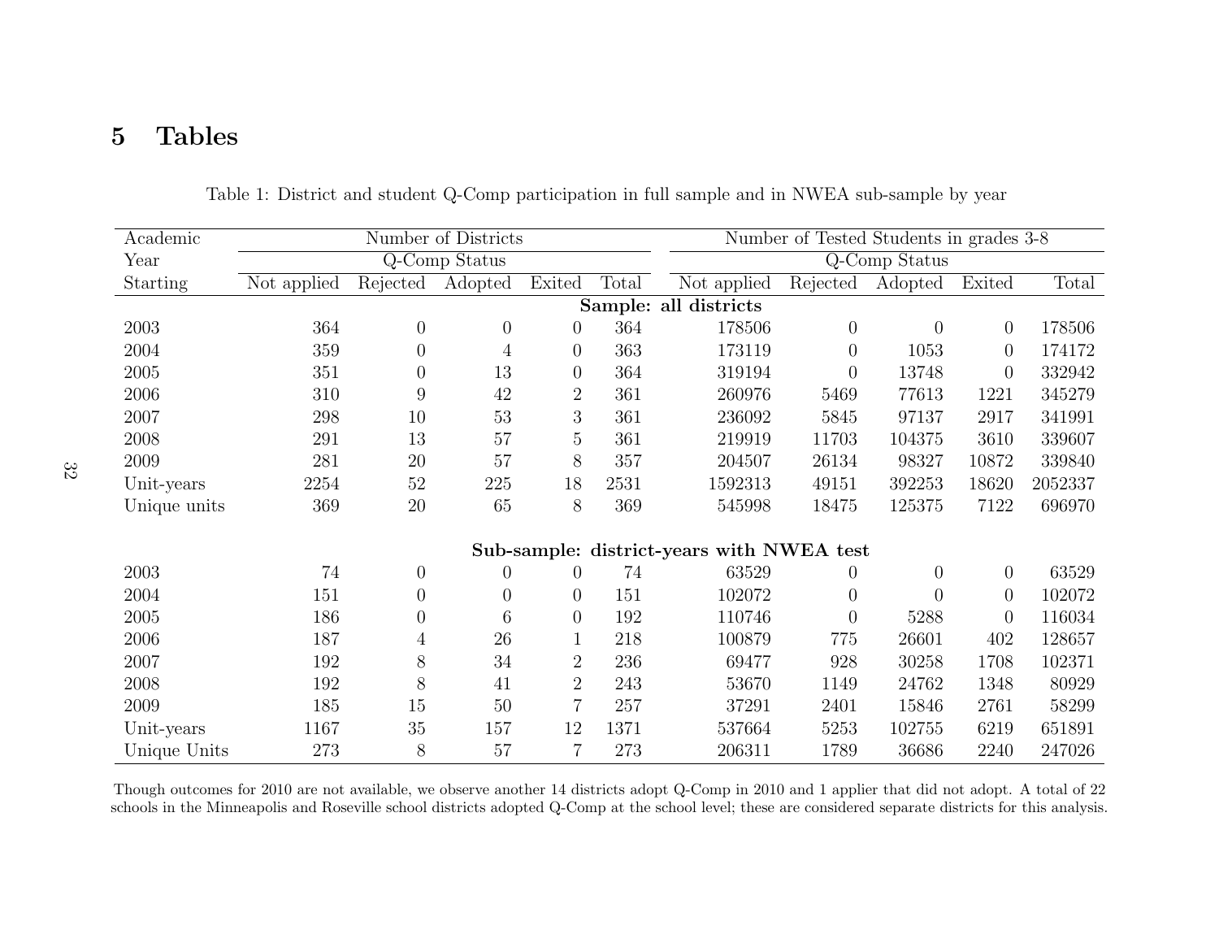# 5 Tables

Table 1: District and student Q-Comp participation in full sample and in NWEA sub-sample by year

| Academic Year Starting | Number of Districts: Q-Comp Status | | | | | Number of Tested Students in grades 3-8: Q-Comp Status | | | | |
|---|---|---|---|---|---|---|---|---|---|---|
| | Not applied | Rejected | Adopted | Exited | Total | Not applied | Rejected | Adopted | Exited | Total |
| **Sample: all districts** | | | | | | | | | | |
| 2003 | 364 | 0 | 0 | 0 | 364 | 178506 | 0 | 0 | 0 | 178506 |
| 2004 | 359 | 0 | 4 | 0 | 363 | 173119 | 0 | 1053 | 0 | 174172 |
| 2005 | 351 | 0 | 13 | 0 | 364 | 319194 | 0 | 13748 | 0 | 332942 |
| 2006 | 310 | 9 | 42 | 2 | 361 | 260976 | 5469 | 77613 | 1221 | 345279 |
| 2007 | 298 | 10 | 53 | 3 | 361 | 236092 | 5845 | 97137 | 2917 | 341991 |
| 2008 | 291 | 13 | 57 | 5 | 361 | 219919 | 11703 | 104375 | 3610 | 339607 |
| 2009 | 281 | 20 | 57 | 8 | 357 | 204507 | 26134 | 98327 | 10872 | 339840 |
| Unit-years | 2254 | 52 | 225 | 18 | 2531 | 1592313 | 49151 | 392253 | 18620 | 2052337 |
| Unique units | 369 | 20 | 65 | 8 | 369 | 545998 | 18475 | 125375 | 7122 | 696970 |
| **Sub-sample: district-years with NWEA test** | | | | | | | | | | |
| 2003 | 74 | 0 | 0 | 0 | 74 | 63529 | 0 | 0 | 0 | 63529 |
| 2004 | 151 | 0 | 0 | 0 | 151 | 102072 | 0 | 0 | 0 | 102072 |
| 2005 | 186 | 0 | 6 | 0 | 192 | 110746 | 0 | 5288 | 0 | 116034 |
| 2006 | 187 | 4 | 26 | 1 | 218 | 100879 | 775 | 26601 | 402 | 128657 |
| 2007 | 192 | 8 | 34 | 2 | 236 | 69477 | 928 | 30258 | 1708 | 102371 |
| 2008 | 192 | 8 | 41 | 2 | 243 | 53670 | 1149 | 24762 | 1348 | 80929 |
| 2009 | 185 | 15 | 50 | 7 | 257 | 37291 | 2401 | 15846 | 2761 | 58299 |
| Unit-years | 1167 | 35 | 157 | 12 | 1371 | 537664 | 5253 | 102755 | 6219 | 651891 |
| Unique Units | 273 | 8 | 57 | 7 | 273 | 206311 | 1789 | 36686 | 2240 | 247026 |

Though outcomes for 2010 are not available, we observe another 14 districts adopt Q-Comp in 2010 and 1 applier that did not adopt. A total of 22 schools in the Minneapolis and Roseville school districts adopted Q-Comp at the school level; these are considered separate districts for this analysis.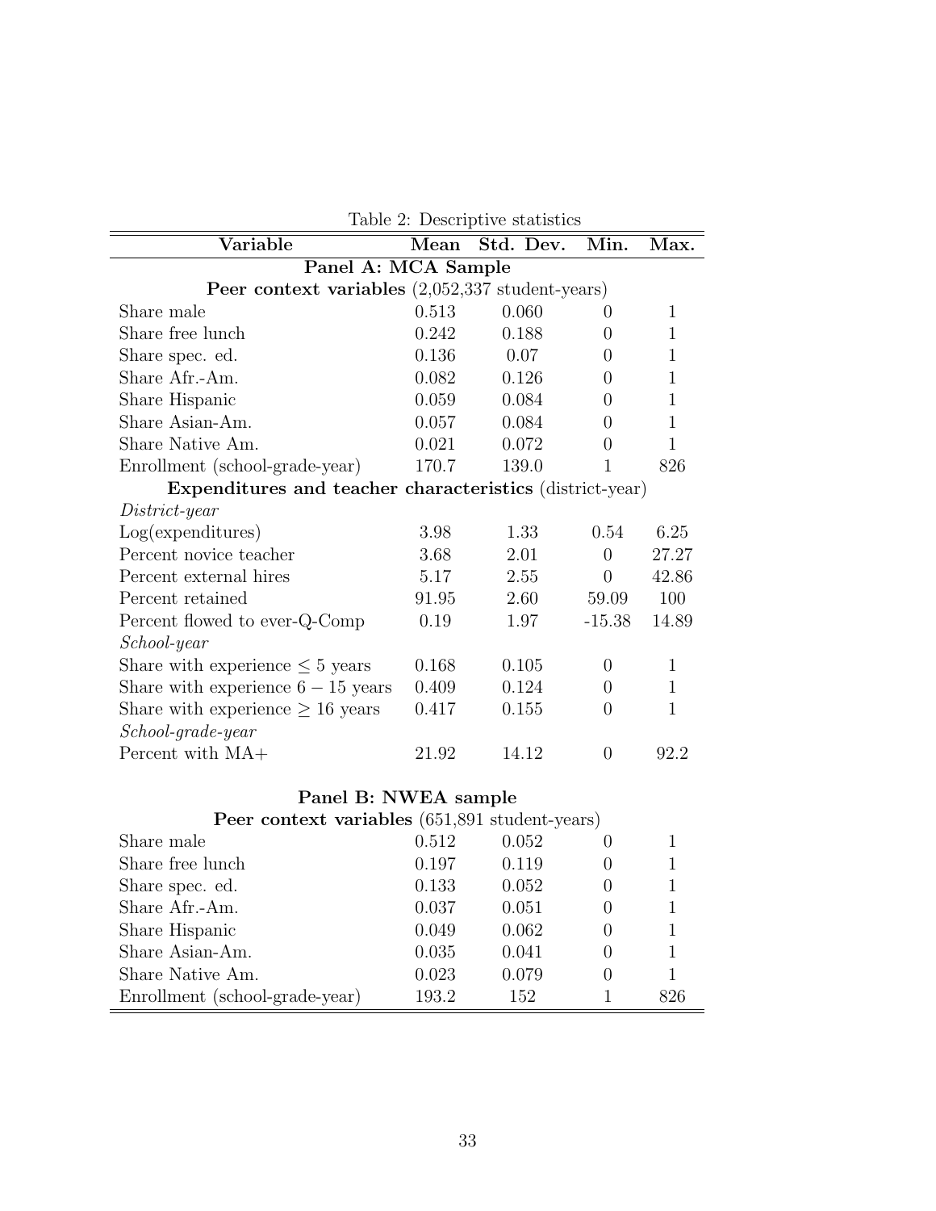Table 2: Descriptive statistics

| Variable | Mean | Std. Dev. | Min. | Max. |
|---|---|---|---|---|
| **Panel A: MCA Sample** | | | | |
| **Peer context variables** (2,052,337 student-years) | | | | |
| Share male | 0.513 | 0.060 | 0 | 1 |
| Share free lunch | 0.242 | 0.188 | 0 | 1 |
| Share spec. ed. | 0.136 | 0.07 | 0 | 1 |
| Share Afr.-Am. | 0.082 | 0.126 | 0 | 1 |
| Share Hispanic | 0.059 | 0.084 | 0 | 1 |
| Share Asian-Am. | 0.057 | 0.084 | 0 | 1 |
| Share Native Am. | 0.021 | 0.072 | 0 | 1 |
| Enrollment (school-grade-year) | 170.7 | 139.0 | 1 | 826 |
| **Expenditures and teacher characteristics** (district-year) | | | | |
| *District-year* | | | | |
| Log(expenditures) | 3.98 | 1.33 | 0.54 | 6.25 |
| Percent novice teacher | 3.68 | 2.01 | 0 | 27.27 |
| Percent external hires | 5.17 | 2.55 | 0 | 42.86 |
| Percent retained | 91.95 | 2.60 | 59.09 | 100 |
| Percent flowed to ever-Q-Comp | 0.19 | 1.97 | -15.38 | 14.89 |
| *School-year* | | | | |
| Share with experience $\leq 5$ years | 0.168 | 0.105 | 0 | 1 |
| Share with experience $6-15$ years | 0.409 | 0.124 | 0 | 1 |
| Share with experience $\geq 16$ years | 0.417 | 0.155 | 0 | 1 |
| *School-grade-year* | | | | |
| Percent with MA+ | 21.92 | 14.12 | 0 | 92.2 |
| **Panel B: NWEA sample** | | | | |
| **Peer context variables** (651,891 student-years) | | | | |
| Share male | 0.512 | 0.052 | 0 | 1 |
| Share free lunch | 0.197 | 0.119 | 0 | 1 |
| Share spec. ed. | 0.133 | 0.052 | 0 | 1 |
| Share Afr.-Am. | 0.037 | 0.051 | 0 | 1 |
| Share Hispanic | 0.049 | 0.062 | 0 | 1 |
| Share Asian-Am. | 0.035 | 0.041 | 0 | 1 |
| Share Native Am. | 0.023 | 0.079 | 0 | 1 |
| Enrollment (school-grade-year) | 193.2 | 152 | 1 | 826 |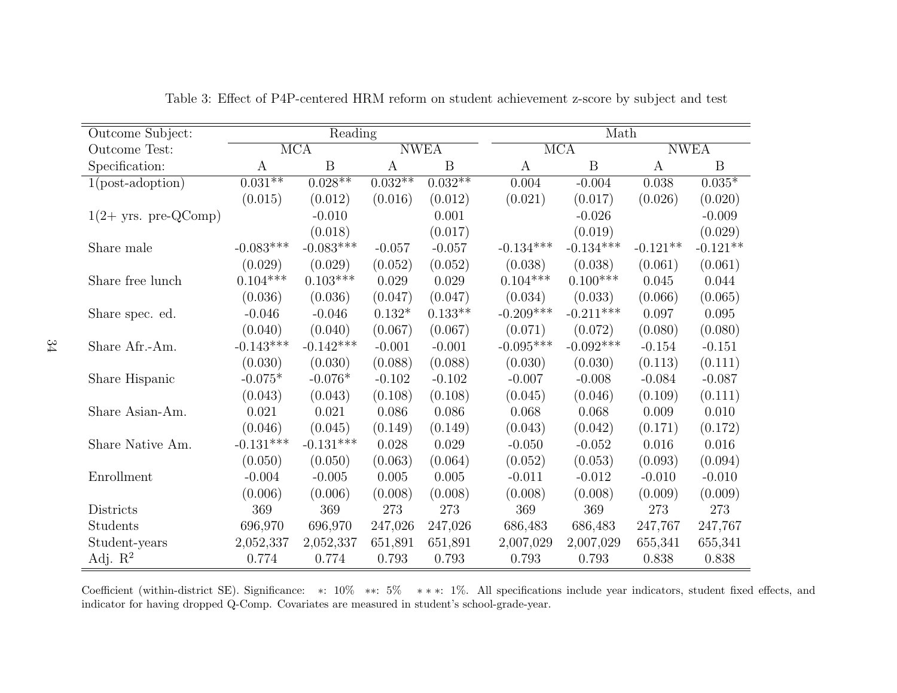Table 3: Effect of P4P-centered HRM reform on student achievement z-score by subject and test

| Outcome Subject: | Reading | | | | Math | | | |
|---|---|---|---|---|---|---|---|---|
| Outcome Test: | MCA | | NWEA | | MCA | | NWEA | |
| Specification: | A | B | A | B | A | B | A | B |
| 1(post-adoption) | 0.031** | 0.028** | 0.032** | 0.032** | 0.004 | -0.004 | 0.038 | 0.035* |
| | (0.015) | (0.012) | (0.016) | (0.012) | (0.021) | (0.017) | (0.026) | (0.020) |
| 1(2+ yrs. pre-QComp) | | -0.010 | | 0.001 | | -0.026 | | -0.009 |
| | | (0.018) | | (0.017) | | (0.019) | | (0.029) |
| Share male | -0.083*** | -0.083*** | -0.057 | -0.057 | -0.134*** | -0.134*** | -0.121** | -0.121** |
| | (0.029) | (0.029) | (0.052) | (0.052) | (0.038) | (0.038) | (0.061) | (0.061) |
| Share free lunch | 0.104*** | 0.103*** | 0.029 | 0.029 | 0.104*** | 0.100*** | 0.045 | 0.044 |
| | (0.036) | (0.036) | (0.047) | (0.047) | (0.034) | (0.033) | (0.066) | (0.065) |
| Share spec. ed. | -0.046 | -0.046 | 0.132* | 0.133** | -0.209*** | -0.211*** | 0.097 | 0.095 |
| | (0.040) | (0.040) | (0.067) | (0.067) | (0.071) | (0.072) | (0.080) | (0.080) |
| Share Afr.-Am. | -0.143*** | -0.142*** | -0.001 | -0.001 | -0.095*** | -0.092*** | -0.154 | -0.151 |
| | (0.030) | (0.030) | (0.088) | (0.088) | (0.030) | (0.030) | (0.113) | (0.111) |
| Share Hispanic | -0.075* | -0.076* | -0.102 | -0.102 | -0.007 | -0.008 | -0.084 | -0.087 |
| | (0.043) | (0.043) | (0.108) | (0.108) | (0.045) | (0.046) | (0.109) | (0.111) |
| Share Asian-Am. | 0.021 | 0.021 | 0.086 | 0.086 | 0.068 | 0.068 | 0.009 | 0.010 |
| | (0.046) | (0.045) | (0.149) | (0.149) | (0.043) | (0.042) | (0.171) | (0.172) |
| Share Native Am. | -0.131*** | -0.131*** | 0.028 | 0.029 | -0.050 | -0.052 | 0.016 | 0.016 |
| | (0.050) | (0.050) | (0.063) | (0.064) | (0.052) | (0.053) | (0.093) | (0.094) |
| Enrollment | -0.004 | -0.005 | 0.005 | 0.005 | -0.011 | -0.012 | -0.010 | -0.010 |
| | (0.006) | (0.006) | (0.008) | (0.008) | (0.008) | (0.008) | (0.009) | (0.009) |
| Districts | 369 | 369 | 273 | 273 | 369 | 369 | 273 | 273 |
| Students | 696,970 | 696,970 | 247,026 | 247,026 | 686,483 | 686,483 | 247,767 | 247,767 |
| Student-years | 2,052,337 | 2,052,337 | 651,891 | 651,891 | 2,007,029 | 2,007,029 | 655,341 | 655,341 |
| Adj. $R^2$ | 0.774 | 0.774 | 0.793 | 0.793 | 0.793 | 0.793 | 0.838 | 0.838 |

Coefficient (within-district SE). Significance: *: 10% **: 5% ***: 1%. All specifications include year indicators, student fixed effects, and indicator for having dropped Q-Comp. Covariates are measured in student's school-grade-year.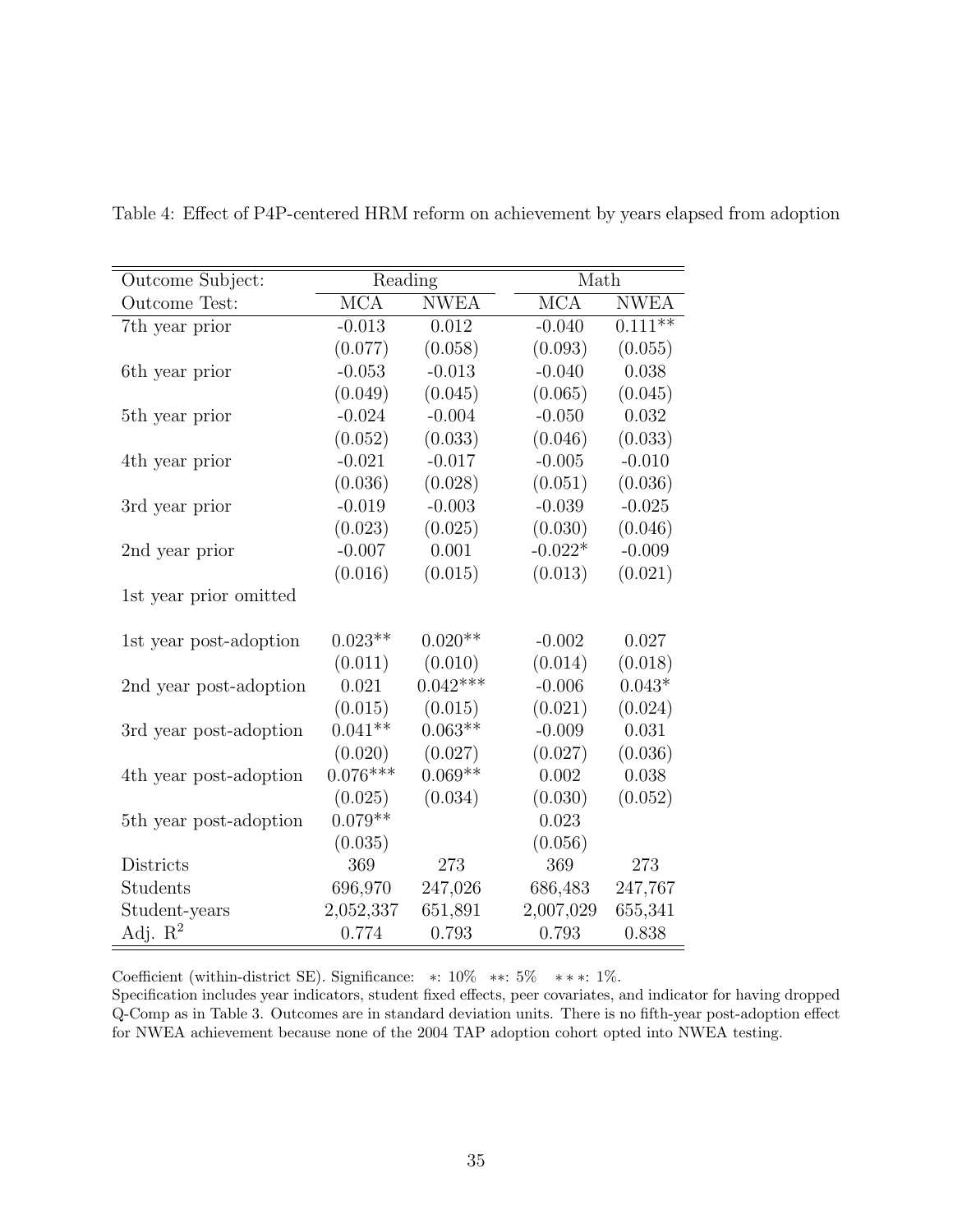Table 4: Effect of P4P-centered HRM reform on achievement by years elapsed from adoption

| Outcome Subject: | Reading | | Math | |
|---|---|---|---|---|
| Outcome Test: | MCA | NWEA | MCA | NWEA |
| 7th year prior | -0.013 | 0.012 | -0.040 | 0.111** |
| | (0.077) | (0.058) | (0.093) | (0.055) |
| 6th year prior | -0.053 | -0.013 | -0.040 | 0.038 |
| | (0.049) | (0.045) | (0.065) | (0.045) |
| 5th year prior | -0.024 | -0.004 | -0.050 | 0.032 |
| | (0.052) | (0.033) | (0.046) | (0.033) |
| 4th year prior | -0.021 | -0.017 | -0.005 | -0.010 |
| | (0.036) | (0.028) | (0.051) | (0.036) |
| 3rd year prior | -0.019 | -0.003 | -0.039 | -0.025 |
| | (0.023) | (0.025) | (0.030) | (0.046) |
| 2nd year prior | -0.007 | 0.001 | -0.022* | -0.009 |
| | (0.016) | (0.015) | (0.013) | (0.021) |
| 1st year prior omitted | | | | |
| 1st year post-adoption | 0.023** | 0.020** | -0.002 | 0.027 |
| | (0.011) | (0.010) | (0.014) | (0.018) |
| 2nd year post-adoption | 0.021 | 0.042*** | -0.006 | 0.043* |
| | (0.015) | (0.015) | (0.021) | (0.024) |
| 3rd year post-adoption | 0.041** | 0.063** | -0.009 | 0.031 |
| | (0.020) | (0.027) | (0.027) | (0.036) |
| 4th year post-adoption | 0.076*** | 0.069** | 0.002 | 0.038 |
| | (0.025) | (0.034) | (0.030) | (0.052) |
| 5th year post-adoption | 0.079** | | 0.023 | |
| | (0.035) | | (0.056) | |
| Districts | 369 | 273 | 369 | 273 |
| Students | 696,970 | 247,026 | 686,483 | 247,767 |
| Student-years | 2,052,337 | 651,891 | 2,007,029 | 655,341 |
| Adj. $R^2$ | 0.774 | 0.793 | 0.793 | 0.838 |

Coefficient (within-district SE). Significance: $*$: 10% $**$: 5% $***$: 1%.
Specification includes year indicators, student fixed effects, peer covariates, and indicator for having dropped Q-Comp as in Table 3. Outcomes are in standard deviation units. There is no fifth-year post-adoption effect for NWEA achievement because none of the 2004 TAP adoption cohort opted into NWEA testing.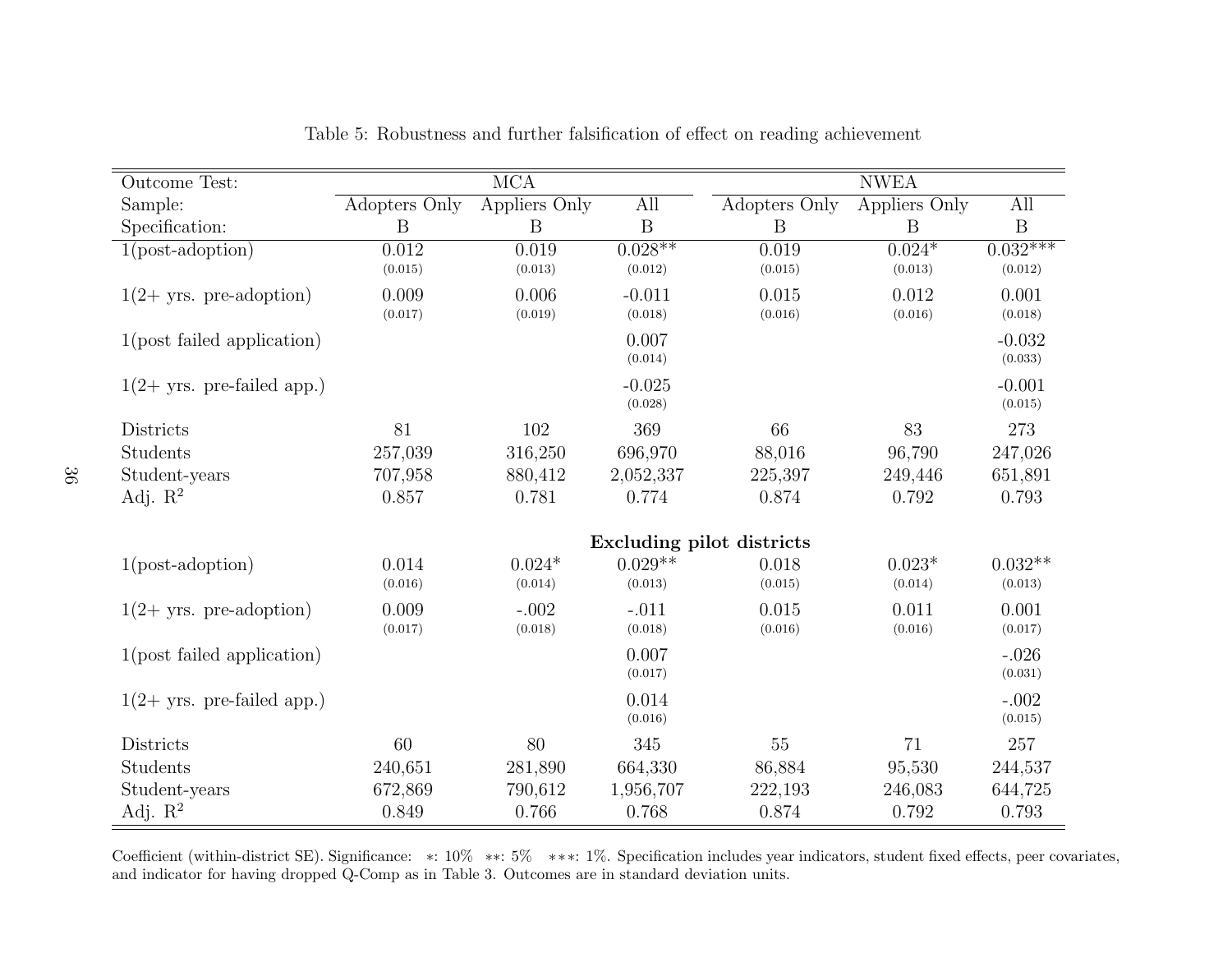Table 5: Robustness and further falsification of effect on reading achievement

| Outcome Test: | MCA | | | NWEA | | |
|---|---|---|---|---|---|---|
| Sample: | Adopters Only | Appliers Only | All | Adopters Only | Appliers Only | All |
| Specification: | B | B | B | B | B | B |
| 1(post-adoption) | 0.012 | 0.019 | 0.028** | 0.019 | 0.024* | 0.032*** |
| | (0.015) | (0.013) | (0.012) | (0.015) | (0.013) | (0.012) |
| 1(2+ yrs. pre-adoption) | 0.009 | 0.006 | -0.011 | 0.015 | 0.012 | 0.001 |
| | (0.017) | (0.019) | (0.018) | (0.016) | (0.016) | (0.018) |
| 1(post failed application) | | | 0.007 | | | -0.032 |
| | | | (0.014) | | | (0.033) |
| 1(2+ yrs. pre-failed app.) | | | -0.025 | | | -0.001 |
| | | | (0.028) | | | (0.015) |
| Districts | 81 | 102 | 369 | 66 | 83 | 273 |
| Students | 257,039 | 316,250 | 696,970 | 88,016 | 96,790 | 247,026 |
| Student-years | 707,958 | 880,412 | 2,052,337 | 225,397 | 249,446 | 651,891 |
| Adj. $R^2$ | 0.857 | 0.781 | 0.774 | 0.874 | 0.792 | 0.793 |
| **Excluding pilot districts** | | | | | | |
| 1(post-adoption) | 0.014 | 0.024* | 0.029** | 0.018 | 0.023* | 0.032** |
| | (0.016) | (0.014) | (0.013) | (0.015) | (0.014) | (0.013) |
| 1(2+ yrs. pre-adoption) | 0.009 | -.002 | -.011 | 0.015 | 0.011 | 0.001 |
| | (0.017) | (0.018) | (0.018) | (0.016) | (0.016) | (0.017) |
| 1(post failed application) | | | 0.007 | | | -.026 |
| | | | (0.017) | | | (0.031) |
| 1(2+ yrs. pre-failed app.) | | | 0.014 | | | -.002 |
| | | | (0.016) | | | (0.015) |
| Districts | 60 | 80 | 345 | 55 | 71 | 257 |
| Students | 240,651 | 281,890 | 664,330 | 86,884 | 95,530 | 244,537 |
| Student-years | 672,869 | 790,612 | 1,956,707 | 222,193 | 246,083 | 644,725 |
| Adj. $R^2$ | 0.849 | 0.766 | 0.768 | 0.874 | 0.792 | 0.793 |

Coefficient (within-district SE). Significance: *: 10% **: 5% ***: 1%. Specification includes year indicators, student fixed effects, peer covariates, and indicator for having dropped Q-Comp as in Table 3. Outcomes are in standard deviation units.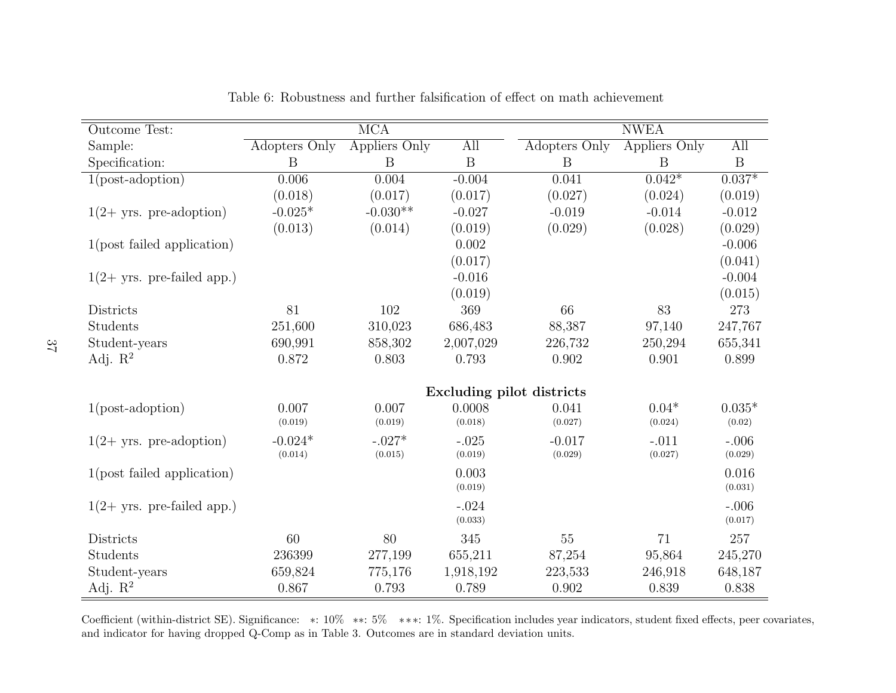Table 6: Robustness and further falsification of effect on math achievement

| Outcome Test: | MCA | | | NWEA | | |
|---|---|---|---|---|---|---|
| Sample: | Adopters Only | Appliers Only | All | Adopters Only | Appliers Only | All |
| Specification: | B | B | B | B | B | B |
| 1(post-adoption) | 0.006 | 0.004 | -0.004 | 0.041 | 0.042* | 0.037* |
| | (0.018) | (0.017) | (0.017) | (0.027) | (0.024) | (0.019) |
| 1(2+ yrs. pre-adoption) | -0.025* | -0.030** | -0.027 | -0.019 | -0.014 | -0.012 |
| | (0.013) | (0.014) | (0.019) | (0.029) | (0.028) | (0.029) |
| 1(post failed application) | | | 0.002 | | | -0.006 |
| | | | (0.017) | | | (0.041) |
| 1(2+ yrs. pre-failed app.) | | | -0.016 | | | -0.004 |
| | | | (0.019) | | | (0.015) |
| Districts | 81 | 102 | 369 | 66 | 83 | 273 |
| Students | 251,600 | 310,023 | 686,483 | 88,387 | 97,140 | 247,767 |
| Student-years | 690,991 | 858,302 | 2,007,029 | 226,732 | 250,294 | 655,341 |
| Adj. $R^2$ | 0.872 | 0.803 | 0.793 | 0.902 | 0.901 | 0.899 |
| **Excluding pilot districts** | | | | | | |
| 1(post-adoption) | 0.007 | 0.007 | 0.0008 | 0.041 | 0.04* | 0.035* |
| | (0.019) | (0.019) | (0.018) | (0.027) | (0.024) | (0.02) |
| 1(2+ yrs. pre-adoption) | -0.024* | -.027* | -.025 | -0.017 | -.011 | -.006 |
| | (0.014) | (0.015) | (0.019) | (0.029) | (0.027) | (0.029) |
| 1(post failed application) | | | 0.003 | | | 0.016 |
| | | | (0.019) | | | (0.031) |
| 1(2+ yrs. pre-failed app.) | | | -.024 | | | -.006 |
| | | | (0.033) | | | (0.017) |
| Districts | 60 | 80 | 345 | 55 | 71 | 257 |
| Students | 236399 | 277,199 | 655,211 | 87,254 | 95,864 | 245,270 |
| Student-years | 659,824 | 775,176 | 1,918,192 | 223,533 | 246,918 | 648,187 |
| Adj. $R^2$ | 0.867 | 0.793 | 0.789 | 0.902 | 0.839 | 0.838 |

Coefficient (within-district SE). Significance: ∗: 10% ∗∗: 5% ∗∗∗: 1%. Specification includes year indicators, student fixed effects, peer covariates, and indicator for having dropped Q-Comp as in Table 3. Outcomes are in standard deviation units.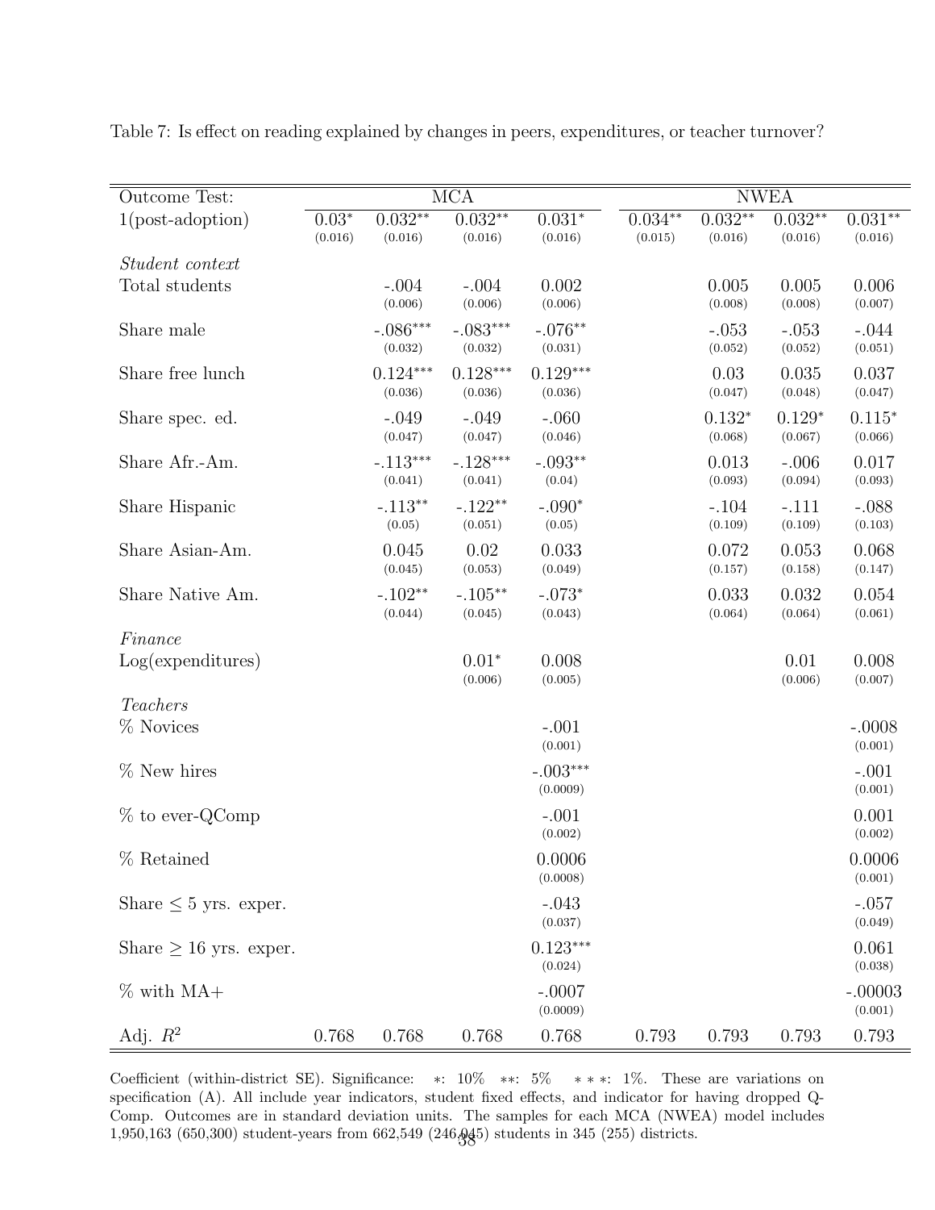Table 7: Is effect on reading explained by changes in peers, expenditures, or teacher turnover?

| Outcome Test: | MCA | | | | NWEA | | | |
|---|---|---|---|---|---|---|---|---|
| 1(post-adoption) | 0.03* (0.016) | 0.032** (0.016) | 0.032** (0.016) | 0.031* (0.016) | 0.034** (0.015) | 0.032** (0.016) | 0.032** (0.016) | 0.031** (0.016) |
| *Student context* | | | | | | | | |
| Total students | | -.004 (0.006) | -.004 (0.006) | 0.002 (0.006) | | 0.005 (0.008) | 0.005 (0.008) | 0.006 (0.007) |
| Share male | | -.086*** (0.032) | -.083*** (0.032) | -.076** (0.031) | | -.053 (0.052) | -.053 (0.052) | -.044 (0.051) |
| Share free lunch | | 0.124*** (0.036) | 0.128*** (0.036) | 0.129*** (0.036) | | 0.03 (0.047) | 0.035 (0.048) | 0.037 (0.047) |
| Share spec. ed. | | -.049 (0.047) | -.049 (0.047) | -.060 (0.046) | | 0.132* (0.068) | 0.129* (0.067) | 0.115* (0.066) |
| Share Afr.-Am. | | -.113*** (0.041) | -.128*** (0.041) | -.093** (0.04) | | 0.013 (0.093) | -.006 (0.094) | 0.017 (0.093) |
| Share Hispanic | | -.113** (0.05) | -.122** (0.051) | -.090* (0.05) | | -.104 (0.109) | -.111 (0.109) | -.088 (0.103) |
| Share Asian-Am. | | 0.045 (0.045) | 0.02 (0.053) | 0.033 (0.049) | | 0.072 (0.157) | 0.053 (0.158) | 0.068 (0.147) |
| Share Native Am. | | -.102** (0.044) | -.105** (0.045) | -.073* (0.043) | | 0.033 (0.064) | 0.032 (0.064) | 0.054 (0.061) |
| *Finance* | | | | | | | | |
| Log(expenditures) | | | 0.01* (0.006) | 0.008 (0.005) | | | 0.01 (0.006) | 0.008 (0.007) |
| *Teachers* | | | | | | | | |
| % Novices | | | | -.001 (0.001) | | | | -.0008 (0.001) |
| % New hires | | | | -.003*** (0.0009) | | | | -.001 (0.001) |
| % to ever-QComp | | | | -.001 (0.002) | | | | 0.001 (0.002) |
| % Retained | | | | 0.0006 (0.0008) | | | | 0.0006 (0.001) |
| Share $\leq$ 5 yrs. exper. | | | | -.043 (0.037) | | | | -.057 (0.049) |
| Share $\geq$ 16 yrs. exper. | | | | 0.123*** (0.024) | | | | 0.061 (0.038) |
| % with MA+ | | | | -.0007 (0.0009) | | | | -.00003 (0.001) |
| Adj. $R^2$ | 0.768 | 0.768 | 0.768 | 0.768 | 0.793 | 0.793 | 0.793 | 0.793 |

Coefficient (within-district SE). Significance: *: 10% **: 5% ***: 1%. These are variations on specification (A). All include year indicators, student fixed effects, and indicator for having dropped Q-Comp. Outcomes are in standard deviation units. The samples for each MCA (NWEA) model includes 1,950,163 (650,300) student-years from 662,549 (246,045) students in 345 (255) districts.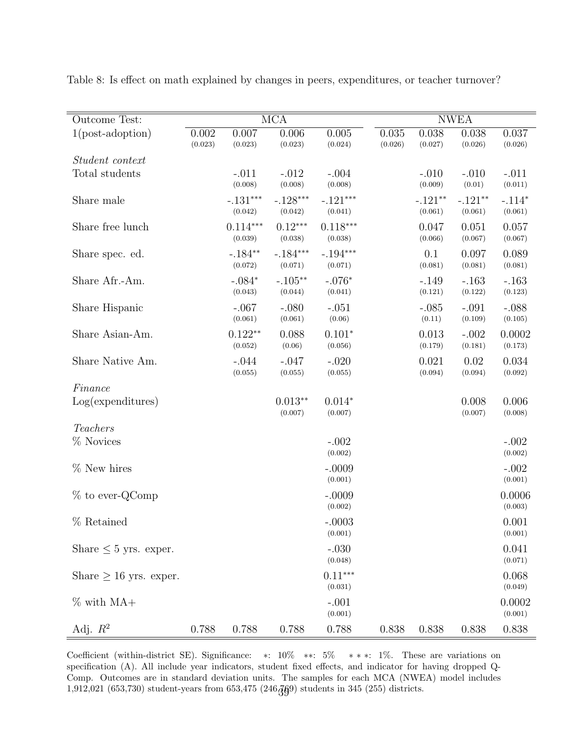Table 8: Is effect on math explained by changes in peers, expenditures, or teacher turnover?

| Outcome Test: | MCA | | | | NWEA | | | |
|---|---|---|---|---|---|---|---|---|
| 1(post-adoption) | 0.002 (0.023) | 0.007 (0.023) | 0.006 (0.023) | 0.005 (0.024) | 0.035 (0.026) | 0.038 (0.027) | 0.038 (0.026) | 0.037 (0.026) |
| *Student context* | | | | | | | | |
| Total students | | -.011 (0.008) | -.012 (0.008) | -.004 (0.008) | | -.010 (0.009) | -.010 (0.01) | -.011 (0.011) |
| Share male | | -.131*** (0.042) | -.128*** (0.042) | -.121*** (0.041) | | -.121** (0.061) | -.121** (0.061) | -.114* (0.061) |
| Share free lunch | | 0.114*** (0.039) | 0.12*** (0.038) | 0.118*** (0.038) | | 0.047 (0.066) | 0.051 (0.067) | 0.057 (0.067) |
| Share spec. ed. | | -.184** (0.072) | -.184*** (0.071) | -.194*** (0.071) | | 0.1 (0.081) | 0.097 (0.081) | 0.089 (0.081) |
| Share Afr.-Am. | | -.084* (0.043) | -.105** (0.044) | -.076* (0.041) | | -.149 (0.121) | -.163 (0.122) | -.163 (0.123) |
| Share Hispanic | | -.067 (0.061) | -.080 (0.061) | -.051 (0.06) | | -.085 (0.11) | -.091 (0.109) | -.088 (0.105) |
| Share Asian-Am. | | 0.122** (0.052) | 0.088 (0.06) | 0.101* (0.056) | | 0.013 (0.179) | -.002 (0.181) | 0.0002 (0.173) |
| Share Native Am. | | -.044 (0.055) | -.047 (0.055) | -.020 (0.055) | | 0.021 (0.094) | 0.02 (0.094) | 0.034 (0.092) |
| *Finance* | | | | | | | | |
| Log(expenditures) | | | 0.013** (0.007) | 0.014* (0.007) | | | 0.008 (0.007) | 0.006 (0.008) |
| *Teachers* | | | | | | | | |
| % Novices | | | | -.002 (0.002) | | | | -.002 (0.002) |
| % New hires | | | | -.0009 (0.001) | | | | -.002 (0.001) |
| % to ever-QComp | | | | -.0009 (0.002) | | | | 0.0006 (0.003) |
| % Retained | | | | -.0003 (0.001) | | | | 0.001 (0.001) |
| Share $\leq 5$ yrs. exper. | | | | -.030 (0.048) | | | | 0.041 (0.071) |
| Share $\geq 16$ yrs. exper. | | | | 0.11*** (0.031) | | | | 0.068 (0.049) |
| % with MA+ | | | | -.001 (0.001) | | | | 0.0002 (0.001) |
| Adj. $R^2$ | 0.788 | 0.788 | 0.788 | 0.788 | 0.838 | 0.838 | 0.838 | 0.838 |

Coefficient (within-district SE). Significance: *: 10% **: 5% ***: 1%. These are variations on specification (A). All include year indicators, student fixed effects, and indicator for having dropped Q-Comp. Outcomes are in standard deviation units. The samples for each MCA (NWEA) model includes 1,912,021 (653,730) student-years from 653,475 (246,769) students in 345 (255) districts.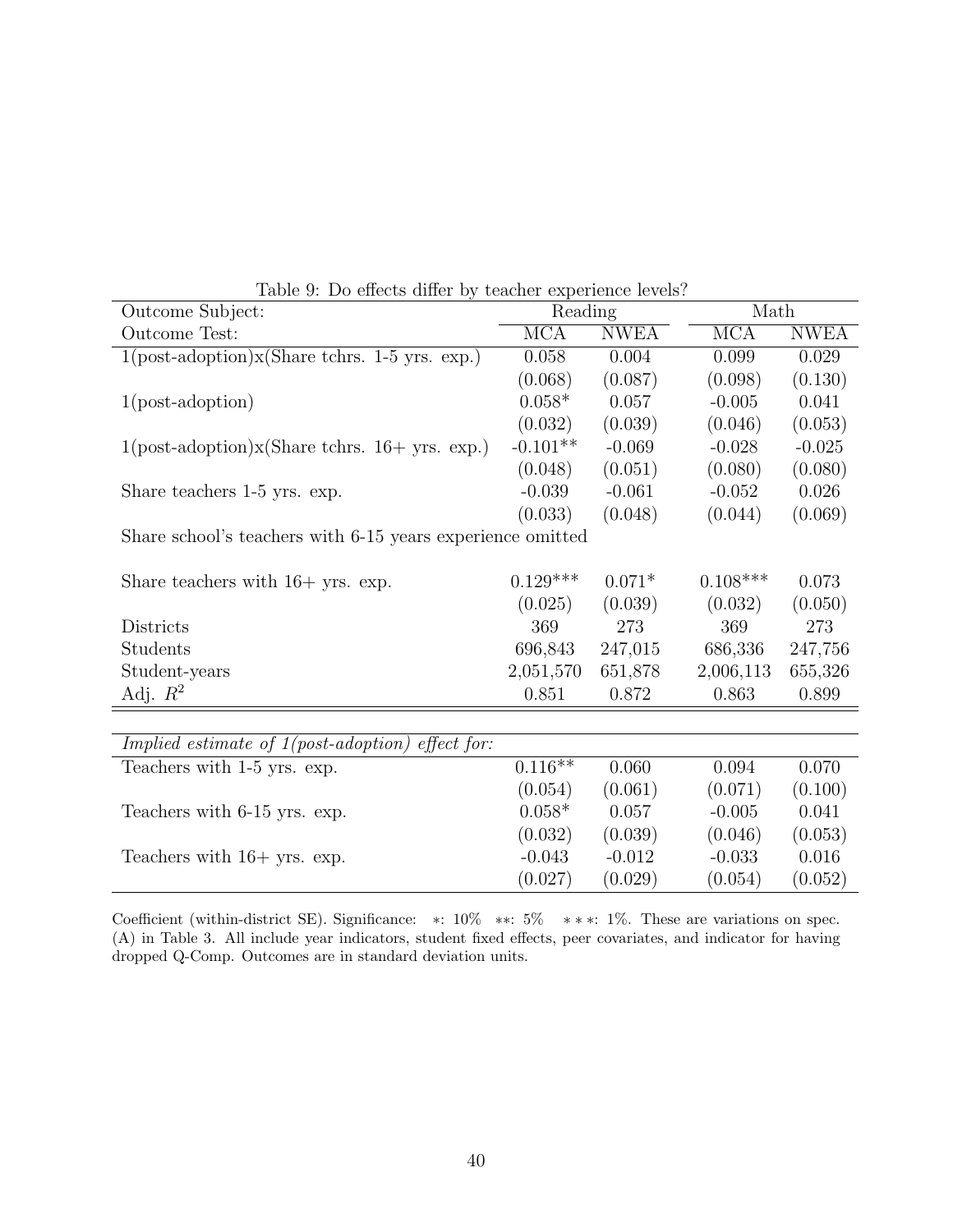Table 9: Do effects differ by teacher experience levels?

| Outcome Subject: | Reading | | Math | |
|---|---|---|---|---|
| Outcome Test: | MCA | NWEA | MCA | NWEA |
| 1(post-adoption)x(Share tchrs. 1-5 yrs. exp.) | 0.058 | 0.004 | 0.099 | 0.029 |
| | (0.068) | (0.087) | (0.098) | (0.130) |
| 1(post-adoption) | 0.058* | 0.057 | -0.005 | 0.041 |
| | (0.032) | (0.039) | (0.046) | (0.053) |
| 1(post-adoption)x(Share tchrs. 16+ yrs. exp.) | -0.101** | -0.069 | -0.028 | -0.025 |
| | (0.048) | (0.051) | (0.080) | (0.080) |
| Share teachers 1-5 yrs. exp. | -0.039 | -0.061 | -0.052 | 0.026 |
| | (0.033) | (0.048) | (0.044) | (0.069) |
| Share school's teachers with 6-15 years experience omitted | | | | |
| Share teachers with 16+ yrs. exp. | 0.129*** | 0.071* | 0.108*** | 0.073 |
| | (0.025) | (0.039) | (0.032) | (0.050) |
| Districts | 369 | 273 | 369 | 273 |
| Students | 696,843 | 247,015 | 686,336 | 247,756 |
| Student-years | 2,051,570 | 651,878 | 2,006,113 | 655,326 |
| Adj. $R^2$ | 0.851 | 0.872 | 0.863 | 0.899 |

| *Implied estimate of 1(post-adoption) effect for:* | | | | |
|---|---|---|---|---|
| Teachers with 1-5 yrs. exp. | 0.116** | 0.060 | 0.094 | 0.070 |
| | (0.054) | (0.061) | (0.071) | (0.100) |
| Teachers with 6-15 yrs. exp. | 0.058* | 0.057 | -0.005 | 0.041 |
| | (0.032) | (0.039) | (0.046) | (0.053) |
| Teachers with 16+ yrs. exp. | -0.043 | -0.012 | -0.033 | 0.016 |
| | (0.027) | (0.029) | (0.054) | (0.052) |

Coefficient (within-district SE). Significance: $*$: 10% $**$: 5% $***$: 1%. These are variations on spec. (A) in Table 3. All include year indicators, student fixed effects, peer covariates, and indicator for having dropped Q-Comp. Outcomes are in standard deviation units.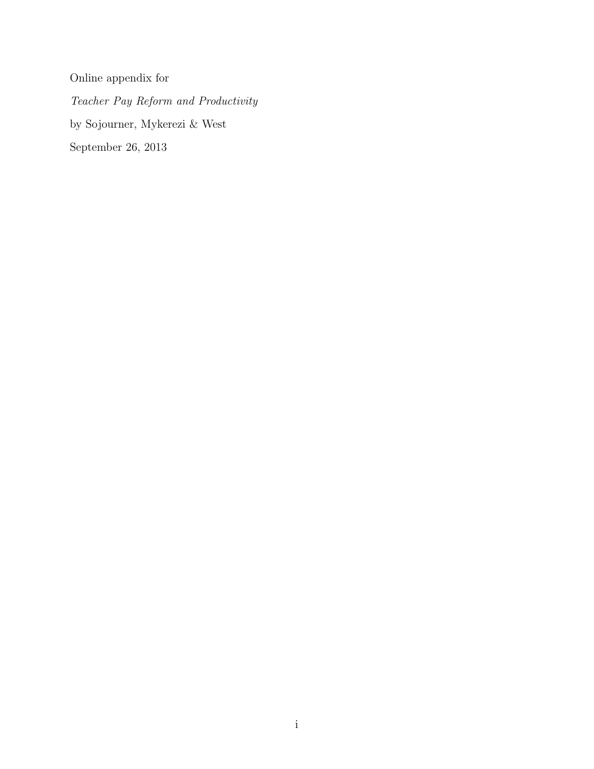Online appendix for

*Teacher Pay Reform and Productivity*

by Sojourner, Mykerezi & West

September 26, 2013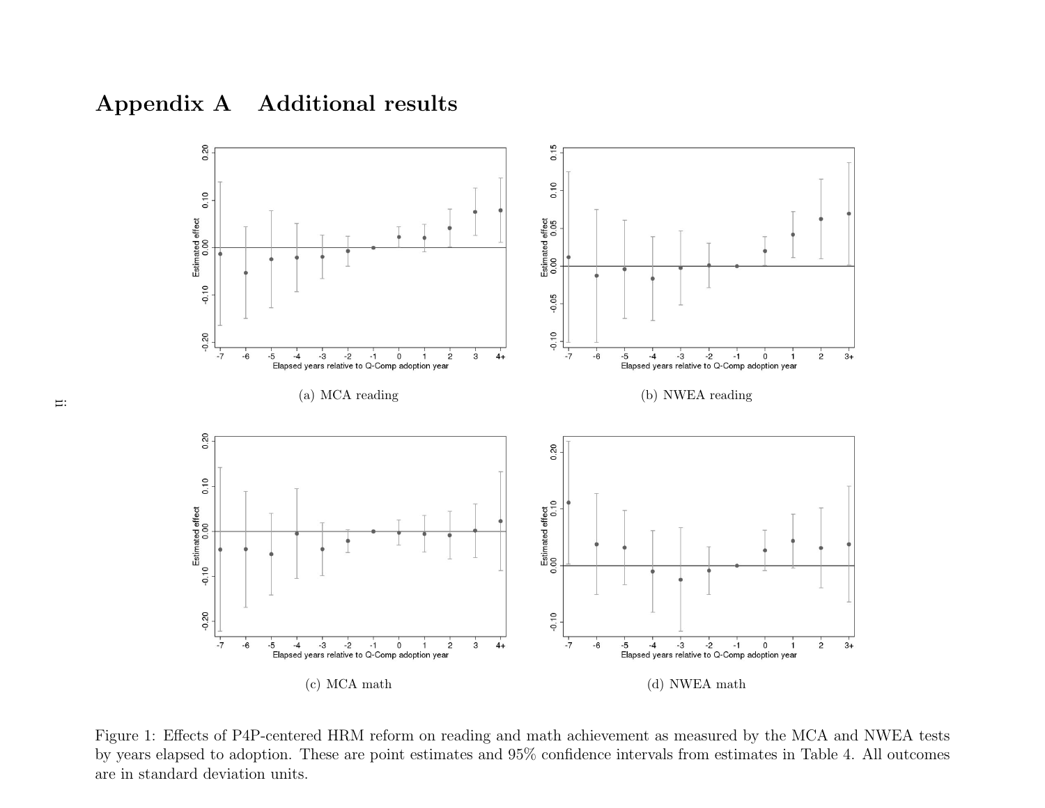# Appendix A Additional results

(a) MCA reading

(b) NWEA reading

(c) MCA math

(d) NWEA math

Figure 1: Effects of P4P-centered HRM reform on reading and math achievement as measured by the MCA and NWEA tests by years elapsed to adoption. These are point estimates and 95% confidence intervals from estimates in Table 4. All outcomes are in standard deviation units.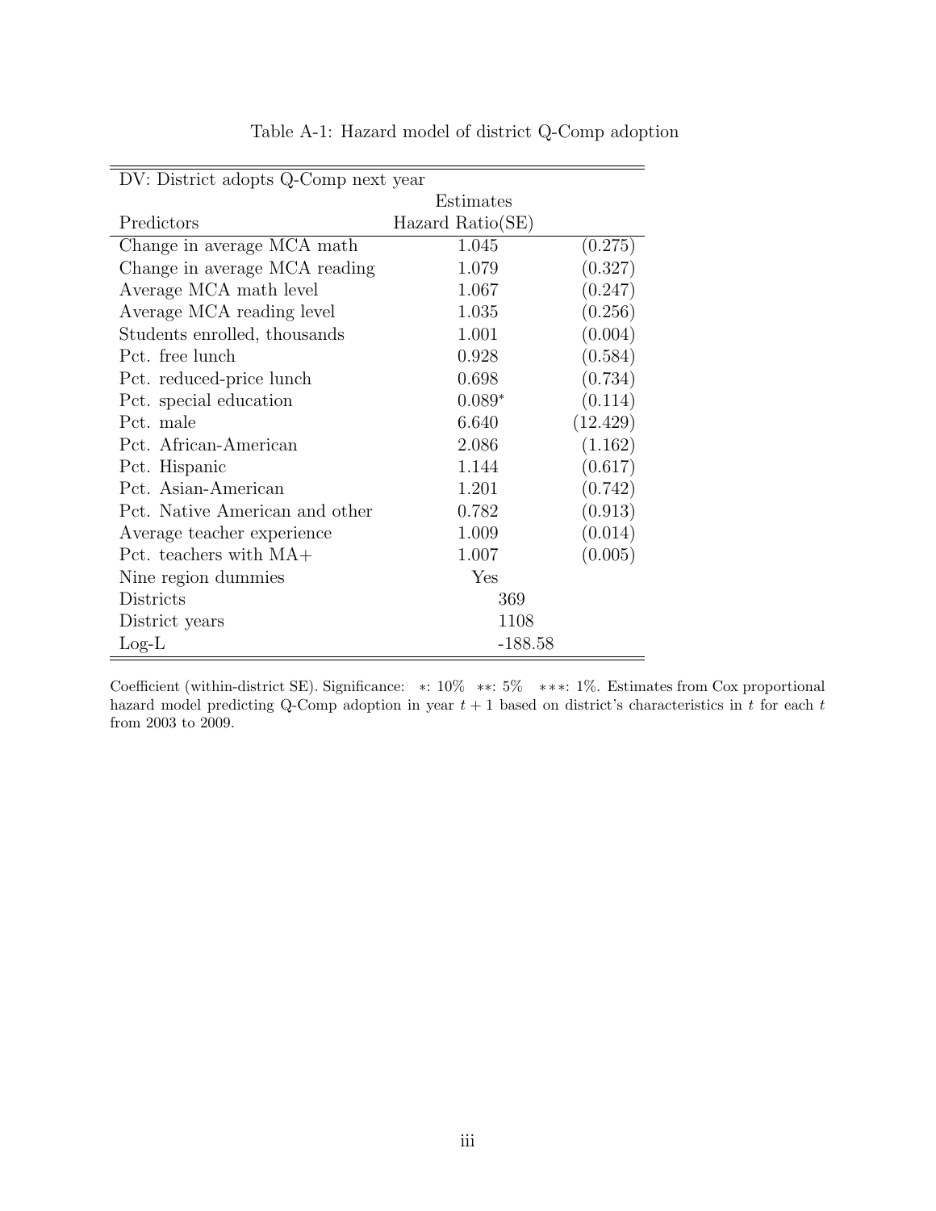Table A-1: Hazard model of district Q-Comp adoption

| DV: District adopts Q-Comp next year | | |
|---|---|---|
| | Estimates | |
| Predictors | Hazard Ratio(SE) | |
| Change in average MCA math | 1.045 | (0.275) |
| Change in average MCA reading | 1.079 | (0.327) |
| Average MCA math level | 1.067 | (0.247) |
| Average MCA reading level | 1.035 | (0.256) |
| Students enrolled, thousands | 1.001 | (0.004) |
| Pct. free lunch | 0.928 | (0.584) |
| Pct. reduced-price lunch | 0.698 | (0.734) |
| Pct. special education | 0.089* | (0.114) |
| Pct. male | 6.640 | (12.429) |
| Pct. African-American | 2.086 | (1.162) |
| Pct. Hispanic | 1.144 | (0.617) |
| Pct. Asian-American | 1.201 | (0.742) |
| Pct. Native American and other | 0.782 | (0.913) |
| Average teacher experience | 1.009 | (0.014) |
| Pct. teachers with MA+ | 1.007 | (0.005) |
| Nine region dummies | Yes | |
| Districts | 369 | |
| District years | 1108 | |
| Log-L | -188.58 | |

Coefficient (within-district SE). Significance: *: 10% **: 5% ***: 1%. Estimates from Cox proportional hazard model predicting Q-Comp adoption in year $t+1$ based on district's characteristics in $t$ for each $t$ from 2003 to 2009.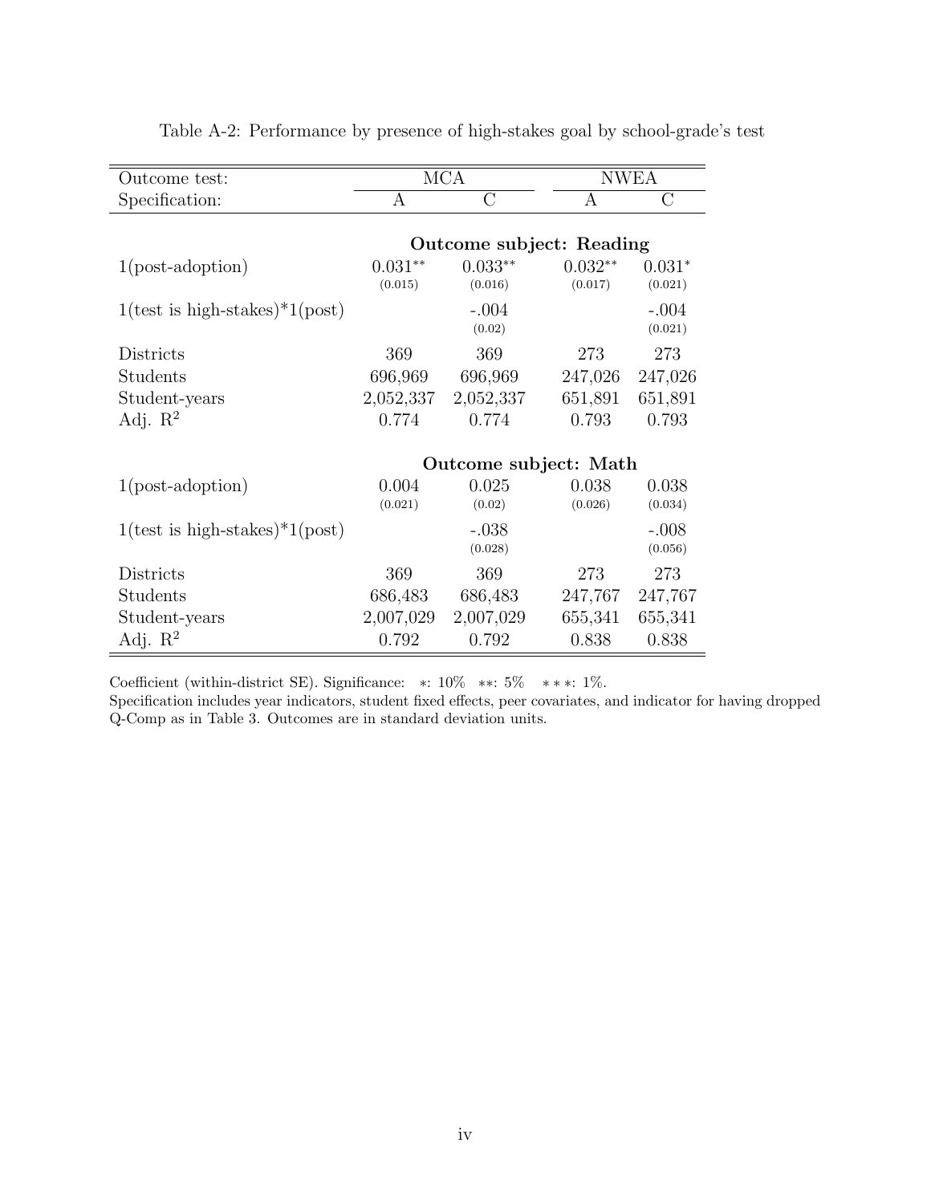Table A-2: Performance by presence of high-stakes goal by school-grade's test

| Outcome test: | MCA | | NWEA | |
|---|---|---|---|---|
| Specification: | A | C | A | C |
| | **Outcome subject: Reading** | | | |
| 1(post-adoption) | 0.031** | 0.033** | 0.032** | 0.031* |
| | (0.015) | (0.016) | (0.017) | (0.021) |
| 1(test is high-stakes)*1(post) | | -.004 | | -.004 |
| | | (0.02) | | (0.021) |
| Districts | 369 | 369 | 273 | 273 |
| Students | 696,969 | 696,969 | 247,026 | 247,026 |
| Student-years | 2,052,337 | 2,052,337 | 651,891 | 651,891 |
| Adj. $R^2$ | 0.774 | 0.774 | 0.793 | 0.793 |
| | **Outcome subject: Math** | | | |
| 1(post-adoption) | 0.004 | 0.025 | 0.038 | 0.038 |
| | (0.021) | (0.02) | (0.026) | (0.034) |
| 1(test is high-stakes)*1(post) | | -.038 | | -.008 |
| | | (0.028) | | (0.056) |
| Districts | 369 | 369 | 273 | 273 |
| Students | 686,483 | 686,483 | 247,767 | 247,767 |
| Student-years | 2,007,029 | 2,007,029 | 655,341 | 655,341 |
| Adj. $R^2$ | 0.792 | 0.792 | 0.838 | 0.838 |

Coefficient (within-district SE). Significance: *: 10% **: 5% ***: 1%.
Specification includes year indicators, student fixed effects, peer covariates, and indicator for having dropped Q-Comp as in Table 3. Outcomes are in standard deviation units.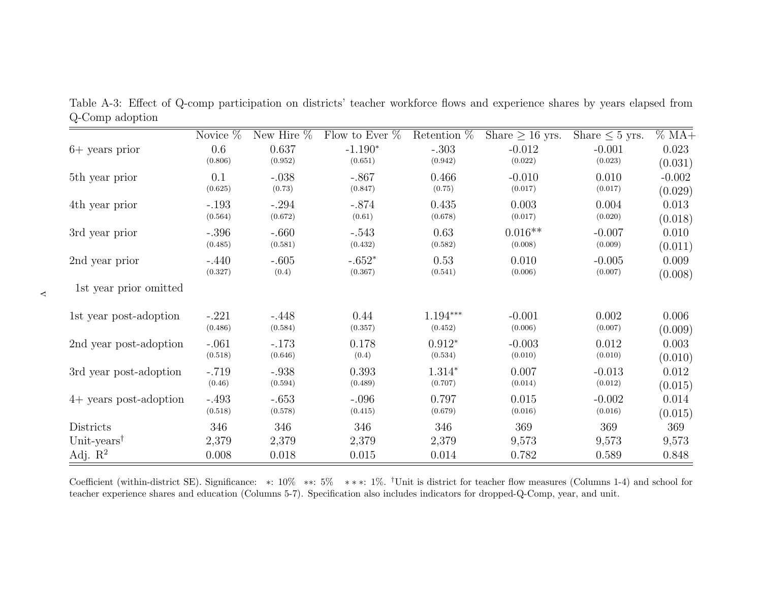Table A-3: Effect of Q-comp participation on districts' teacher workforce flows and experience shares by years elapsed from Q-Comp adoption

| | Novice % | New Hire % | Flow to Ever % | Retention % | Share ≥ 16 yrs. | Share ≤ 5 yrs. | % MA+ |
|---|---|---|---|---|---|---|---|
| 6+ years prior | 0.6 | 0.637 | -1.190* | -.303 | -0.012 | -0.001 | 0.023 |
| | (0.806) | (0.952) | (0.651) | (0.942) | (0.022) | (0.023) | (0.031) |
| 5th year prior | 0.1 | -.038 | -.867 | 0.466 | -0.010 | 0.010 | -0.002 |
| | (0.625) | (0.73) | (0.847) | (0.75) | (0.017) | (0.017) | (0.029) |
| 4th year prior | -.193 | -.294 | -.874 | 0.435 | 0.003 | 0.004 | 0.013 |
| | (0.564) | (0.672) | (0.61) | (0.678) | (0.017) | (0.020) | (0.018) |
| 3rd year prior | -.396 | -.660 | -.543 | 0.63 | 0.016** | -0.007 | 0.010 |
| | (0.485) | (0.581) | (0.432) | (0.582) | (0.008) | (0.009) | (0.011) |
| 2nd year prior | -.440 | -.605 | -.652* | 0.53 | 0.010 | -0.005 | 0.009 |
| | (0.327) | (0.4) | (0.367) | (0.541) | (0.006) | (0.007) | (0.008) |
| 1st year prior omitted | | | | | | | |
| 1st year post-adoption | -.221 | -.448 | 0.44 | 1.194*** | -0.001 | 0.002 | 0.006 |
| | (0.486) | (0.584) | (0.357) | (0.452) | (0.006) | (0.007) | (0.009) |
| 2nd year post-adoption | -.061 | -.173 | 0.178 | 0.912* | -0.003 | 0.012 | 0.003 |
| | (0.518) | (0.646) | (0.4) | (0.534) | (0.010) | (0.010) | (0.010) |
| 3rd year post-adoption | -.719 | -.938 | 0.393 | 1.314* | 0.007 | -0.013 | 0.012 |
| | (0.46) | (0.594) | (0.489) | (0.707) | (0.014) | (0.012) | (0.015) |
| 4+ years post-adoption | -.493 | -.653 | -.096 | 0.797 | 0.015 | -0.002 | 0.014 |
| | (0.518) | (0.578) | (0.415) | (0.679) | (0.016) | (0.016) | (0.015) |
| Districts | 346 | 346 | 346 | 346 | 369 | 369 | 369 |
| Unit-years† | 2,379 | 2,379 | 2,379 | 2,379 | 9,573 | 9,573 | 9,573 |
| Adj. $R^2$ | 0.008 | 0.018 | 0.015 | 0.014 | 0.782 | 0.589 | 0.848 |

Coefficient (within-district SE). Significance: *: 10% **: 5% ***: 1%. †Unit is district for teacher flow measures (Columns 1-4) and school for teacher experience shares and education (Columns 5-7). Specification also includes indicators for dropped-Q-Comp, year, and unit.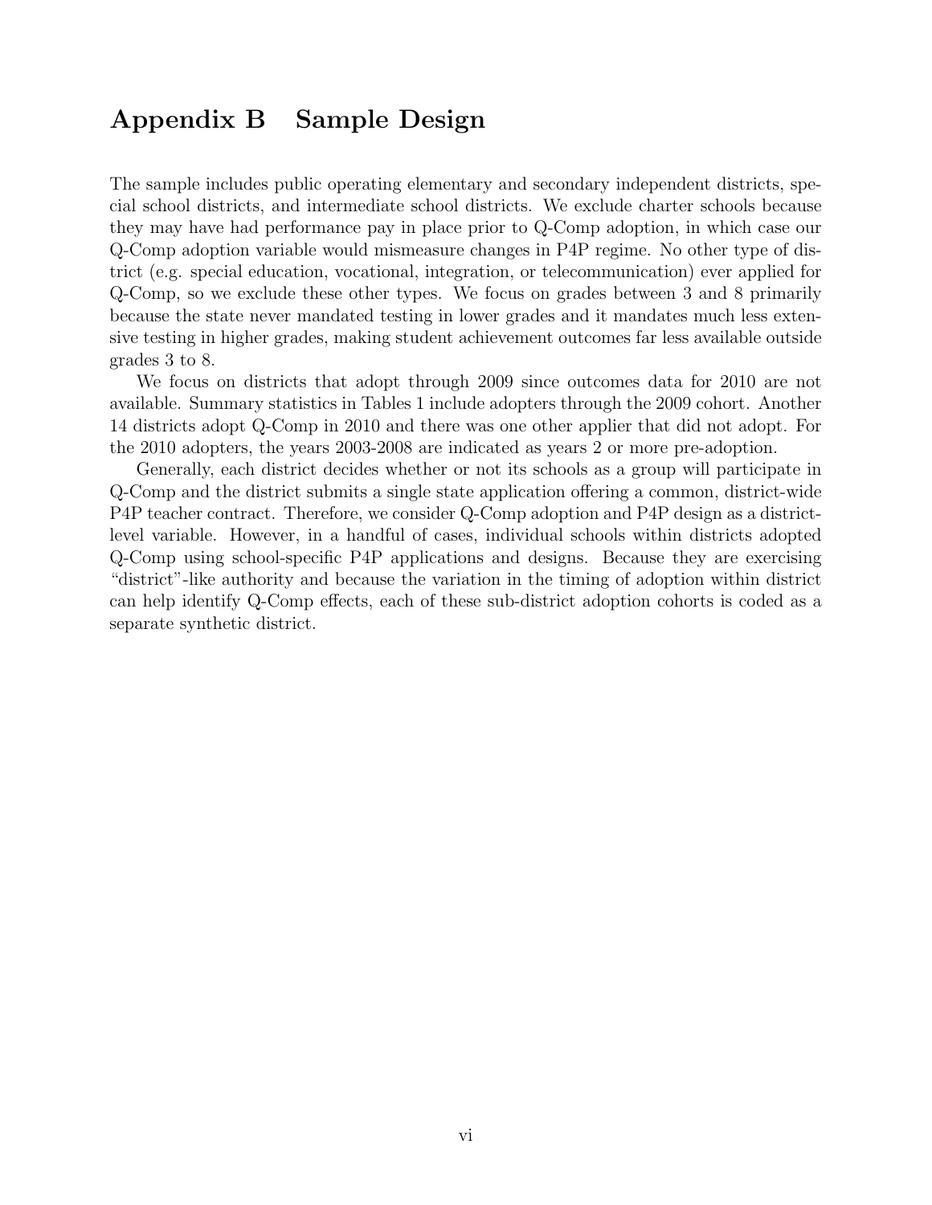# Appendix B Sample Design

The sample includes public operating elementary and secondary independent districts, special school districts, and intermediate school districts. We exclude charter schools because they may have had performance pay in place prior to Q-Comp adoption, in which case our Q-Comp adoption variable would mismeasure changes in P4P regime. No other type of district (e.g. special education, vocational, integration, or telecommunication) ever applied for Q-Comp, so we exclude these other types. We focus on grades between 3 and 8 primarily because the state never mandated testing in lower grades and it mandates much less extensive testing in higher grades, making student achievement outcomes far less available outside grades 3 to 8.

We focus on districts that adopt through 2009 since outcomes data for 2010 are not available. Summary statistics in Tables 1 include adopters through the 2009 cohort. Another 14 districts adopt Q-Comp in 2010 and there was one other applier that did not adopt. For the 2010 adopters, the years 2003-2008 are indicated as years 2 or more pre-adoption.

Generally, each district decides whether or not its schools as a group will participate in Q-Comp and the district submits a single state application offering a common, district-wide P4P teacher contract. Therefore, we consider Q-Comp adoption and P4P design as a district-level variable. However, in a handful of cases, individual schools within districts adopted Q-Comp using school-specific P4P applications and designs. Because they are exercising "district"-like authority and because the variation in the timing of adoption within district can help identify Q-Comp effects, each of these sub-district adoption cohorts is coded as a separate synthetic district.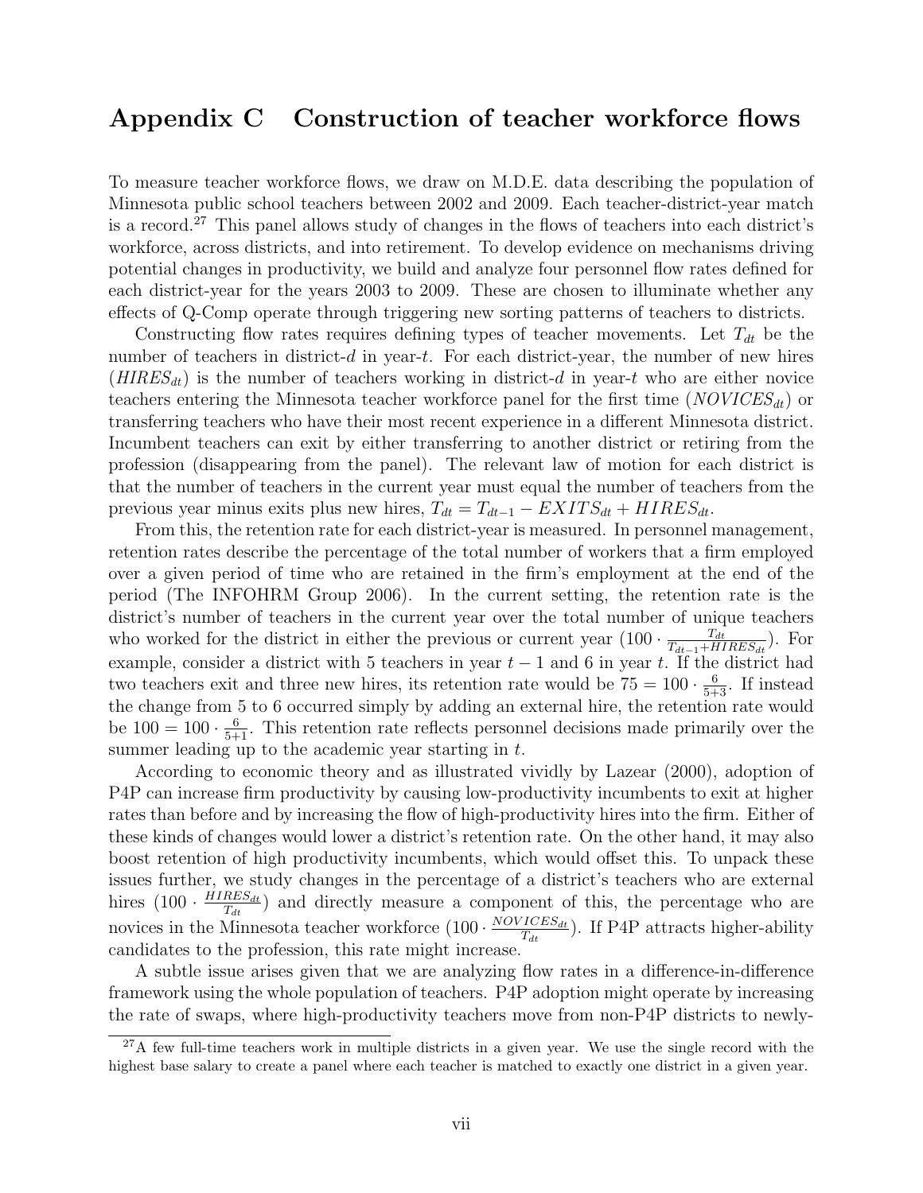# Appendix C Construction of teacher workforce flows

To measure teacher workforce flows, we draw on M.D.E. data describing the population of Minnesota public school teachers between 2002 and 2009. Each teacher-district-year match is a record.[27] This panel allows study of changes in the flows of teachers into each district's workforce, across districts, and into retirement. To develop evidence on mechanisms driving potential changes in productivity, we build and analyze four personnel flow rates defined for each district-year for the years 2003 to 2009. These are chosen to illuminate whether any effects of Q-Comp operate through triggering new sorting patterns of teachers to districts.

Constructing flow rates requires defining types of teacher movements. Let $T_{dt}$ be the number of teachers in district-$d$ in year-$t$. For each district-year, the number of new hires ($HIRES_{dt}$) is the number of teachers working in district-$d$ in year-$t$ who are either novice teachers entering the Minnesota teacher workforce panel for the first time ($NOVICES_{dt}$) or transferring teachers who have their most recent experience in a different Minnesota district. Incumbent teachers can exit by either transferring to another district or retiring from the profession (disappearing from the panel). The relevant law of motion for each district is that the number of teachers in the current year must equal the number of teachers from the previous year minus exits plus new hires, $T_{dt} = T_{dt-1} - EXITS_{dt} + HIRES_{dt}$.

From this, the retention rate for each district-year is measured. In personnel management, retention rates describe the percentage of the total number of workers that a firm employed over a given period of time who are retained in the firm's employment at the end of the period (The INFOHRM Group 2006). In the current setting, the retention rate is the district's number of teachers in the current year over the total number of unique teachers who worked for the district in either the previous or current year ($100 \cdot \frac{T_{dt}}{T_{dt-1}+HIRES_{dt}}$). For example, consider a district with 5 teachers in year $t-1$ and 6 in year $t$. If the district had two teachers exit and three new hires, its retention rate would be $75 = 100 \cdot \frac{6}{5+3}$. If instead the change from 5 to 6 occurred simply by adding an external hire, the retention rate would be $100 = 100 \cdot \frac{6}{5+1}$. This retention rate reflects personnel decisions made primarily over the summer leading up to the academic year starting in $t$.

According to economic theory and as illustrated vividly by Lazear (2000), adoption of P4P can increase firm productivity by causing low-productivity incumbents to exit at higher rates than before and by increasing the flow of high-productivity hires into the firm. Either of these kinds of changes would lower a district's retention rate. On the other hand, it may also boost retention of high productivity incumbents, which would offset this. To unpack these issues further, we study changes in the percentage of a district's teachers who are external hires ($100 \cdot \frac{HIRES_{dt}}{T_{dt}}$) and directly measure a component of this, the percentage who are novices in the Minnesota teacher workforce ($100 \cdot \frac{NOVICES_{dt}}{T_{dt}}$). If P4P attracts higher-ability candidates to the profession, this rate might increase.

A subtle issue arises given that we are analyzing flow rates in a difference-in-difference framework using the whole population of teachers. P4P adoption might operate by increasing the rate of swaps, where high-productivity teachers move from non-P4P districts to newly-

[27] A few full-time teachers work in multiple districts in a given year. We use the single record with the highest base salary to create a panel where each teacher is matched to exactly one district in a given year.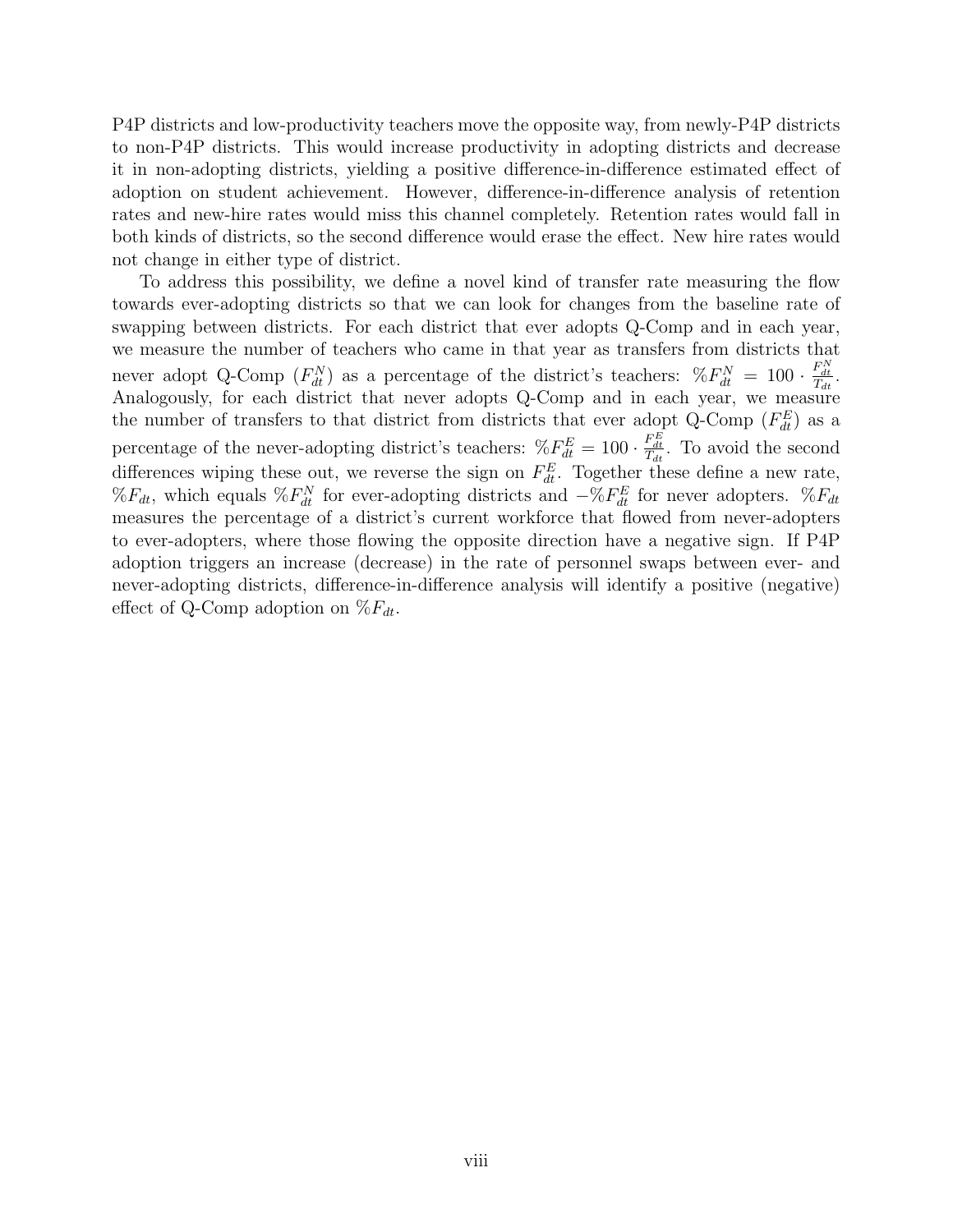P4P districts and low-productivity teachers move the opposite way, from newly-P4P districts to non-P4P districts. This would increase productivity in adopting districts and decrease it in non-adopting districts, yielding a positive difference-in-difference estimated effect of adoption on student achievement. However, difference-in-difference analysis of retention rates and new-hire rates would miss this channel completely. Retention rates would fall in both kinds of districts, so the second difference would erase the effect. New hire rates would not change in either type of district.

To address this possibility, we define a novel kind of transfer rate measuring the flow towards ever-adopting districts so that we can look for changes from the baseline rate of swapping between districts. For each district that ever adopts Q-Comp and in each year, we measure the number of teachers who came in that year as transfers from districts that never adopt Q-Comp ($F^N_{dt}$) as a percentage of the district's teachers: $\%F^N_{dt} = 100 \cdot \frac{F^N_{dt}}{T_{dt}}$. Analogously, for each district that never adopts Q-Comp and in each year, we measure the number of transfers to that district from districts that ever adopt Q-Comp ($F^E_{dt}$) as a percentage of the never-adopting district's teachers: $\%F^E_{dt} = 100 \cdot \frac{F^E_{dt}}{T_{dt}}$. To avoid the second differences wiping these out, we reverse the sign on $F^E_{dt}$. Together these define a new rate, $\%F_{dt}$, which equals $\%F^N_{dt}$ for ever-adopting districts and $-\%F^E_{dt}$ for never adopters. $\%F_{dt}$ measures the percentage of a district's current workforce that flowed from never-adopters to ever-adopters, where those flowing the opposite direction have a negative sign. If P4P adoption triggers an increase (decrease) in the rate of personnel swaps between ever- and never-adopting districts, difference-in-difference analysis will identify a positive (negative) effect of Q-Comp adoption on $\%F_{dt}$.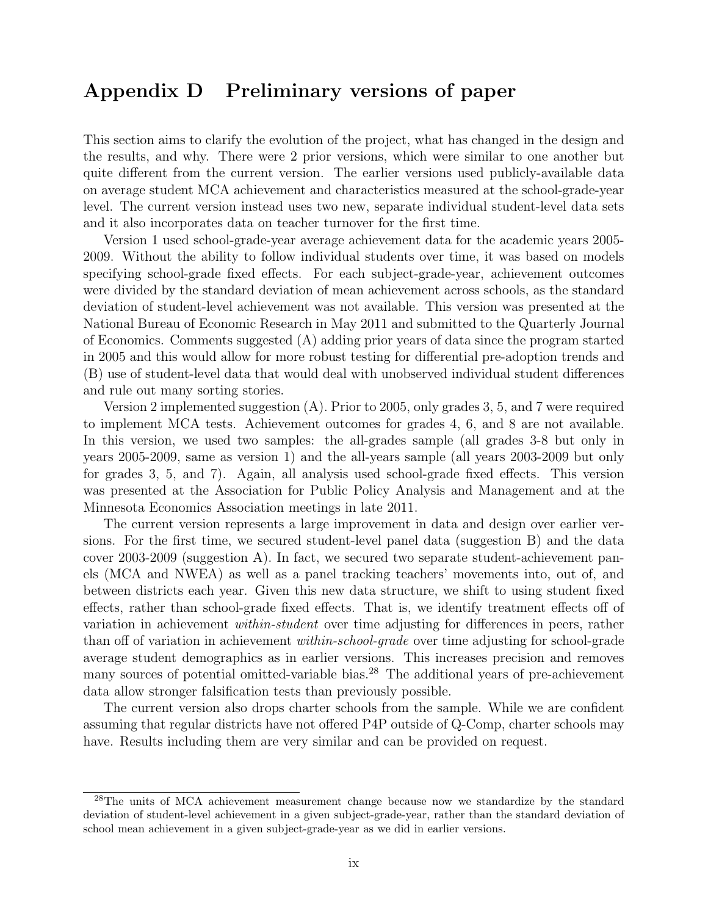# Appendix D Preliminary versions of paper

This section aims to clarify the evolution of the project, what has changed in the design and the results, and why. There were 2 prior versions, which were similar to one another but quite different from the current version. The earlier versions used publicly-available data on average student MCA achievement and characteristics measured at the school-grade-year level. The current version instead uses two new, separate individual student-level data sets and it also incorporates data on teacher turnover for the first time.

Version 1 used school-grade-year average achievement data for the academic years 2005-2009. Without the ability to follow individual students over time, it was based on models specifying school-grade fixed effects. For each subject-grade-year, achievement outcomes were divided by the standard deviation of mean achievement across schools, as the standard deviation of student-level achievement was not available. This version was presented at the National Bureau of Economic Research in May 2011 and submitted to the Quarterly Journal of Economics. Comments suggested (A) adding prior years of data since the program started in 2005 and this would allow for more robust testing for differential pre-adoption trends and (B) use of student-level data that would deal with unobserved individual student differences and rule out many sorting stories.

Version 2 implemented suggestion (A). Prior to 2005, only grades 3, 5, and 7 were required to implement MCA tests. Achievement outcomes for grades 4, 6, and 8 are not available. In this version, we used two samples: the all-grades sample (all grades 3-8 but only in years 2005-2009, same as version 1) and the all-years sample (all years 2003-2009 but only for grades 3, 5, and 7). Again, all analysis used school-grade fixed effects. This version was presented at the Association for Public Policy Analysis and Management and at the Minnesota Economics Association meetings in late 2011.

The current version represents a large improvement in data and design over earlier versions. For the first time, we secured student-level panel data (suggestion B) and the data cover 2003-2009 (suggestion A). In fact, we secured two separate student-achievement panels (MCA and NWEA) as well as a panel tracking teachers' movements into, out of, and between districts each year. Given this new data structure, we shift to using student fixed effects, rather than school-grade fixed effects. That is, we identify treatment effects off of variation in achievement *within-student* over time adjusting for differences in peers, rather than off of variation in achievement *within-school-grade* over time adjusting for school-grade average student demographics as in earlier versions. This increases precision and removes many sources of potential omitted-variable bias.[28] The additional years of pre-achievement data allow stronger falsification tests than previously possible.

The current version also drops charter schools from the sample. While we are confident assuming that regular districts have not offered P4P outside of Q-Comp, charter schools may have. Results including them are very similar and can be provided on request.

[28] The units of MCA achievement measurement change because now we standardize by the standard deviation of student-level achievement in a given subject-grade-year, rather than the standard deviation of school mean achievement in a given subject-grade-year as we did in earlier versions.